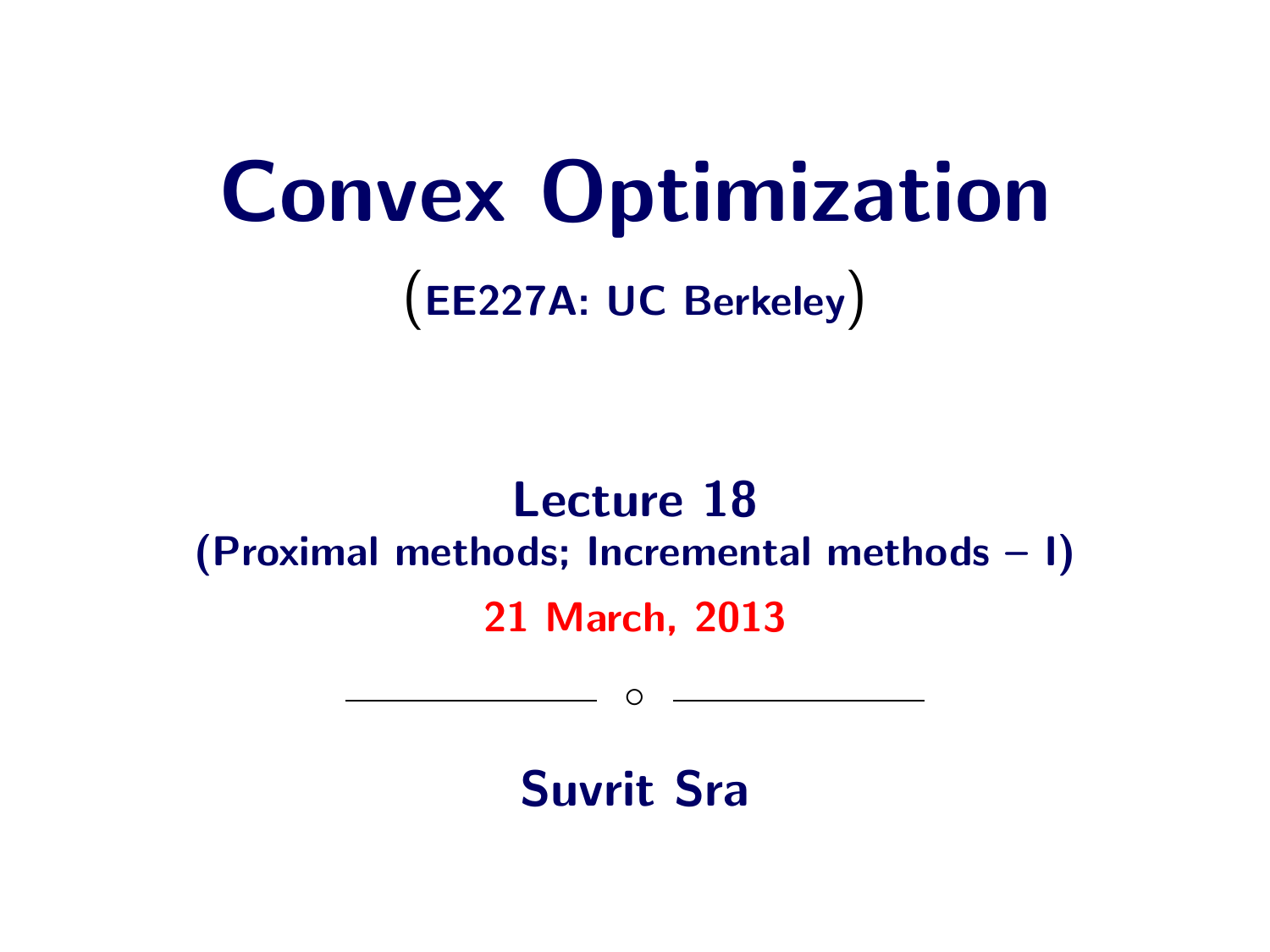# Convex Optimization

(EE227A: UC Berkeley)

## Lecture 18

**(Proximal methods; Incremental methods – I)**

**21 March, 2013**

---

**Suvrit Sra**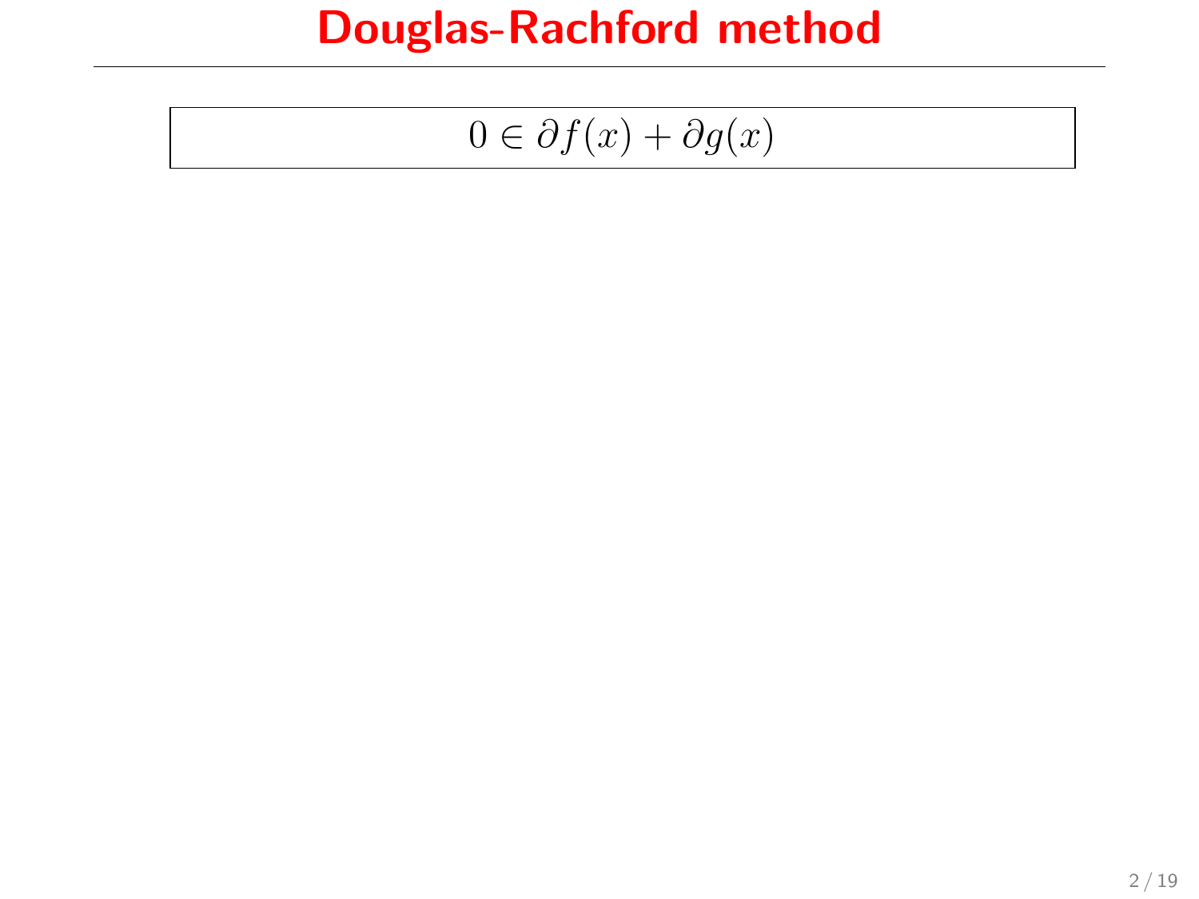# Douglas-Rachford method

$$0 \in \partial f(x) + \partial g(x)$$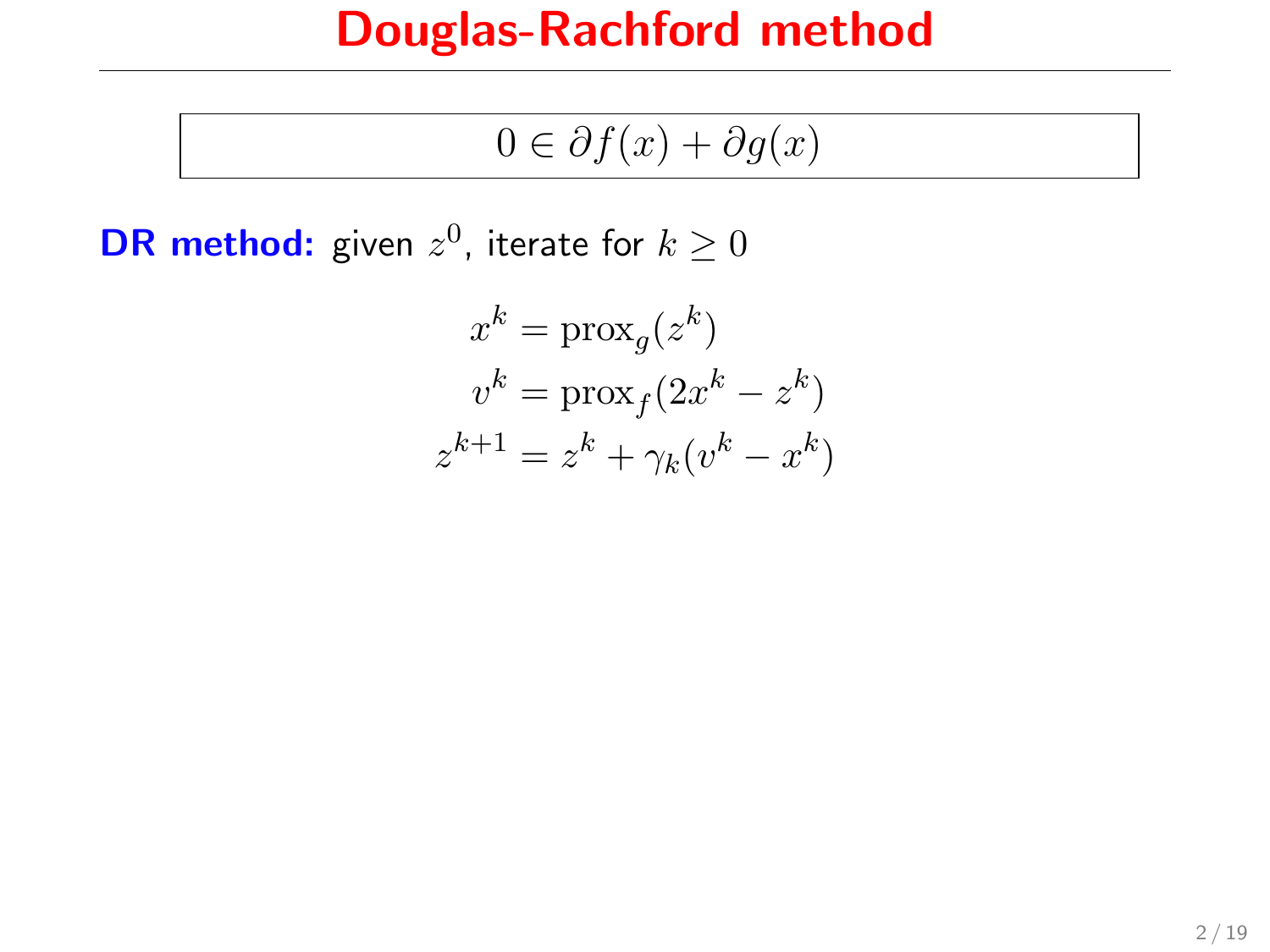# Douglas-Rachford method

$$0 \in \partial f(x) + \partial g(x)$$

**DR method:** given $z^0$, iterate for $k \geq 0$

$$\begin{aligned}
x^k &= \operatorname{prox}_g(z^k) \\
v^k &= \operatorname{prox}_f(2x^k - z^k) \\
z^{k+1} &= z^k + \gamma_k(v^k - x^k)
\end{aligned}$$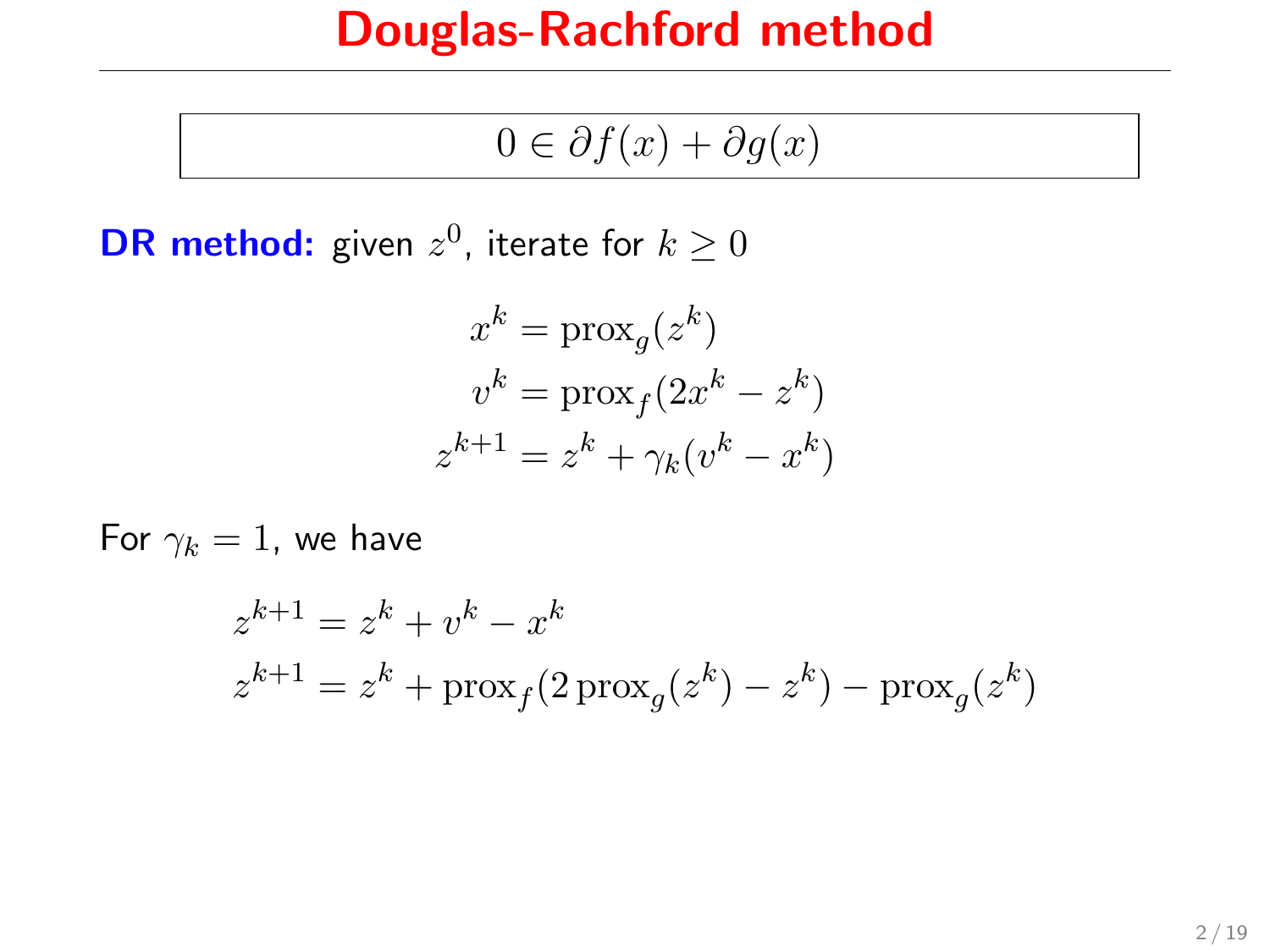# Douglas-Rachford method

$$0 \in \partial f(x) + \partial g(x)$$

**DR method:** given $z^0$, iterate for $k \geq 0$

$$\begin{aligned} x^k &= \operatorname{prox}_g(z^k) \\ v^k &= \operatorname{prox}_f(2x^k - z^k) \\ z^{k+1} &= z^k + \gamma_k(v^k - x^k) \end{aligned}$$

For $\gamma_k = 1$, we have

$$\begin{aligned} z^{k+1} &= z^k + v^k - x^k \\ z^{k+1} &= z^k + \operatorname{prox}_f(2\operatorname{prox}_g(z^k) - z^k) - \operatorname{prox}_g(z^k) \end{aligned}$$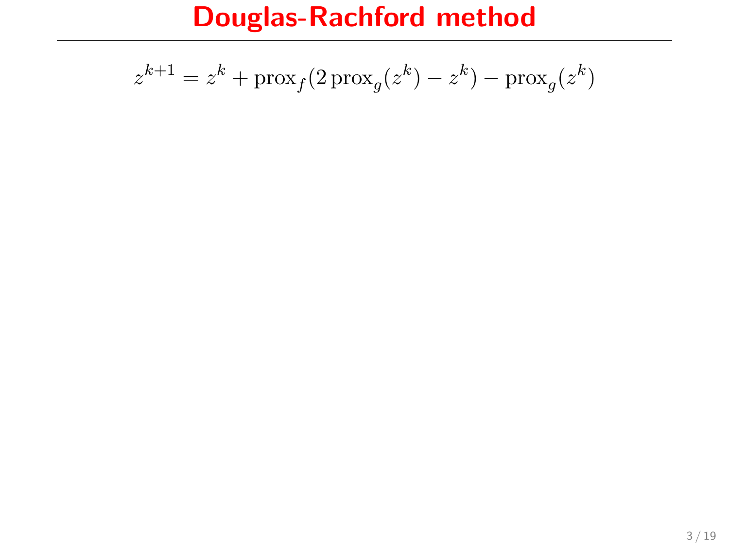# Douglas-Rachford method

$$z^{k+1} = z^k + \operatorname{prox}_f(2\operatorname{prox}_g(z^k) - z^k) - \operatorname{prox}_g(z^k)$$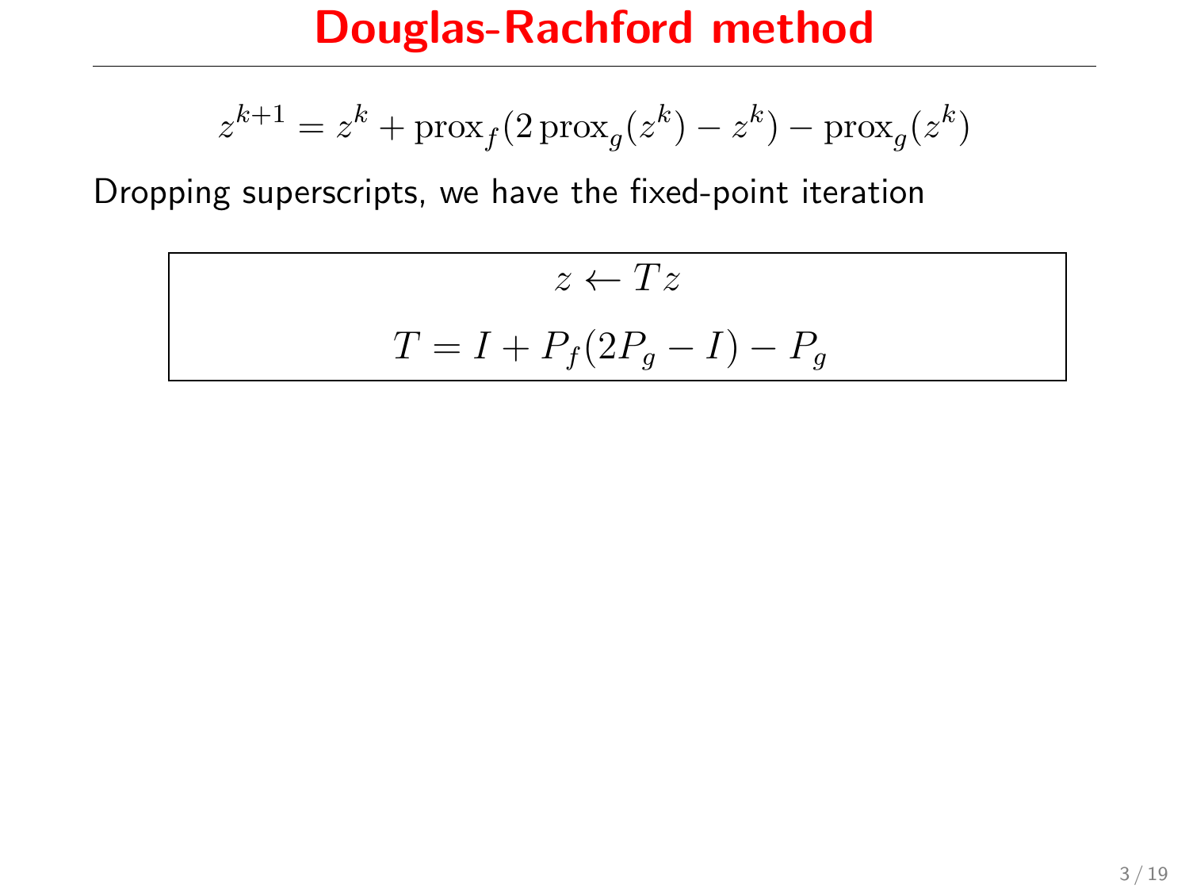# Douglas-Rachford method

$$z^{k+1} = z^k + \operatorname{prox}_f(2\operatorname{prox}_g(z^k) - z^k) - \operatorname{prox}_g(z^k)$$

Dropping superscripts, we have the fixed-point iteration

$$z \leftarrow Tz$$

$$T = I + P_f(2P_g - I) - P_g$$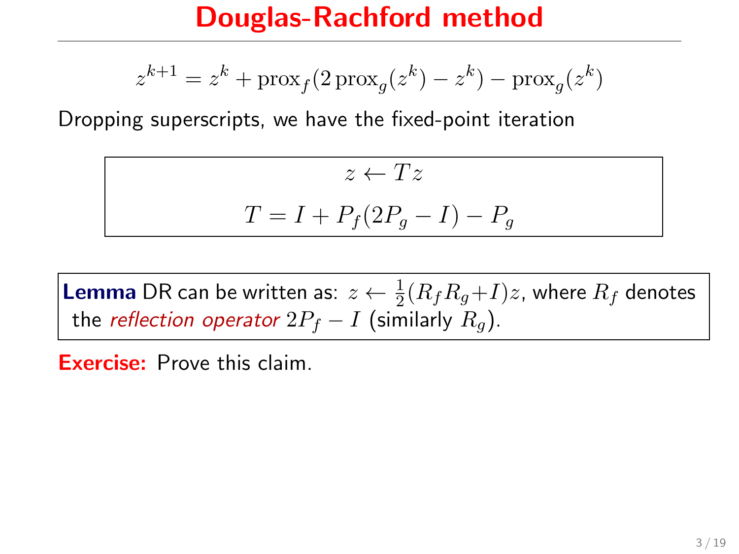# Douglas-Rachford method

$$z^{k+1} = z^k + \operatorname{prox}_f(2\operatorname{prox}_g(z^k) - z^k) - \operatorname{prox}_g(z^k)$$

Dropping superscripts, we have the fixed-point iteration

$$z \leftarrow Tz$$
$$T = I + P_f(2P_g - I) - P_g$$

**Lemma** DR can be written as: $z \leftarrow \frac{1}{2}(R_f R_g + I)z$, where $R_f$ denotes the *reflection operator* $2P_f - I$ (similarly $R_g$).

**Exercise:** Prove this claim.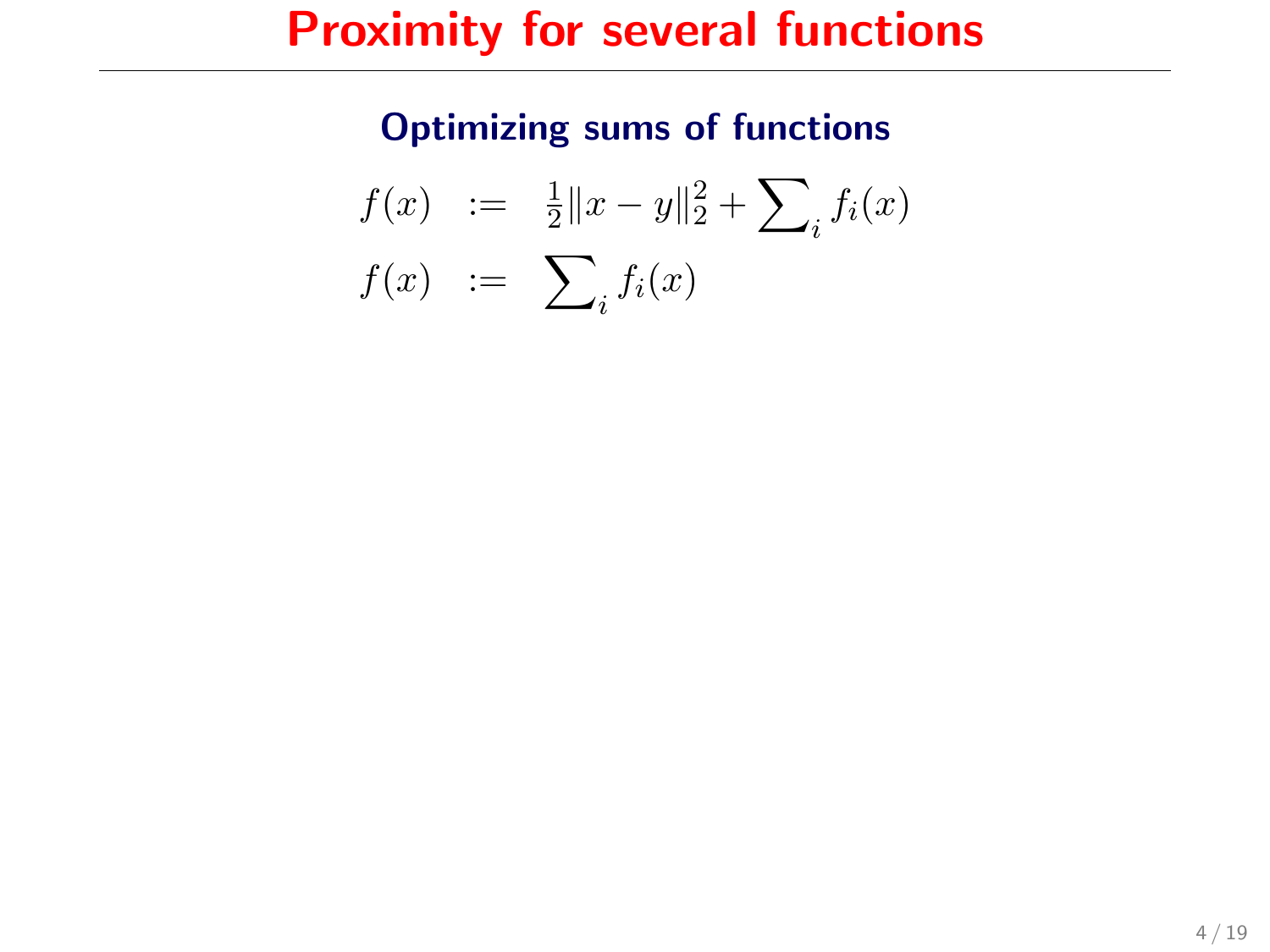# Proximity for several functions

## Optimizing sums of functions

$$
\begin{aligned}
f(x) &:= \tfrac{1}{2}\|x-y\|_2^2 + \sum\nolimits_i f_i(x) \\
f(x) &:= \sum\nolimits_i f_i(x)
\end{aligned}
$$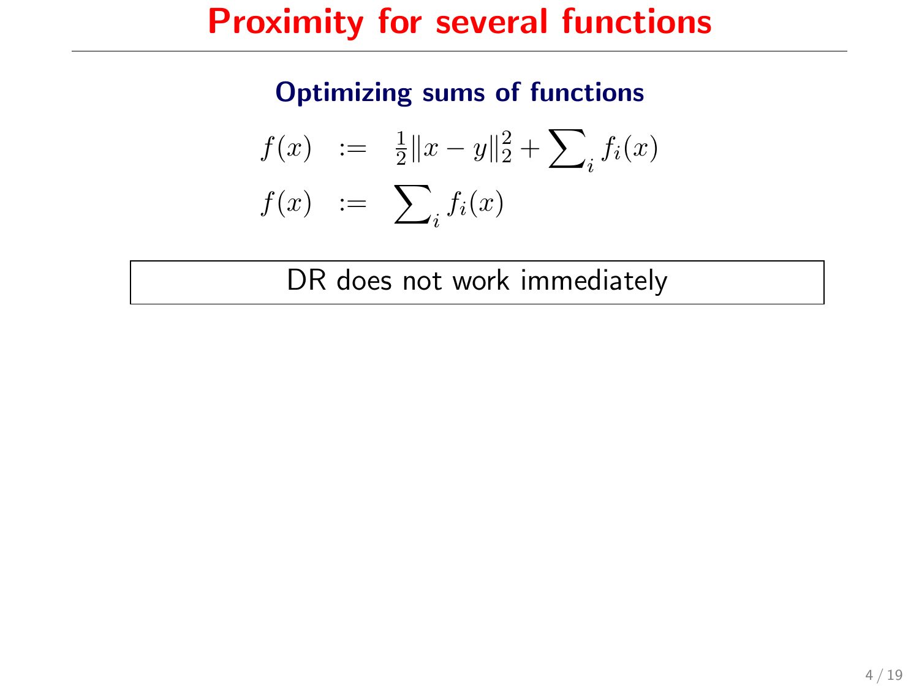# Proximity for several functions

### Optimizing sums of functions

$$
\begin{aligned}
f(x) &:= \tfrac{1}{2}\|x - y\|_2^2 + \sum\nolimits_i f_i(x) \\
f(x) &:= \sum\nolimits_i f_i(x)
\end{aligned}
$$

| DR does not work immediately |
|---|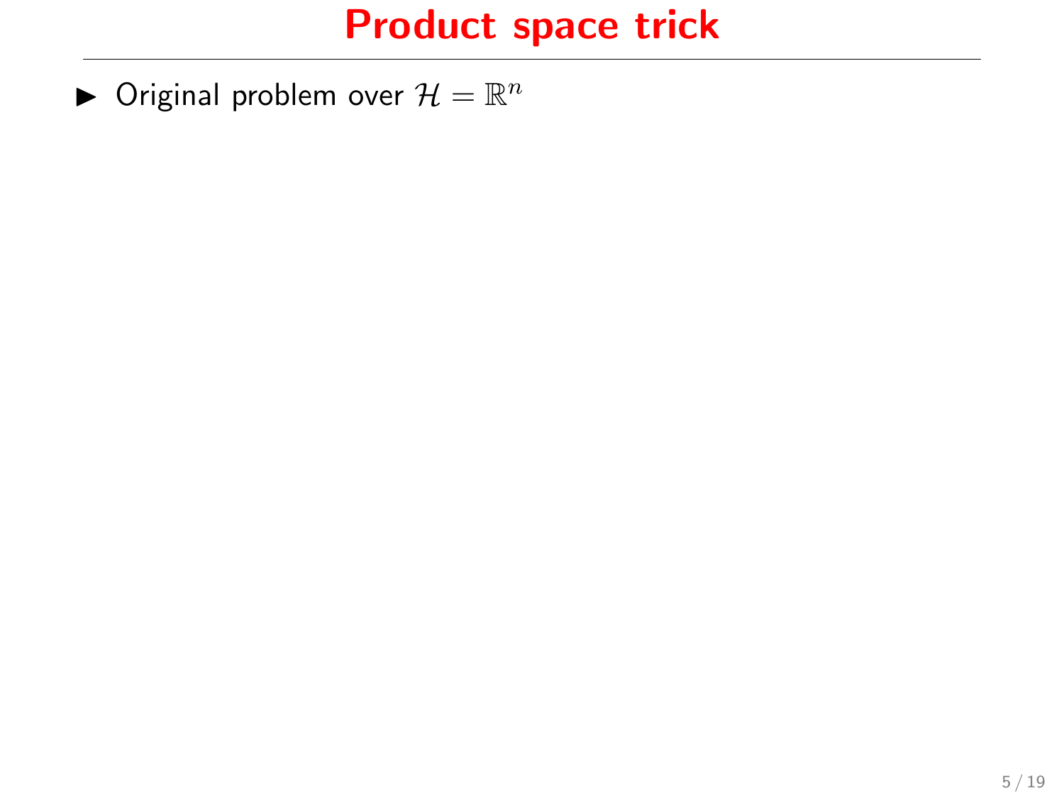# Product space trick

- Original problem over $\mathcal{H} = \mathbb{R}^n$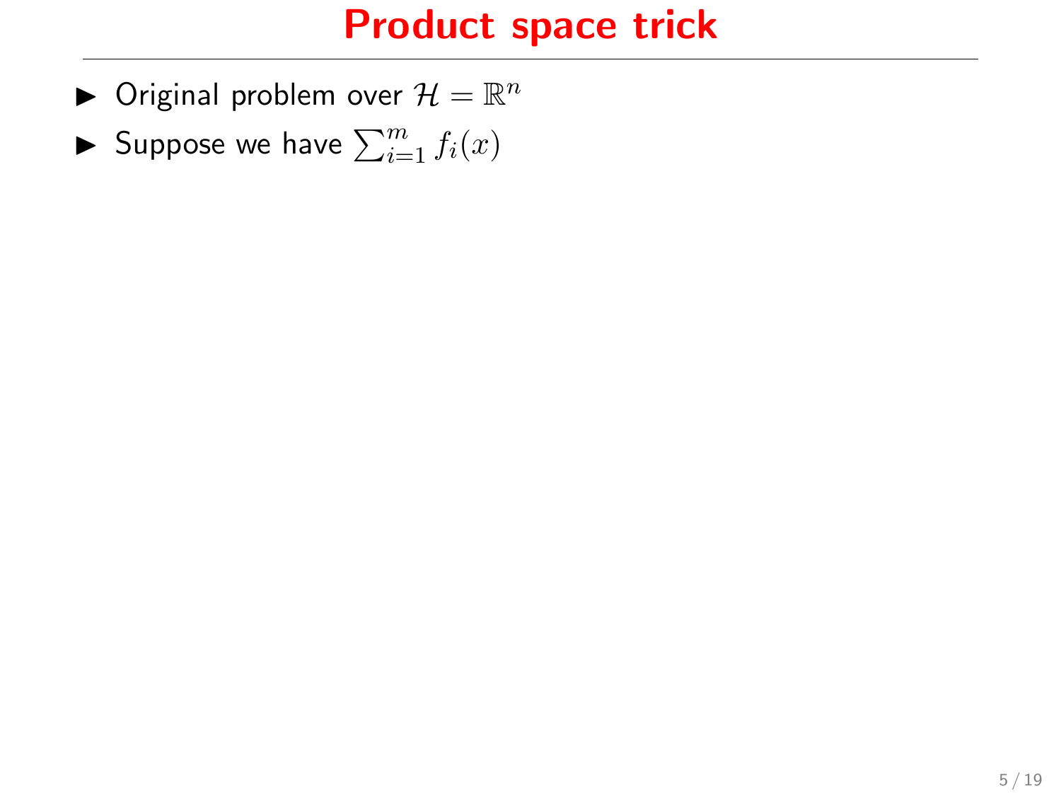# Product space trick

- Original problem over $\mathcal{H} = \mathbb{R}^n$
- Suppose we have $\sum_{i=1}^{m} f_i(x)$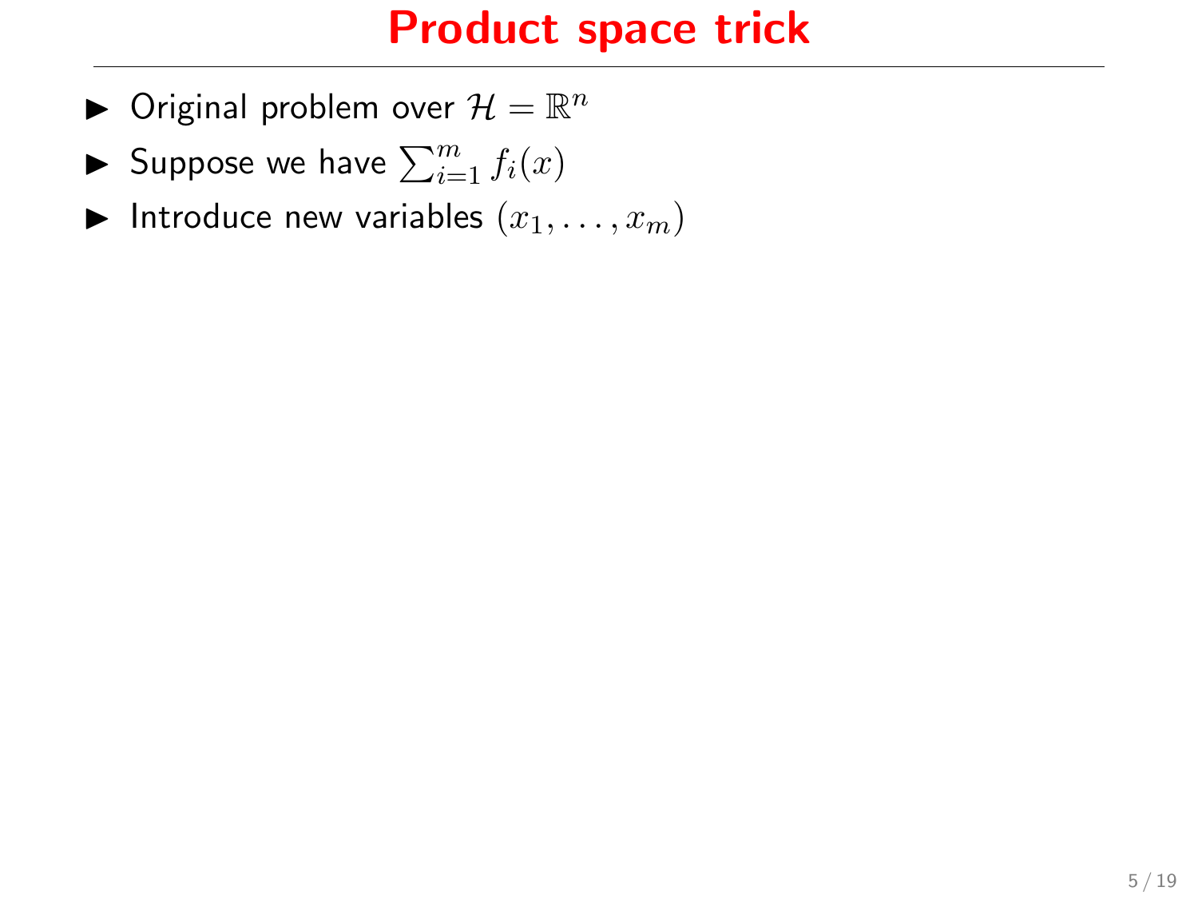# Product space trick

- Original problem over $\mathcal{H} = \mathbb{R}^n$
- Suppose we have $\sum_{i=1}^{m} f_i(x)$
- Introduce new variables $(x_1, \ldots, x_m)$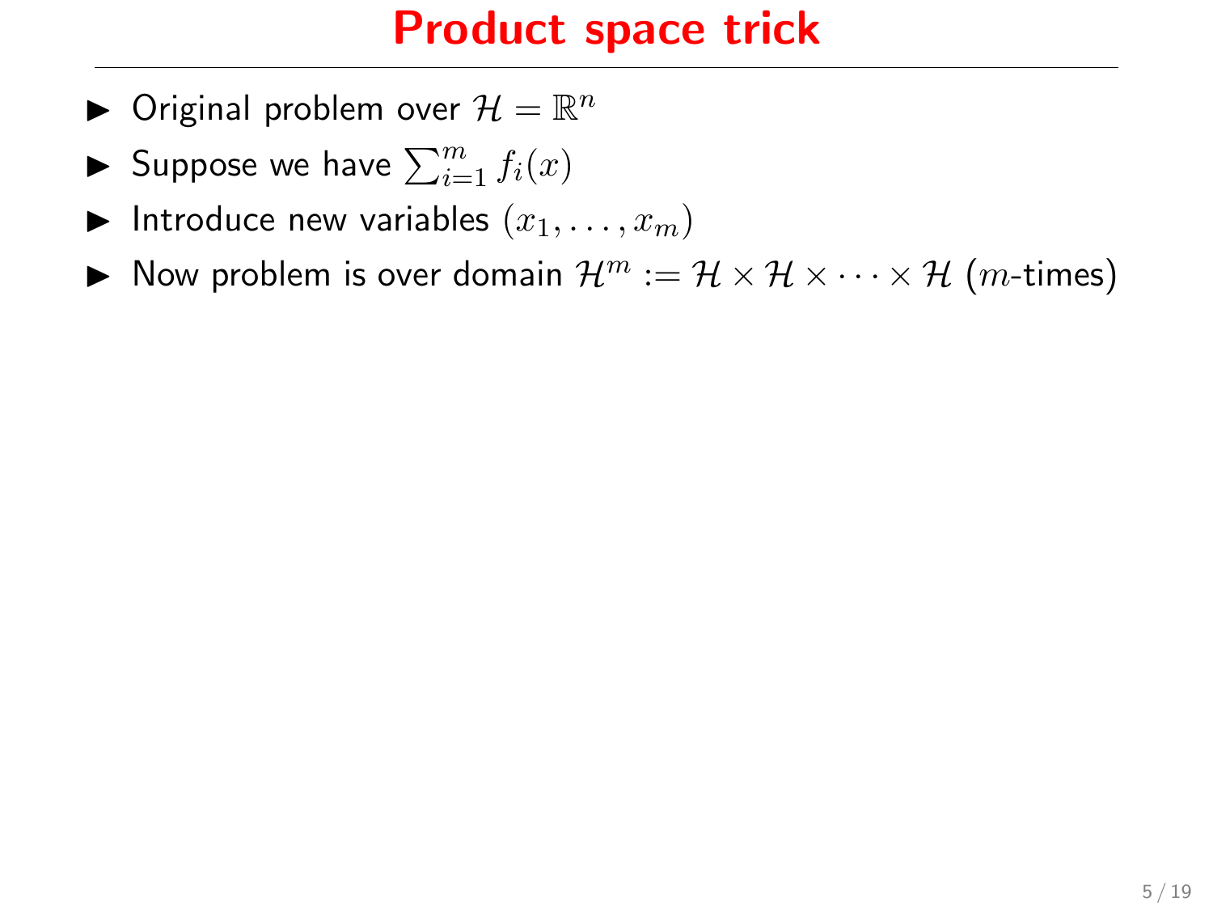# Product space trick

- Original problem over $\mathcal{H} = \mathbb{R}^n$
- Suppose we have $\sum_{i=1}^{m} f_i(x)$
- Introduce new variables $(x_1, \ldots, x_m)$
- Now problem is over domain $\mathcal{H}^m := \mathcal{H} \times \mathcal{H} \times \cdots \times \mathcal{H}$ ($m$-times)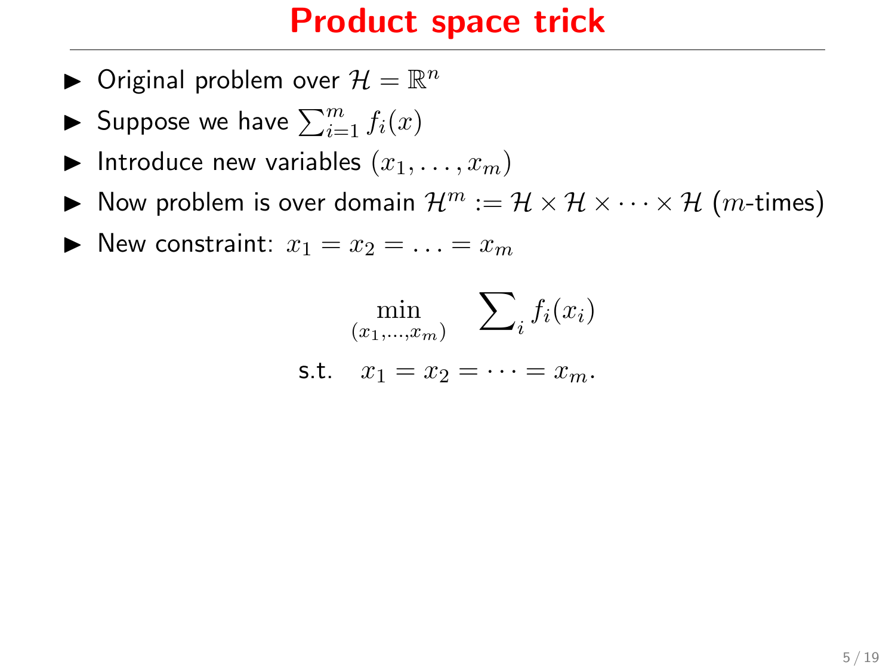# Product space trick

- Original problem over $\mathcal{H} = \mathbb{R}^n$
- Suppose we have $\sum_{i=1}^m f_i(x)$
- Introduce new variables $(x_1, \ldots, x_m)$
- Now problem is over domain $\mathcal{H}^m := \mathcal{H} \times \mathcal{H} \times \cdots \times \mathcal{H}$ ($m$-times)
- New constraint: $x_1 = x_2 = \ldots = x_m$

$$
\begin{aligned}
\min_{(x_1,\ldots,x_m)} \quad & \sum\nolimits_i f_i(x_i) \\
\text{s.t.} \quad & x_1 = x_2 = \cdots = x_m.
\end{aligned}
$$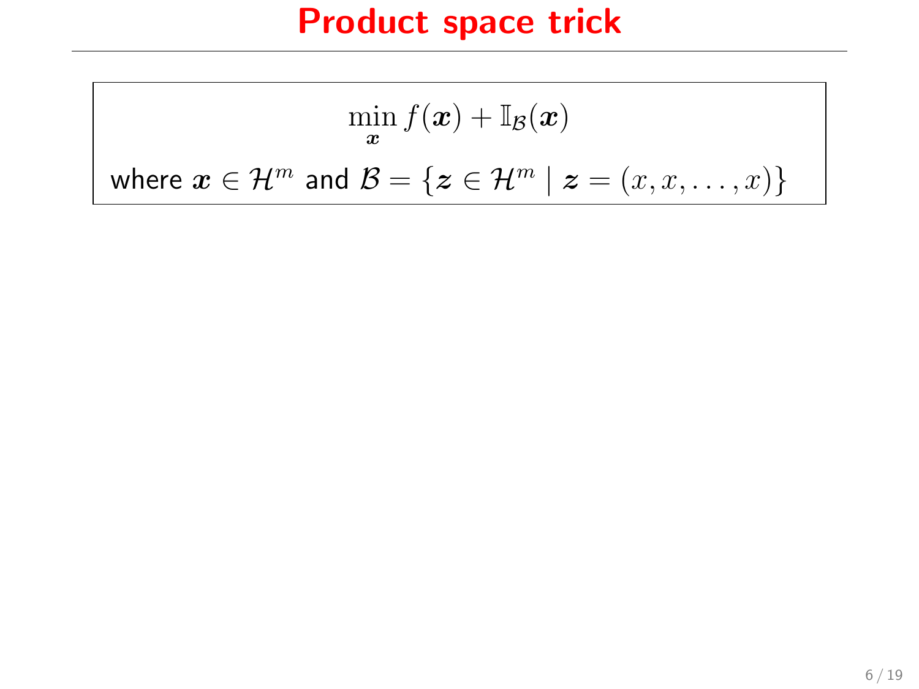# Product space trick

$$\min_{\boldsymbol{x}} f(\boldsymbol{x}) + \mathbb{I}_{\mathcal{B}}(\boldsymbol{x})$$

where $\boldsymbol{x} \in \mathcal{H}^m$ and $\mathcal{B} = \{\boldsymbol{z} \in \mathcal{H}^m \mid \boldsymbol{z} = (x, x, \ldots, x)\}$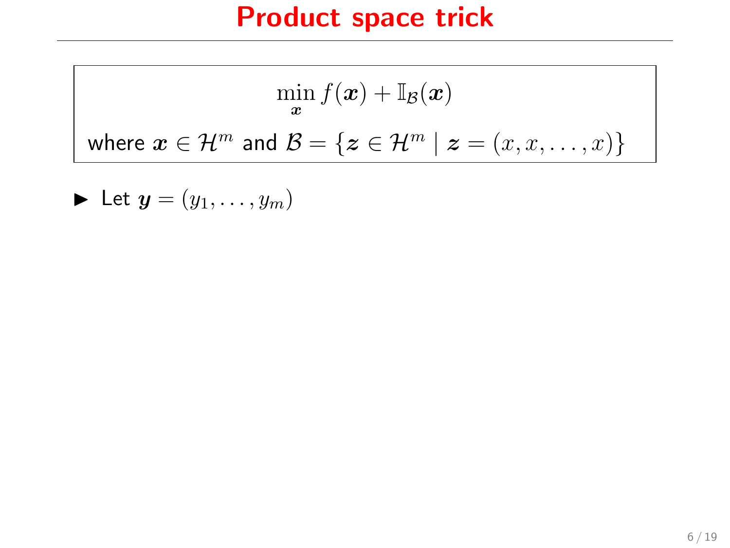# Product space trick

$$\min_{\boldsymbol{x}} f(\boldsymbol{x}) + \mathbb{I}_{\mathcal{B}}(\boldsymbol{x})$$

where $\boldsymbol{x} \in \mathcal{H}^m$ and $\mathcal{B} = \{\boldsymbol{z} \in \mathcal{H}^m \mid \boldsymbol{z} = (x, x, \ldots, x)\}$

- Let $\boldsymbol{y} = (y_1, \ldots, y_m)$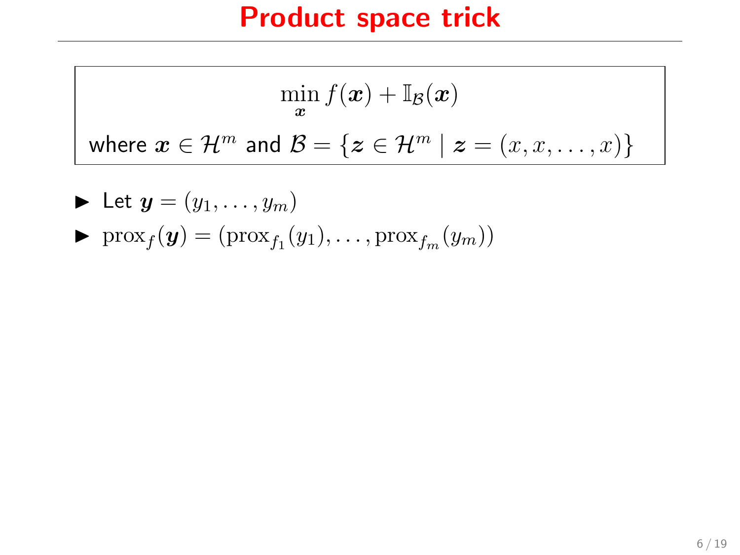# Product space trick

$$\min_{\boldsymbol{x}} f(\boldsymbol{x}) + \mathbb{I}_{\mathcal{B}}(\boldsymbol{x})$$

where $\boldsymbol{x} \in \mathcal{H}^m$ and $\mathcal{B} = \{\boldsymbol{z} \in \mathcal{H}^m \mid \boldsymbol{z} = (x, x, \ldots, x)\}$

- Let $\boldsymbol{y} = (y_1, \ldots, y_m)$
- $\operatorname{prox}_f(\boldsymbol{y}) = (\operatorname{prox}_{f_1}(y_1), \ldots, \operatorname{prox}_{f_m}(y_m))$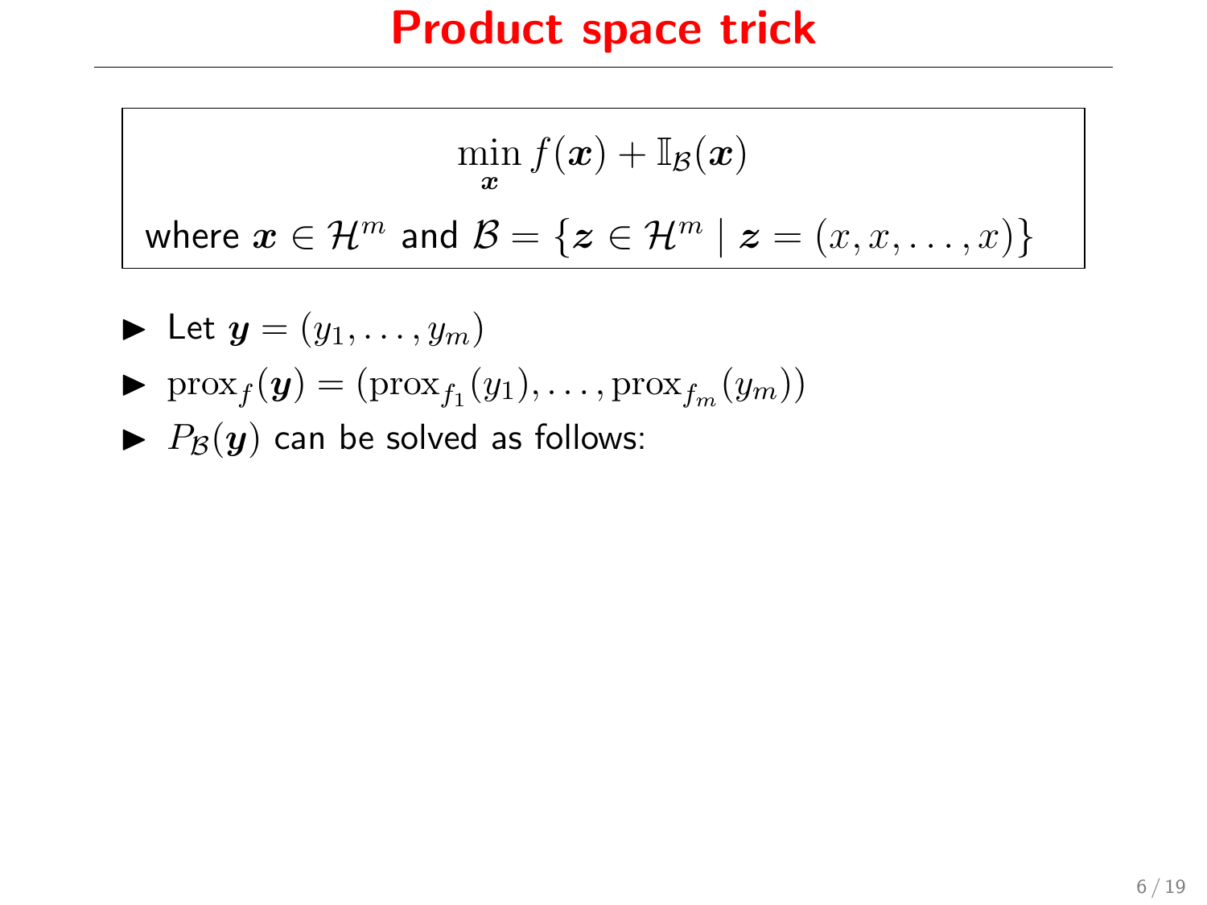# Product space trick

$$\min_{\boldsymbol{x}} f(\boldsymbol{x}) + \mathbb{I}_{\mathcal{B}}(\boldsymbol{x})$$

where $\boldsymbol{x} \in \mathcal{H}^m$ and $\mathcal{B} = \{\boldsymbol{z} \in \mathcal{H}^m \mid \boldsymbol{z} = (x, x, \ldots, x)\}$

- Let $\boldsymbol{y} = (y_1, \ldots, y_m)$
- $\operatorname{prox}_f(\boldsymbol{y}) = (\operatorname{prox}_{f_1}(y_1), \ldots, \operatorname{prox}_{f_m}(y_m))$
- $P_{\mathcal{B}}(\boldsymbol{y})$ can be solved as follows: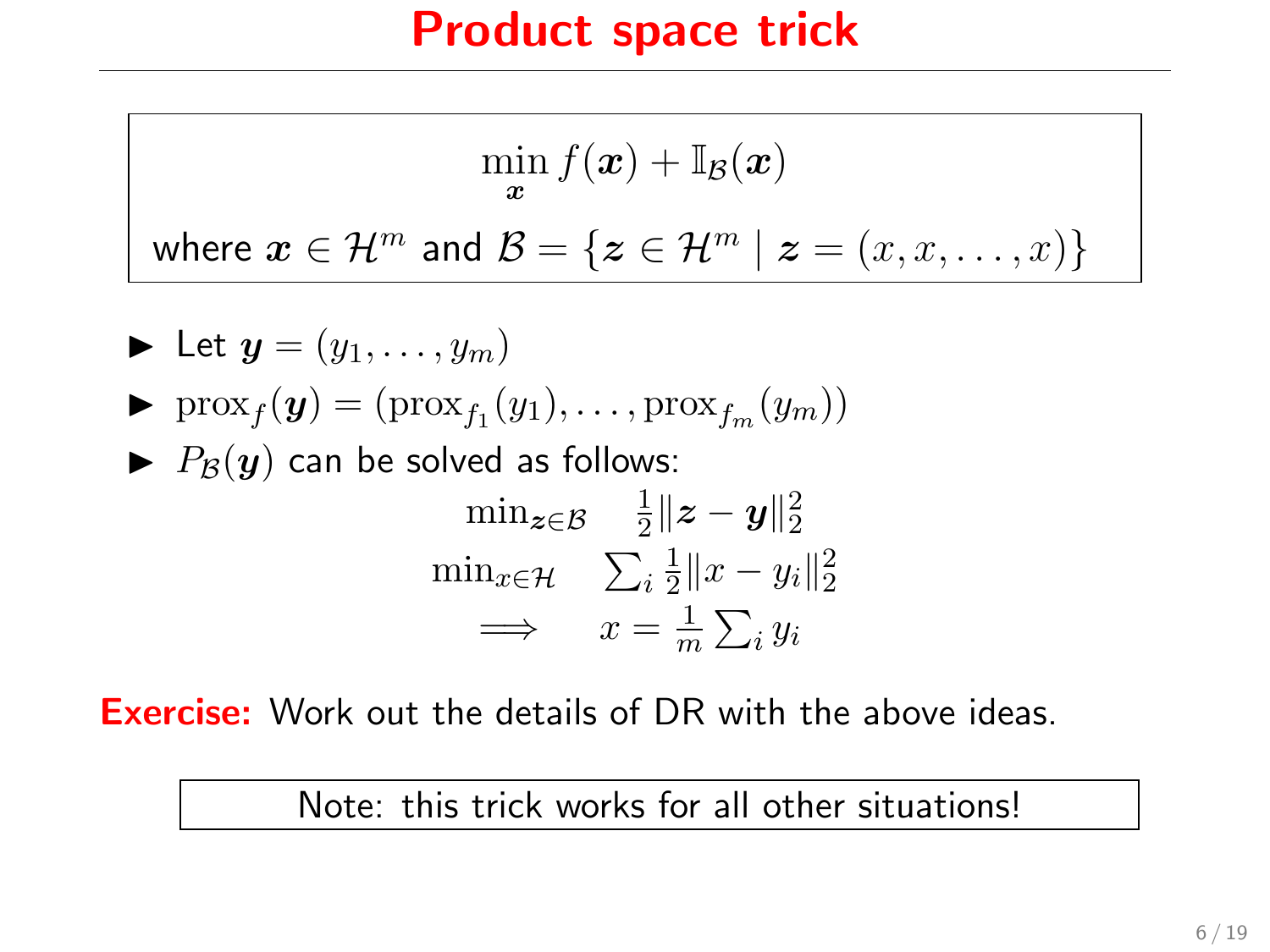# Product space trick

$$\min_{\boldsymbol{x}} f(\boldsymbol{x}) + \mathbb{I}_{\mathcal{B}}(\boldsymbol{x})$$

where $\boldsymbol{x} \in \mathcal{H}^m$ and $\mathcal{B} = \{\boldsymbol{z} \in \mathcal{H}^m \mid \boldsymbol{z} = (x, x, \ldots, x)\}$

- Let $\boldsymbol{y} = (y_1, \ldots, y_m)$
- $\operatorname{prox}_f(\boldsymbol{y}) = (\operatorname{prox}_{f_1}(y_1), \ldots, \operatorname{prox}_{f_m}(y_m))$
- $P_{\mathcal{B}}(\boldsymbol{y})$ can be solved as follows:

$$\begin{array}{cc} \min_{\boldsymbol{z} \in \mathcal{B}} & \frac{1}{2}\|\boldsymbol{z} - \boldsymbol{y}\|_2^2 \\ \min_{x \in \mathcal{H}} & \sum_i \frac{1}{2}\|x - y_i\|_2^2 \\ \Longrightarrow & x = \frac{1}{m}\sum_i y_i \end{array}$$

**Exercise:** Work out the details of DR with the above ideas.

Note: this trick works for all other situations!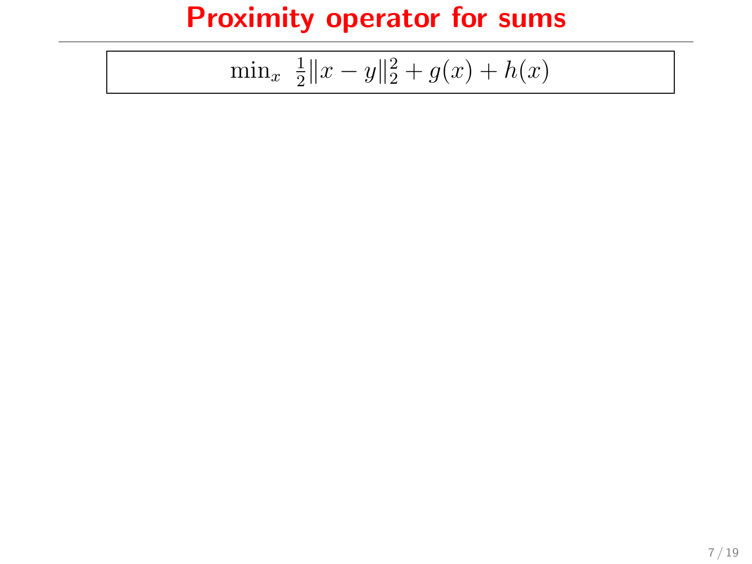# Proximity operator for sums

$$\min_x \;\; \tfrac{1}{2}\|x - y\|_2^2 + g(x) + h(x)$$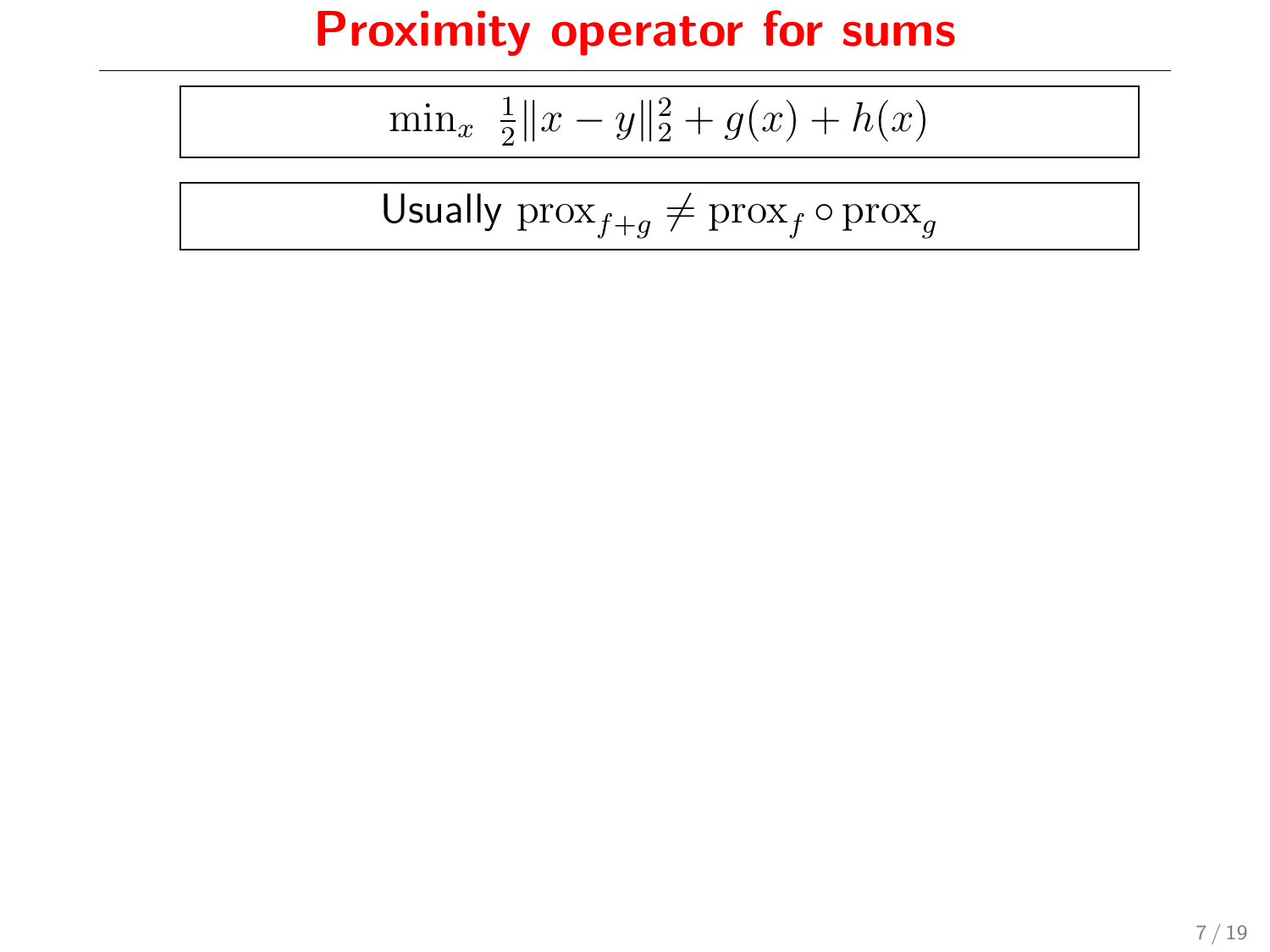# Proximity operator for sums

$$\min_x \; \tfrac{1}{2}\|x - y\|_2^2 + g(x) + h(x)$$

Usually $\mathrm{prox}_{f+g} \neq \mathrm{prox}_f \circ \mathrm{prox}_g$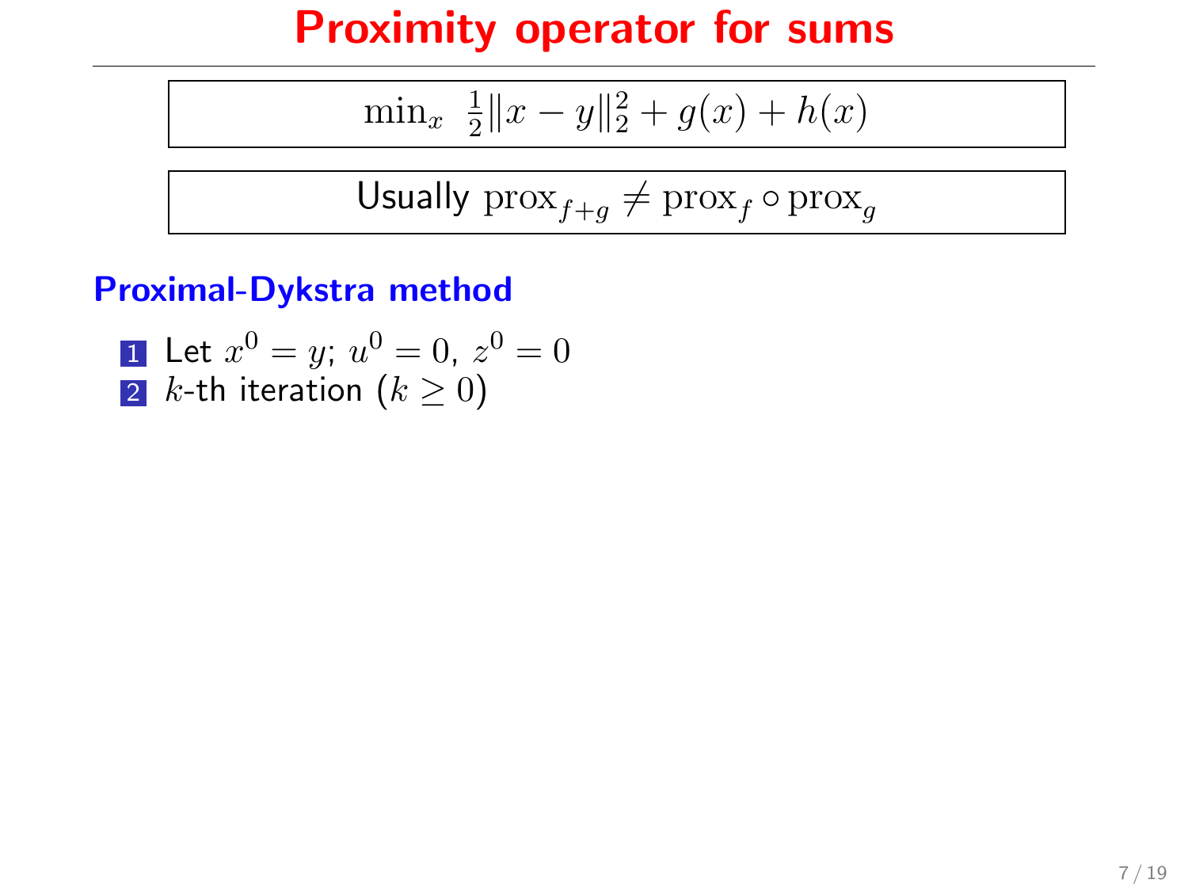# Proximity operator for sums

$$\min_x \ \tfrac{1}{2}\|x-y\|_2^2 + g(x) + h(x)$$

Usually $\mathrm{prox}_{f+g} \neq \mathrm{prox}_f \circ \mathrm{prox}_g$

## Proximal-Dykstra method

1. Let $x^0 = y$; $u^0 = 0$, $z^0 = 0$
2. $k$-th iteration ($k \geq 0$)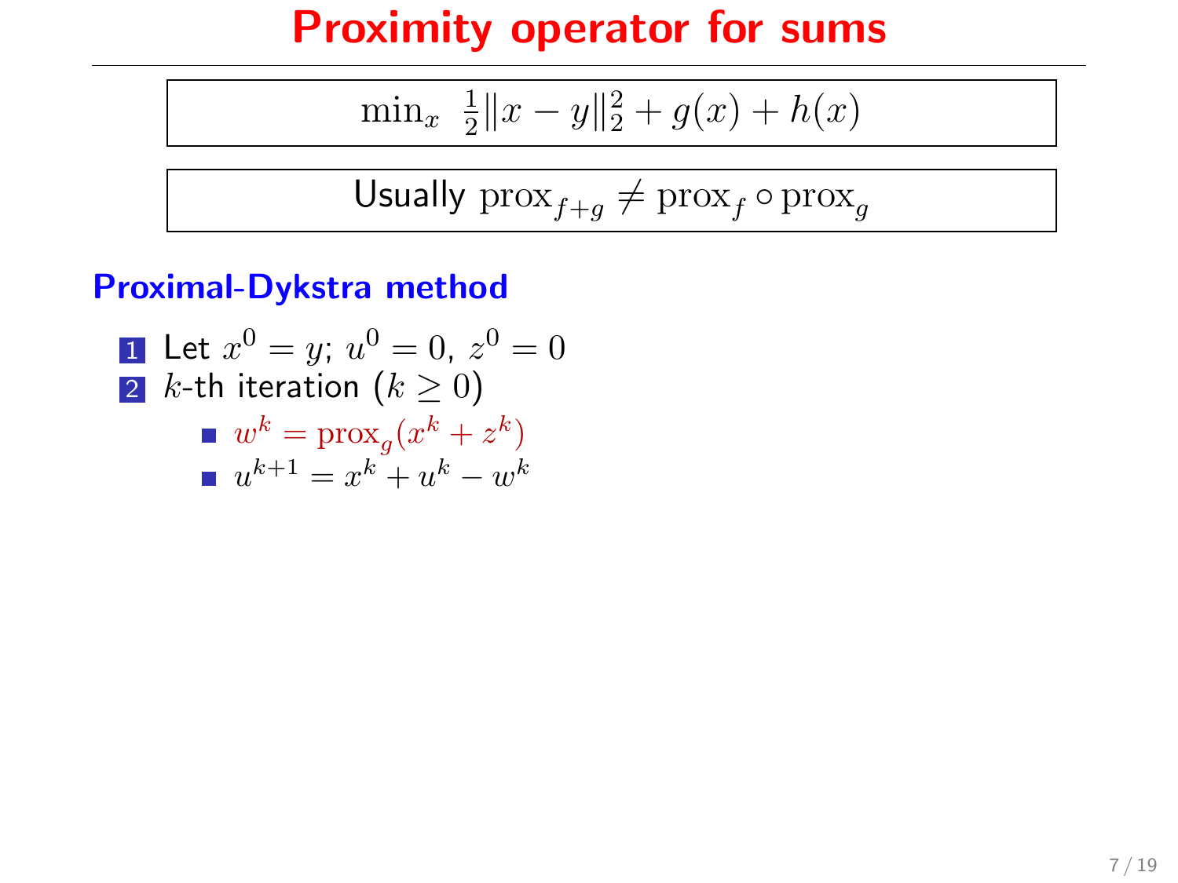# Proximity operator for sums

$$\min_x \ \tfrac{1}{2}\|x-y\|_2^2 + g(x) + h(x)$$

Usually $\text{prox}_{f+g} \neq \text{prox}_f \circ \text{prox}_g$

## Proximal-Dykstra method

1. Let $x^0 = y$; $u^0 = 0$, $z^0 = 0$
2. $k$-th iteration ($k \geq 0$)
   - $w^k = \text{prox}_g(x^k + z^k)$
   - $u^{k+1} = x^k + u^k - w^k$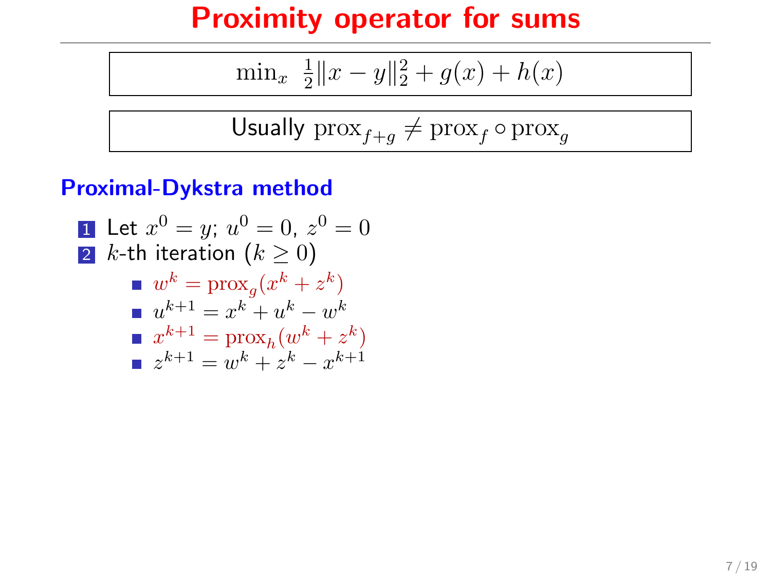# Proximity operator for sums

$$\min_x \ \tfrac{1}{2}\|x - y\|_2^2 + g(x) + h(x)$$

Usually $\operatorname{prox}_{f+g} \neq \operatorname{prox}_f \circ \operatorname{prox}_g$

## Proximal-Dykstra method

1. Let $x^0 = y$; $u^0 = 0$, $z^0 = 0$
2. $k$-th iteration ($k \geq 0$)
   - $w^k = \operatorname{prox}_g(x^k + z^k)$
   - $u^{k+1} = x^k + u^k - w^k$
   - $x^{k+1} = \operatorname{prox}_h(w^k + z^k)$
   - $z^{k+1} = w^k + z^k - x^{k+1}$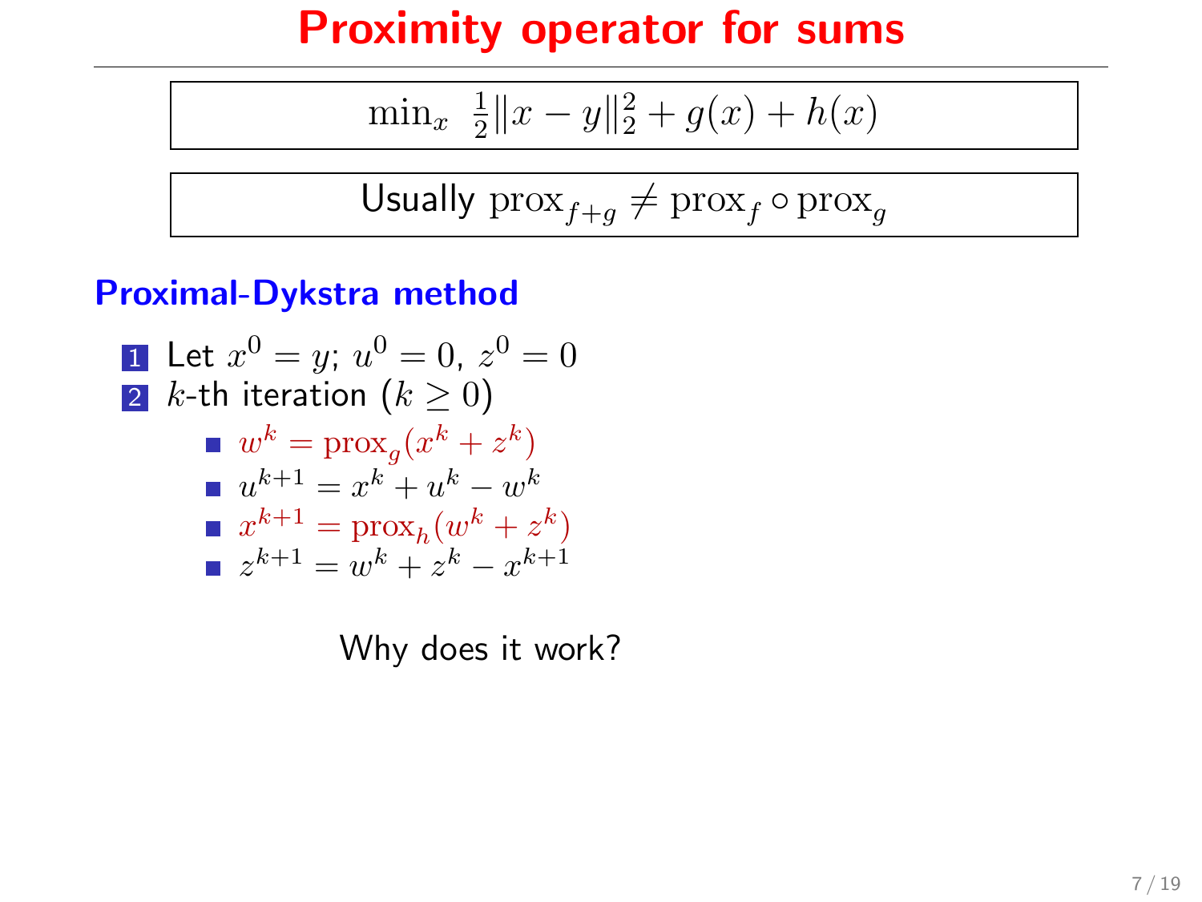# Proximity operator for sums

$$\min_x \ \tfrac{1}{2}\|x - y\|_2^2 + g(x) + h(x)$$

Usually $\mathrm{prox}_{f+g} \neq \mathrm{prox}_f \circ \mathrm{prox}_g$

## Proximal-Dykstra method

1. Let $x^0 = y$; $u^0 = 0$, $z^0 = 0$
2. $k$-th iteration ($k \geq 0$)
   - $w^k = \mathrm{prox}_g(x^k + z^k)$
   - $u^{k+1} = x^k + u^k - w^k$
   - $x^{k+1} = \mathrm{prox}_h(w^k + z^k)$
   - $z^{k+1} = w^k + z^k - x^{k+1}$

Why does it work?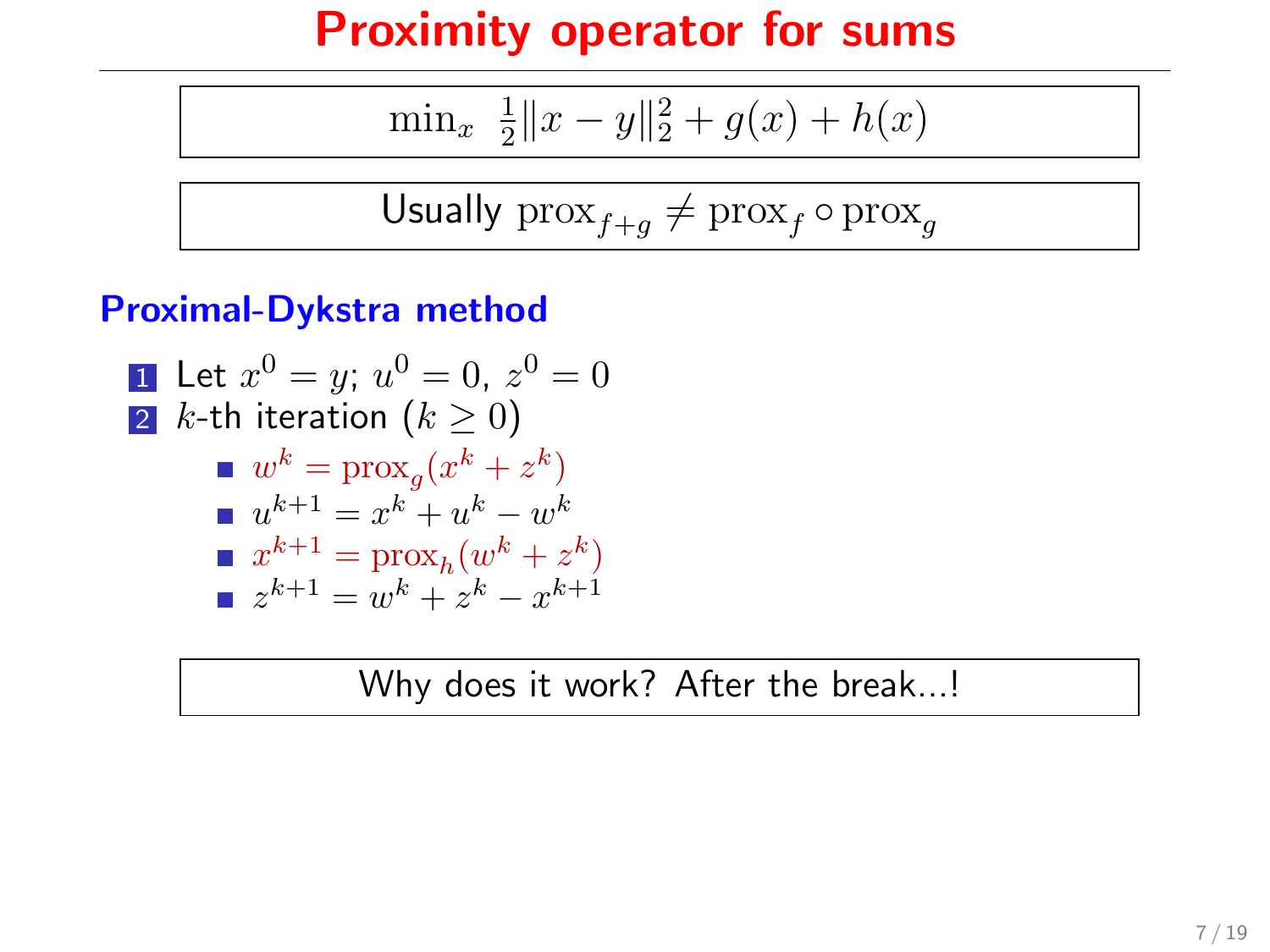# Proximity operator for sums

$$\min_x \ \tfrac{1}{2}\|x - y\|_2^2 + g(x) + h(x)$$

Usually $\operatorname{prox}_{f+g} \neq \operatorname{prox}_f \circ \operatorname{prox}_g$

## Proximal-Dykstra method

1. Let $x^0 = y$; $u^0 = 0$, $z^0 = 0$
2. $k$-th iteration ($k \geq 0$)
   - $w^k = \operatorname{prox}_g(x^k + z^k)$
   - $u^{k+1} = x^k + u^k - w^k$
   - $x^{k+1} = \operatorname{prox}_h(w^k + z^k)$
   - $z^{k+1} = w^k + z^k - x^{k+1}$

Why does it work? After the break...!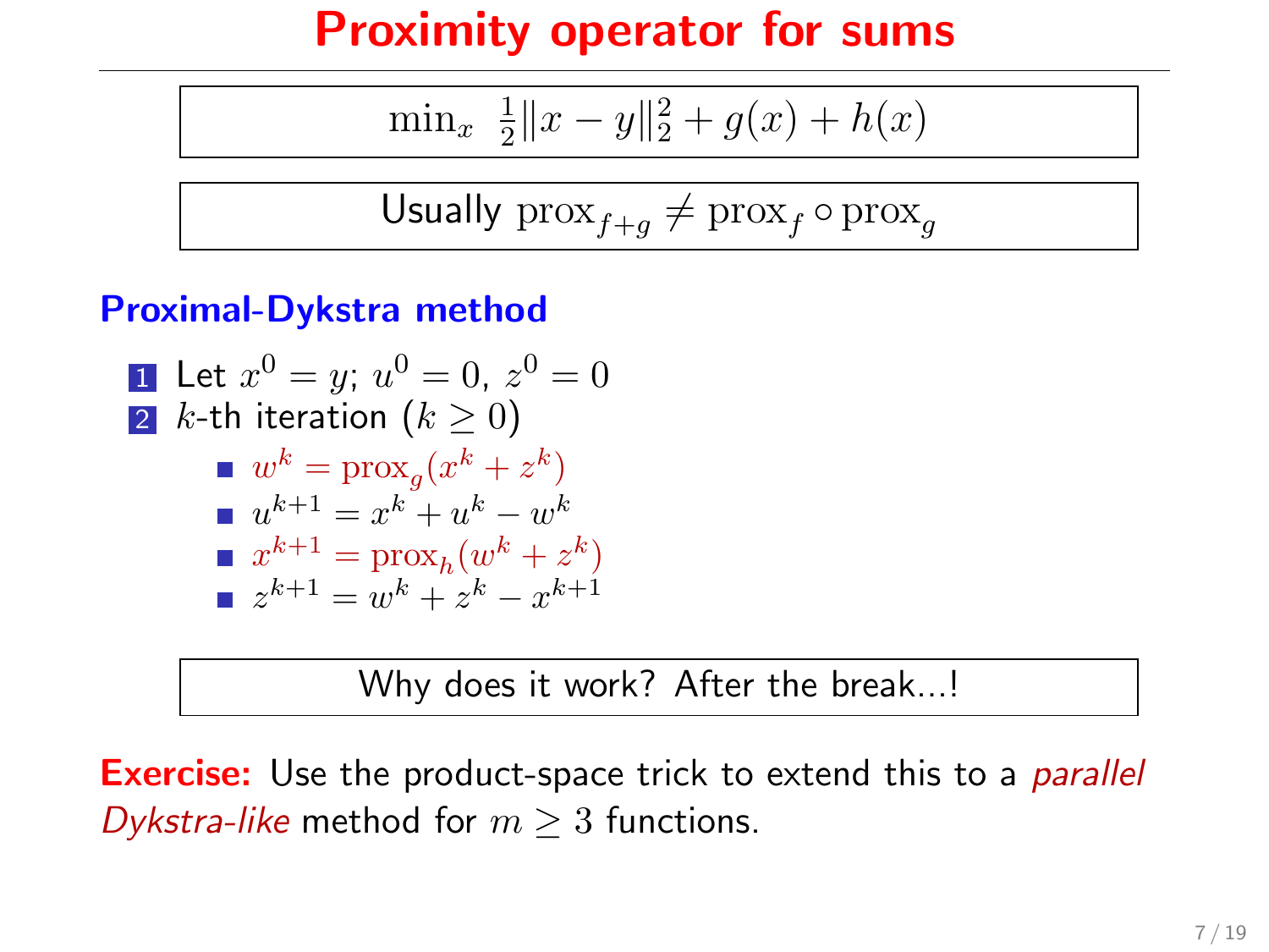# Proximity operator for sums

$$\min_x \ \tfrac{1}{2}\|x-y\|_2^2 + g(x) + h(x)$$

Usually $\operatorname{prox}_{f+g} \neq \operatorname{prox}_f \circ \operatorname{prox}_g$

## Proximal-Dykstra method

1. Let $x^0 = y$; $u^0 = 0$, $z^0 = 0$
2. $k$-th iteration ($k \geq 0$)
   - $w^k = \operatorname{prox}_g(x^k + z^k)$
   - $u^{k+1} = x^k + u^k - w^k$
   - $x^{k+1} = \operatorname{prox}_h(w^k + z^k)$
   - $z^{k+1} = w^k + z^k - x^{k+1}$

Why does it work? After the break...!

**Exercise:** Use the product-space trick to extend this to a *parallel Dykstra-like* method for $m \geq 3$ functions.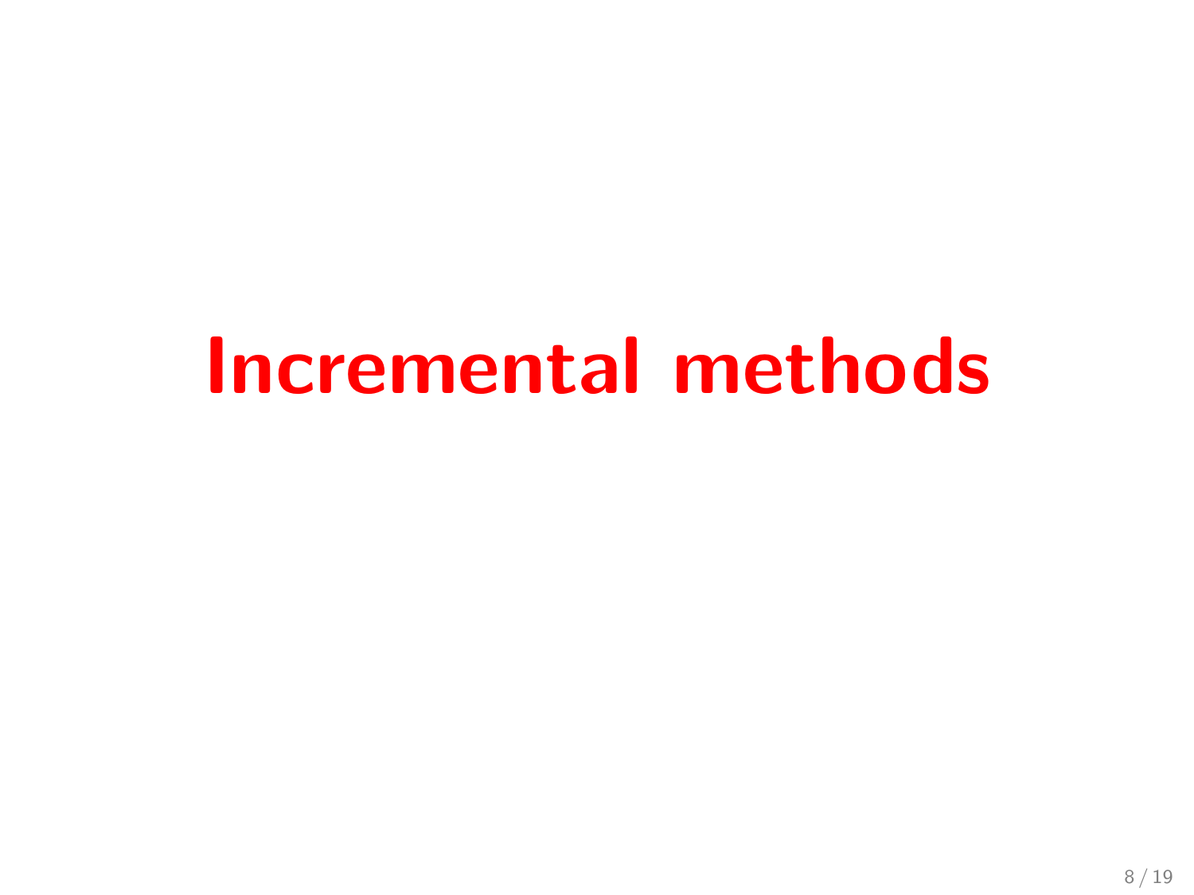# Incremental methods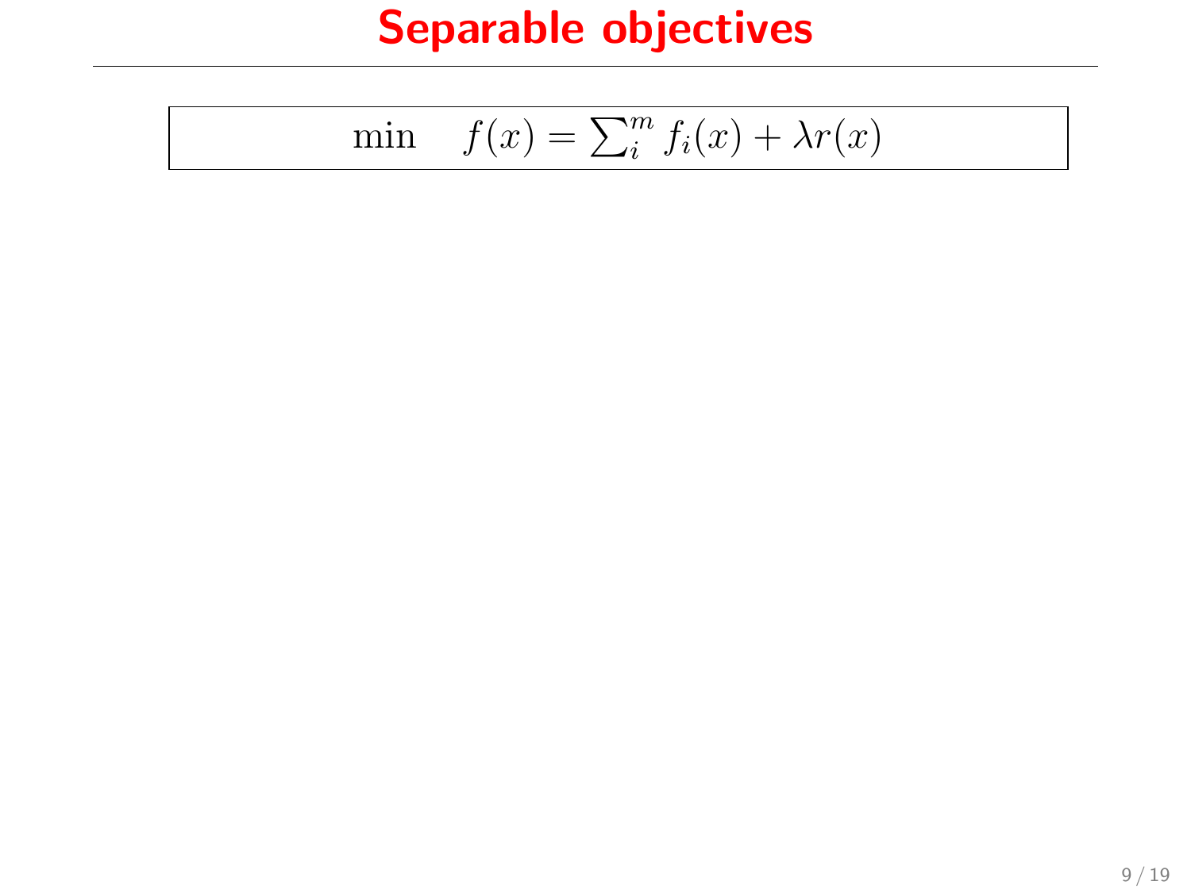# Separable objectives

$$\min \quad f(x) = \sum_i^m f_i(x) + \lambda r(x)$$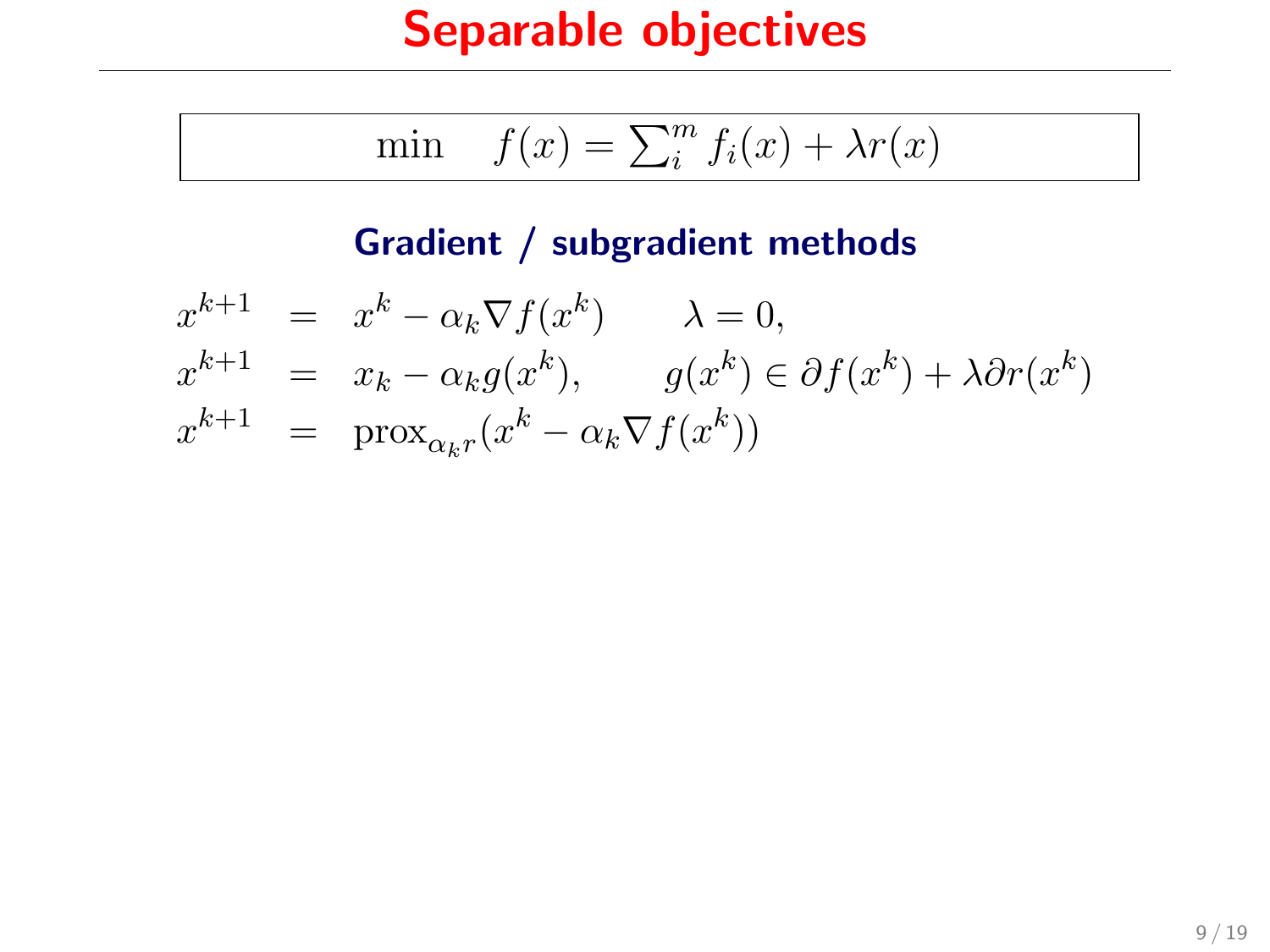# Separable objectives

$$\min \quad f(x) = \sum_i^m f_i(x) + \lambda r(x)$$

### Gradient / subgradient methods

$$\begin{aligned}
x^{k+1} &= x^k - \alpha_k \nabla f(x^k) \qquad \lambda = 0, \\
x^{k+1} &= x_k - \alpha_k g(x^k), \qquad g(x^k) \in \partial f(x^k) + \lambda \partial r(x^k) \\
x^{k+1} &= \operatorname{prox}_{\alpha_k r}(x^k - \alpha_k \nabla f(x^k))
\end{aligned}$$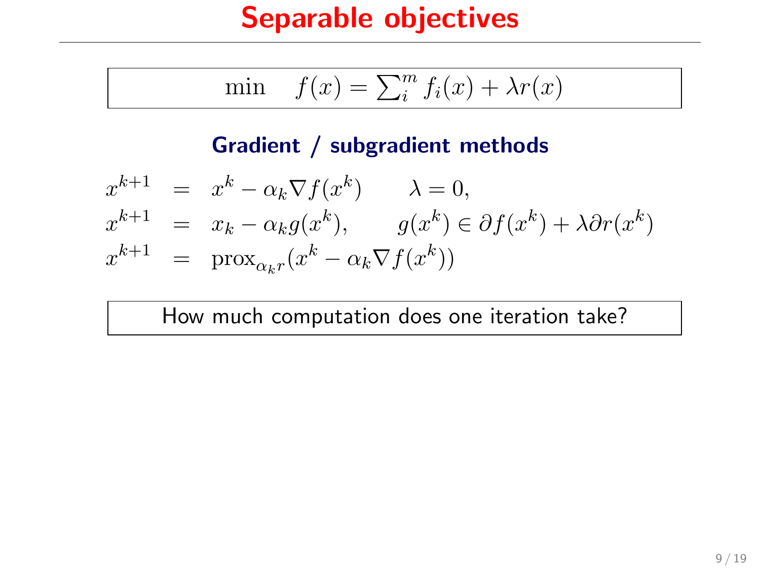# Separable objectives

$$\min \quad f(x) = \sum_i^m f_i(x) + \lambda r(x)$$

### Gradient / subgradient methods

$$
\begin{aligned}
x^{k+1} &= x^k - \alpha_k \nabla f(x^k) \qquad \lambda = 0, \\
x^{k+1} &= x_k - \alpha_k g(x^k), \qquad g(x^k) \in \partial f(x^k) + \lambda \partial r(x^k) \\
x^{k+1} &= \operatorname{prox}_{\alpha_k r}(x^k - \alpha_k \nabla f(x^k))
\end{aligned}
$$

How much computation does one iteration take?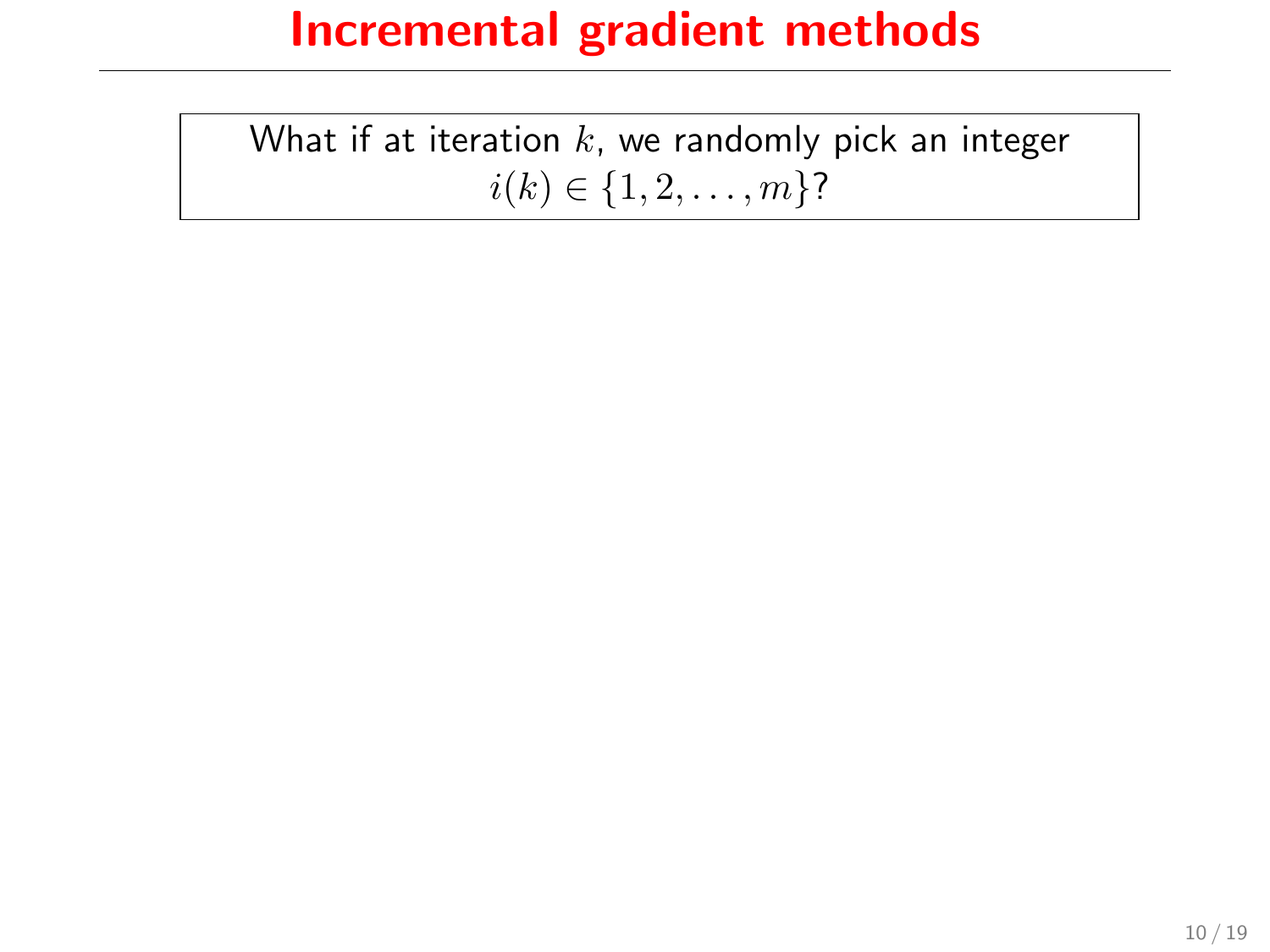# Incremental gradient methods

What if at iteration $k$, we randomly pick an integer $i(k) \in \{1, 2, \ldots, m\}$?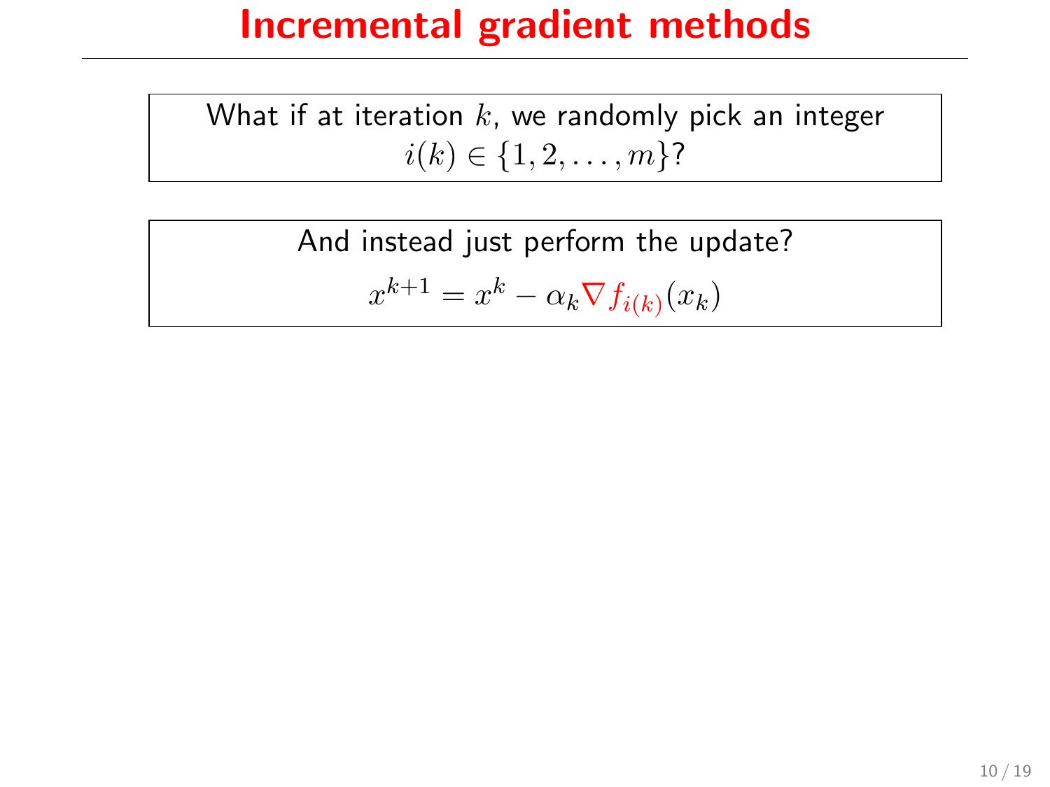# Incremental gradient methods

What if at iteration $k$, we randomly pick an integer $i(k) \in \{1, 2, \ldots, m\}$?

And instead just perform the update?

$$x^{k+1} = x^k - \alpha_k \nabla f_{i(k)}(x_k)$$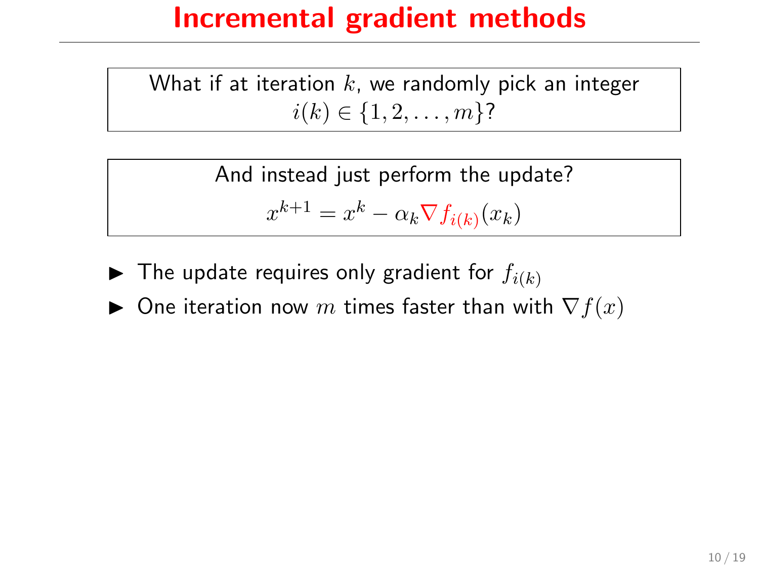# Incremental gradient methods

What if at iteration $k$, we randomly pick an integer $i(k) \in \{1, 2, \ldots, m\}$?

And instead just perform the update?

$$x^{k+1} = x^k - \alpha_k \nabla f_{i(k)}(x_k)$$

- The update requires only gradient for $f_{i(k)}$
- One iteration now $m$ times faster than with $\nabla f(x)$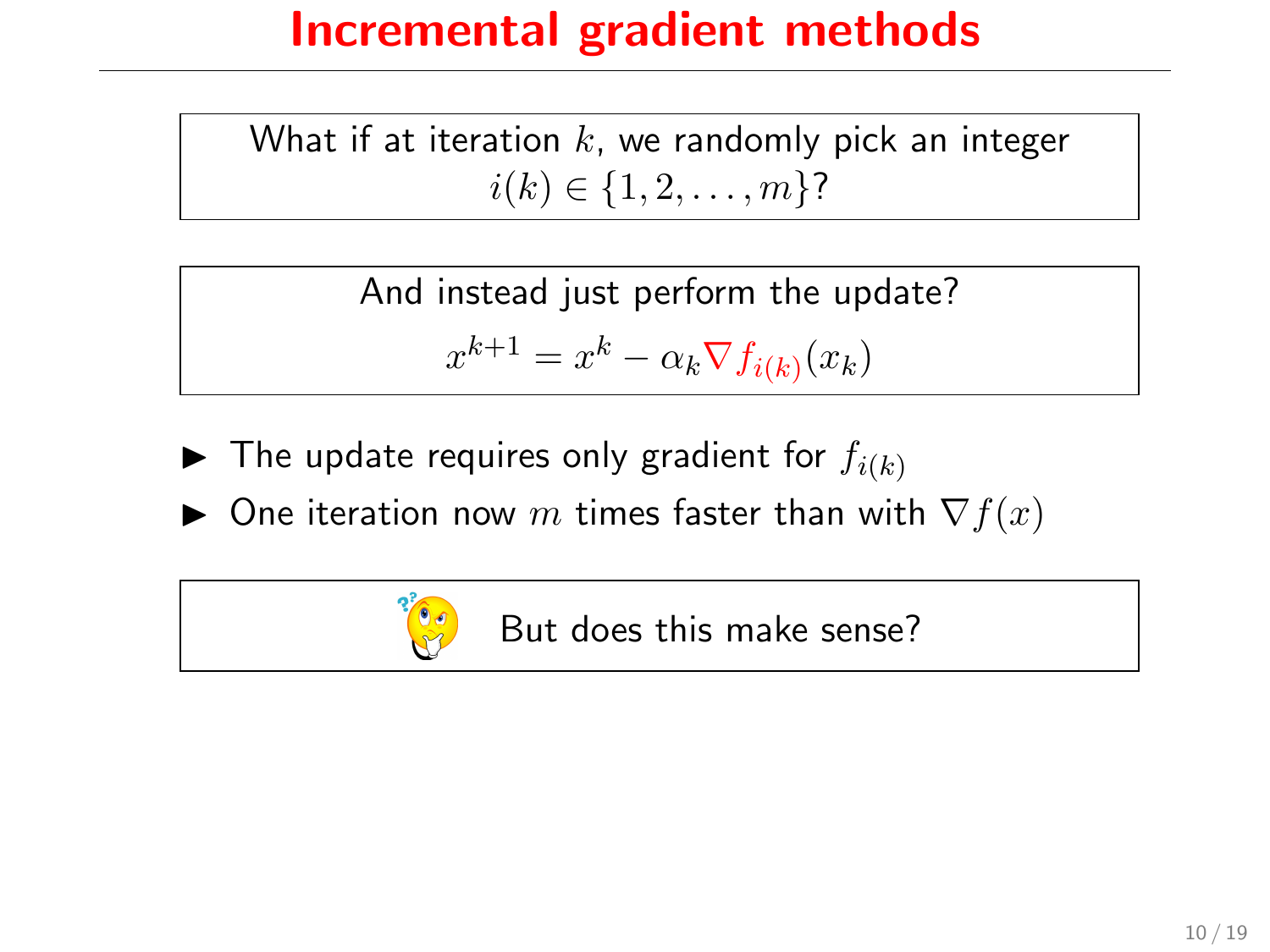# Incremental gradient methods

What if at iteration $k$, we randomly pick an integer $i(k) \in \{1, 2, \ldots, m\}$?

And instead just perform the update?

$$x^{k+1} = x^k - \alpha_k \nabla f_{i(k)}(x_k)$$

- The update requires only gradient for $f_{i(k)}$
- One iteration now $m$ times faster than with $\nabla f(x)$

But does this make sense?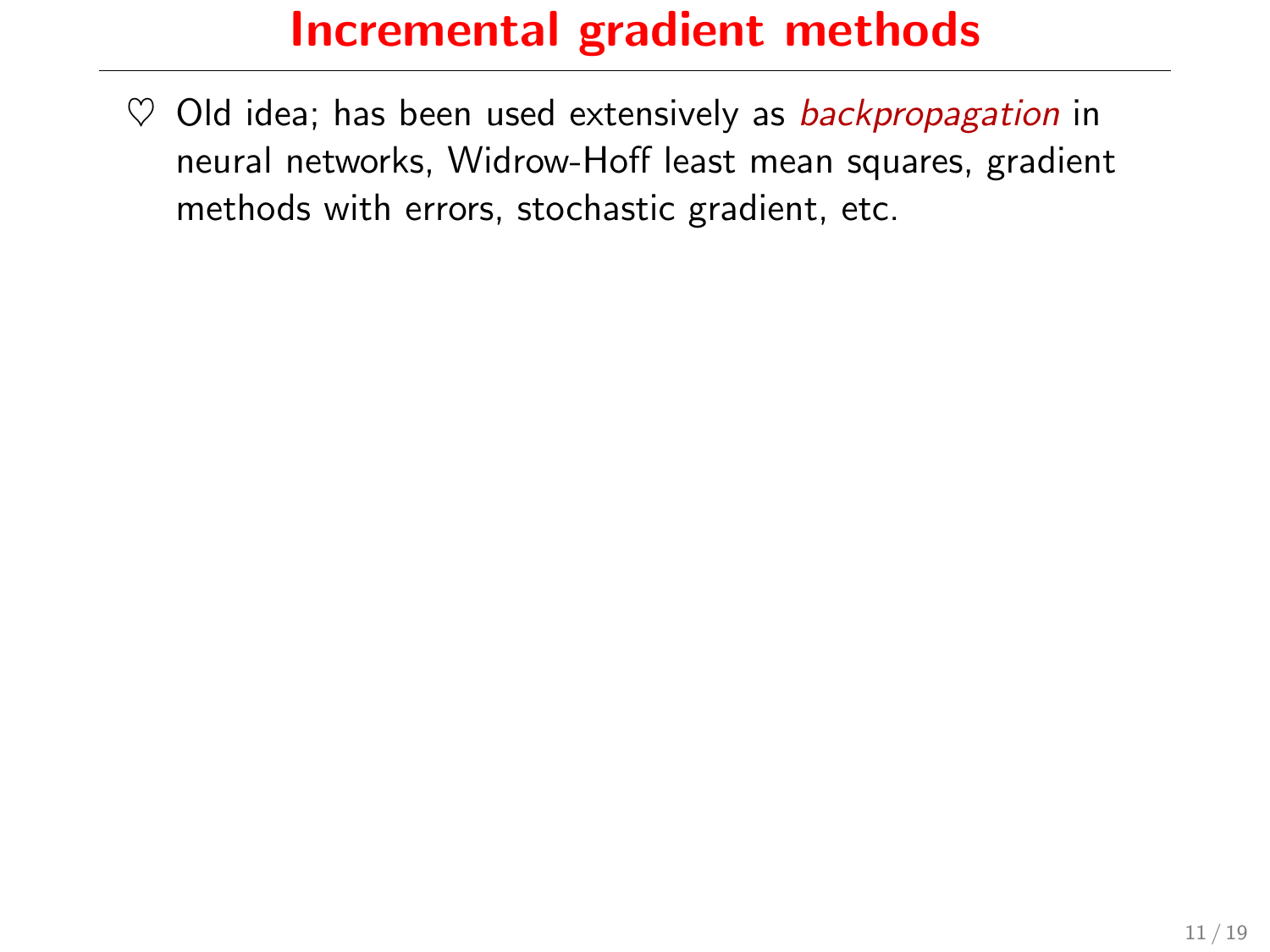# Incremental gradient methods

- ♡ Old idea; has been used extensively as *backpropagation* in neural networks, Widrow-Hoff least mean squares, gradient methods with errors, stochastic gradient, etc.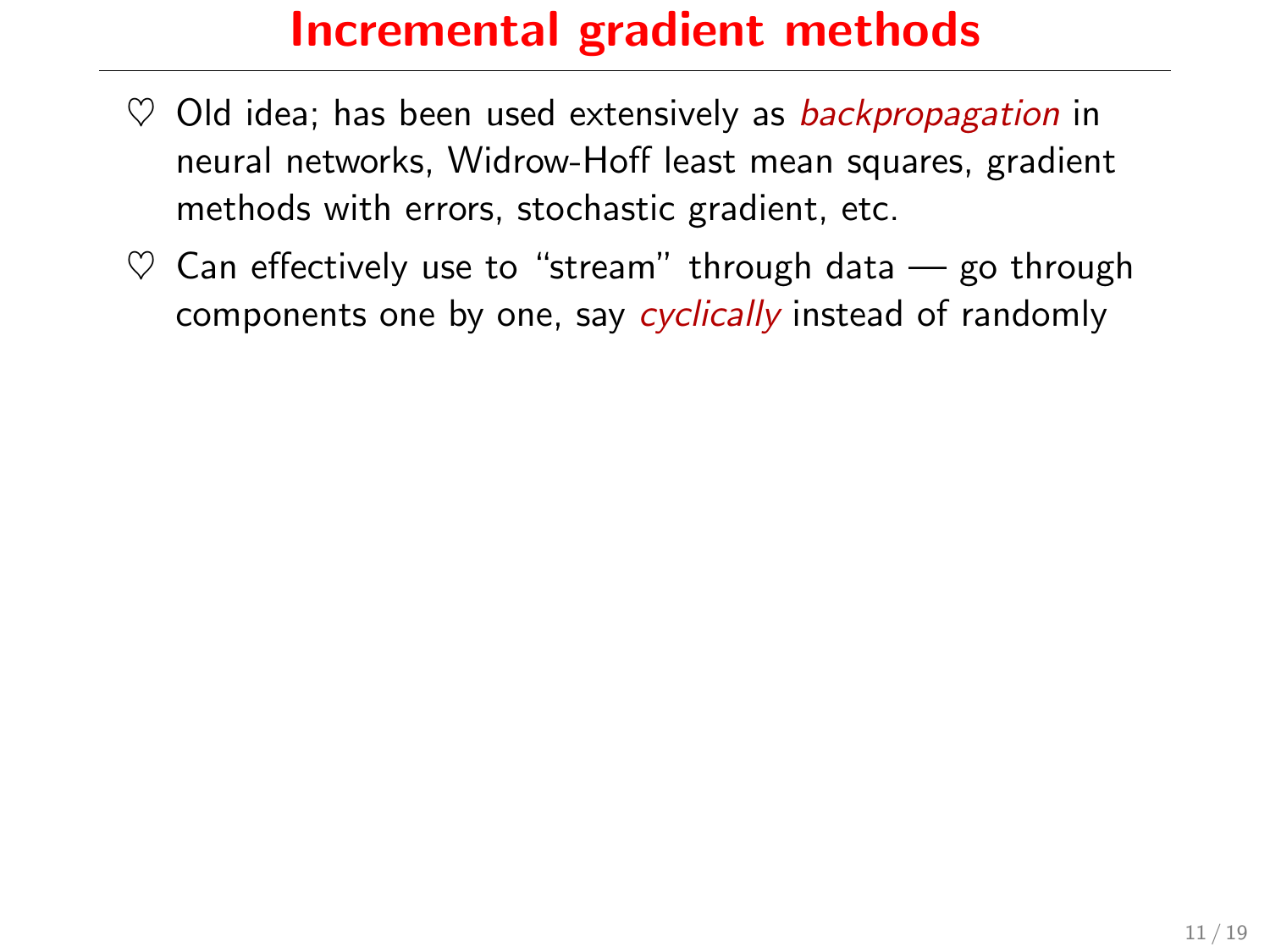# Incremental gradient methods

- ♡ Old idea; has been used extensively as *backpropagation* in neural networks, Widrow-Hoff least mean squares, gradient methods with errors, stochastic gradient, etc.
- ♡ Can effectively use to "stream" through data — go through components one by one, say *cyclically* instead of randomly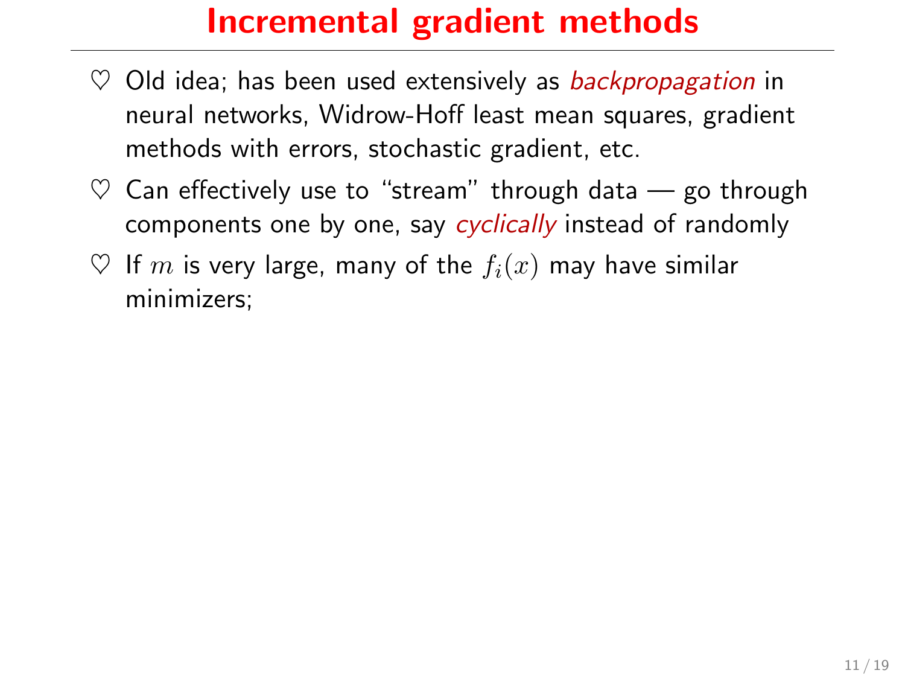# Incremental gradient methods

- ♡ Old idea; has been used extensively as *backpropagation* in neural networks, Widrow-Hoff least mean squares, gradient methods with errors, stochastic gradient, etc.
- ♡ Can effectively use to "stream" through data — go through components one by one, say *cyclically* instead of randomly
- ♡ If $m$ is very large, many of the $f_i(x)$ may have similar minimizers;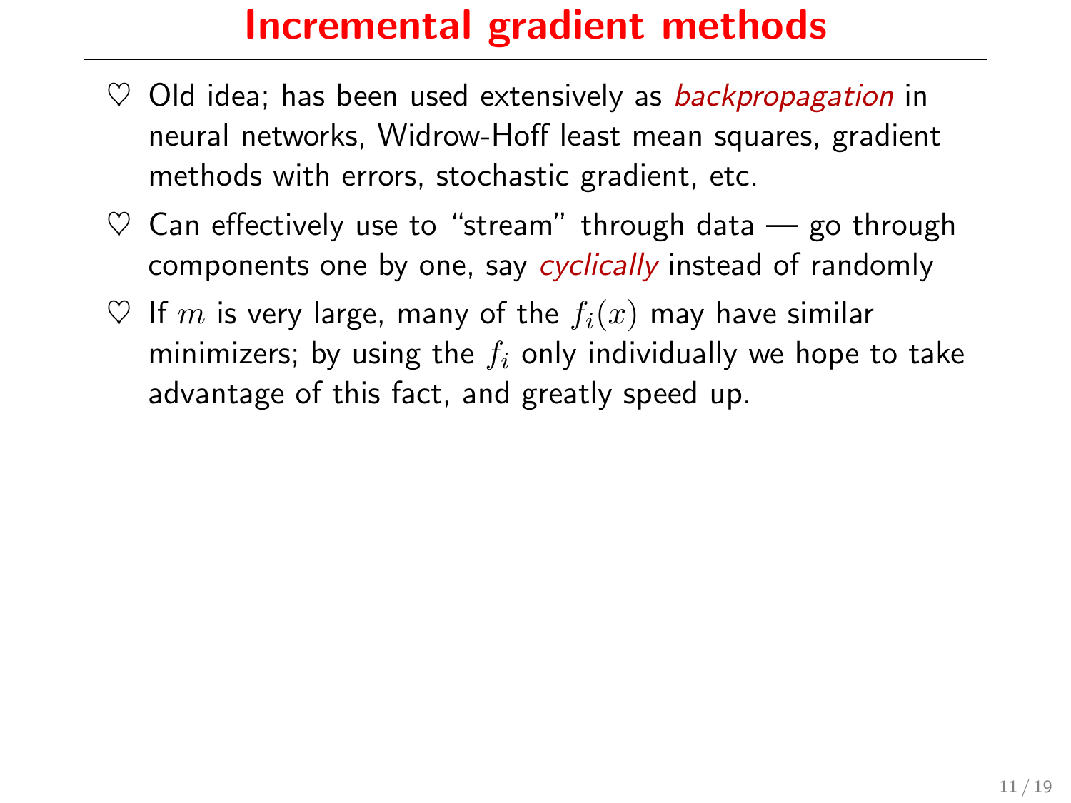# Incremental gradient methods

- ♡ Old idea; has been used extensively as *backpropagation* in neural networks, Widrow-Hoff least mean squares, gradient methods with errors, stochastic gradient, etc.
- ♡ Can effectively use to "stream" through data — go through components one by one, say *cyclically* instead of randomly
- ♡ If $m$ is very large, many of the $f_i(x)$ may have similar minimizers; by using the $f_i$ only individually we hope to take advantage of this fact, and greatly speed up.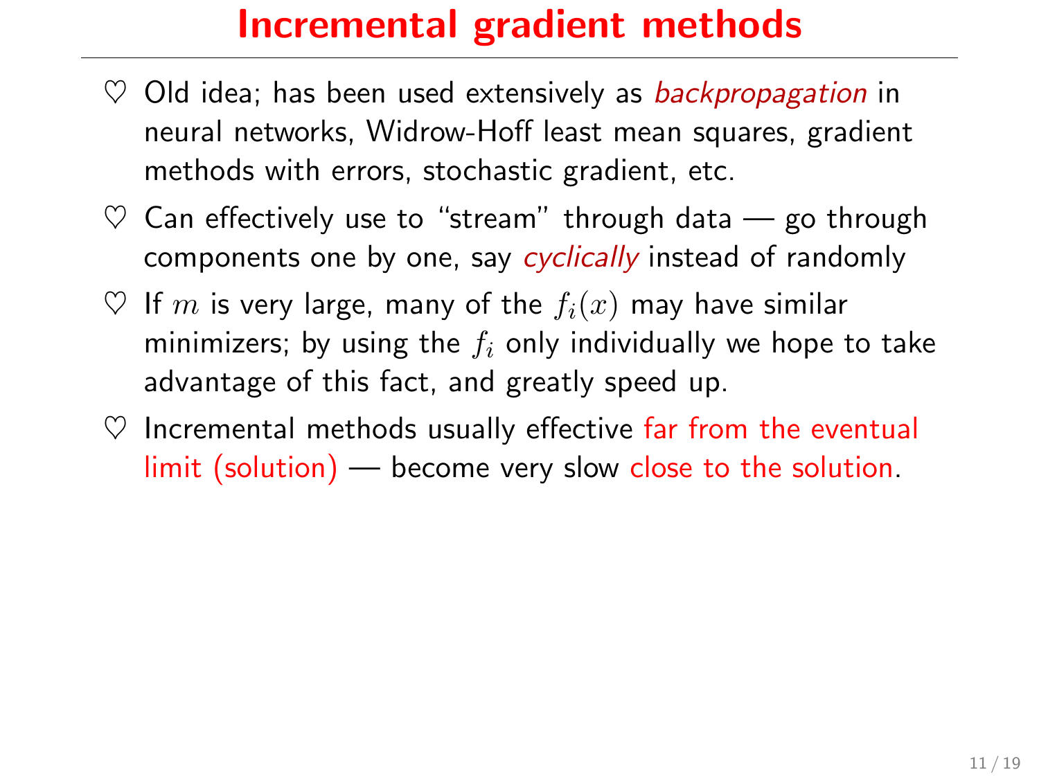# Incremental gradient methods

- ♡ Old idea; has been used extensively as *backpropagation* in neural networks, Widrow-Hoff least mean squares, gradient methods with errors, stochastic gradient, etc.
- ♡ Can effectively use to "stream" through data — go through components one by one, say *cyclically* instead of randomly
- ♡ If $m$ is very large, many of the $f_i(x)$ may have similar minimizers; by using the $f_i$ only individually we hope to take advantage of this fact, and greatly speed up.
- ♡ Incremental methods usually effective far from the eventual limit (solution) — become very slow close to the solution.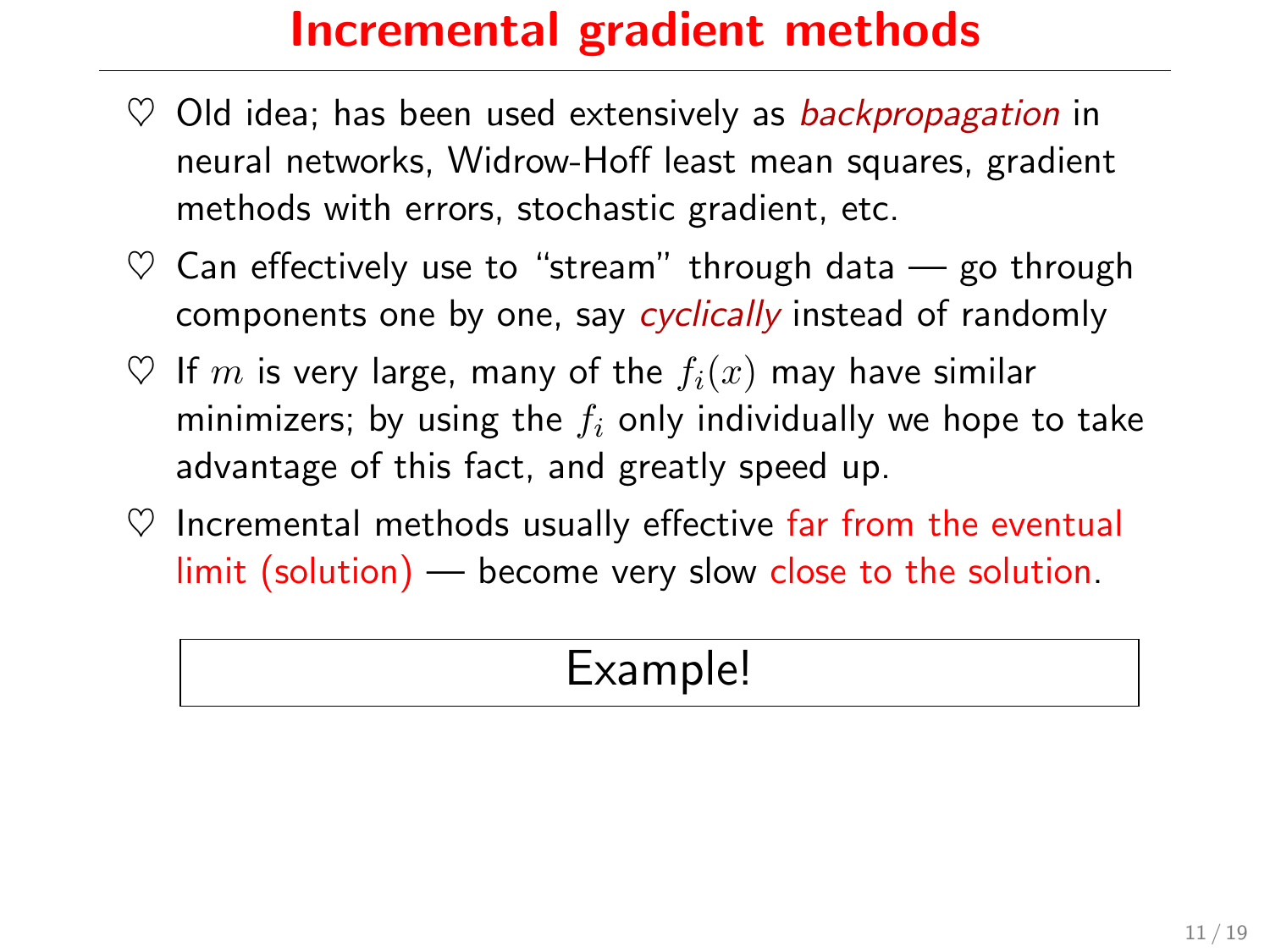# Incremental gradient methods

- ♡ Old idea; has been used extensively as *backpropagation* in neural networks, Widrow-Hoff least mean squares, gradient methods with errors, stochastic gradient, etc.
- ♡ Can effectively use to "stream" through data — go through components one by one, say *cyclically* instead of randomly
- ♡ If $m$ is very large, many of the $f_i(x)$ may have similar minimizers; by using the $f_i$ only individually we hope to take advantage of this fact, and greatly speed up.
- ♡ Incremental methods usually effective far from the eventual limit (solution) — become very slow close to the solution.

| Example! |
|---|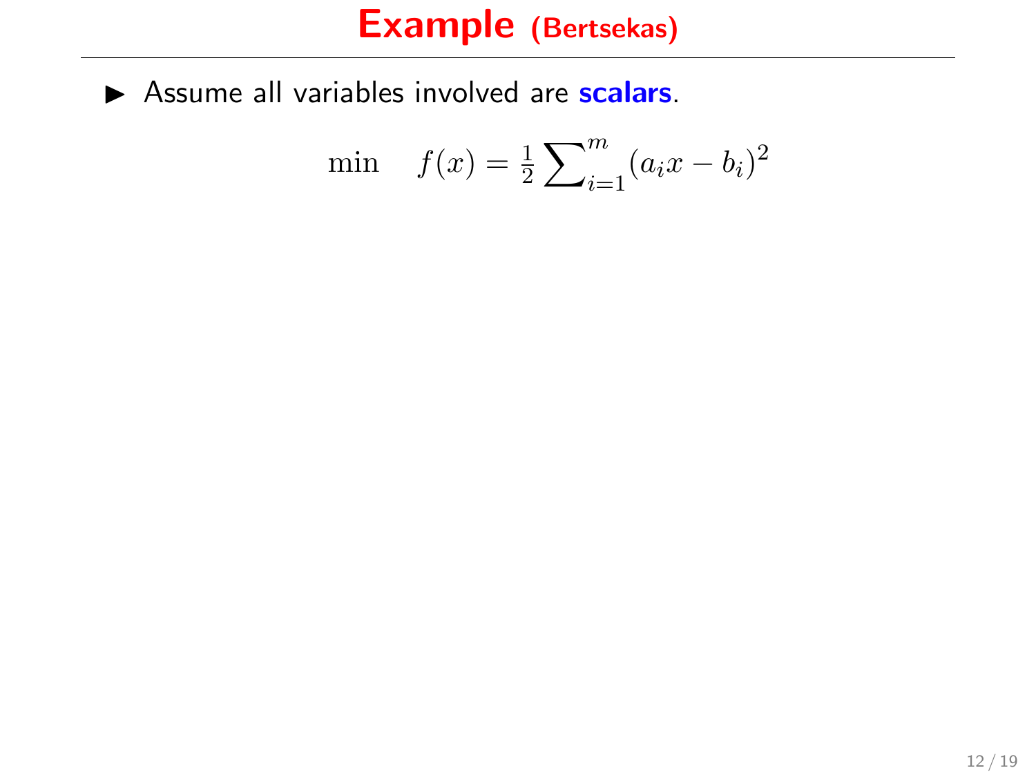# Example (Bertsekas)

- Assume all variables involved are **scalars**.

$$\min \quad f(x) = \frac{1}{2} \sum_{i=1}^{m} (a_i x - b_i)^2$$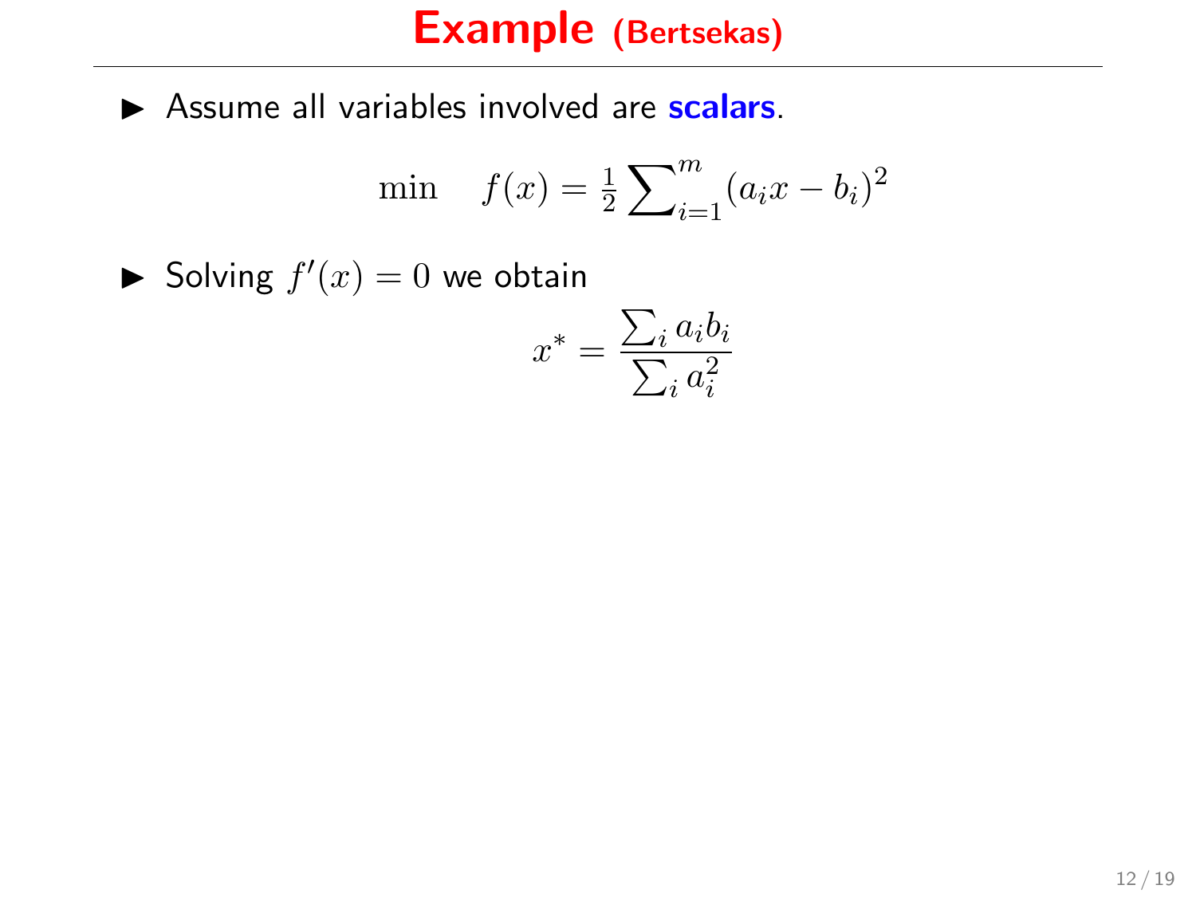# Example (Bertsekas)

- Assume all variables involved are **scalars**.

$$\min \quad f(x) = \tfrac{1}{2} \sum_{i=1}^{m} (a_i x - b_i)^2$$

- Solving $f'(x) = 0$ we obtain

$$x^* = \frac{\sum_i a_i b_i}{\sum_i a_i^2}$$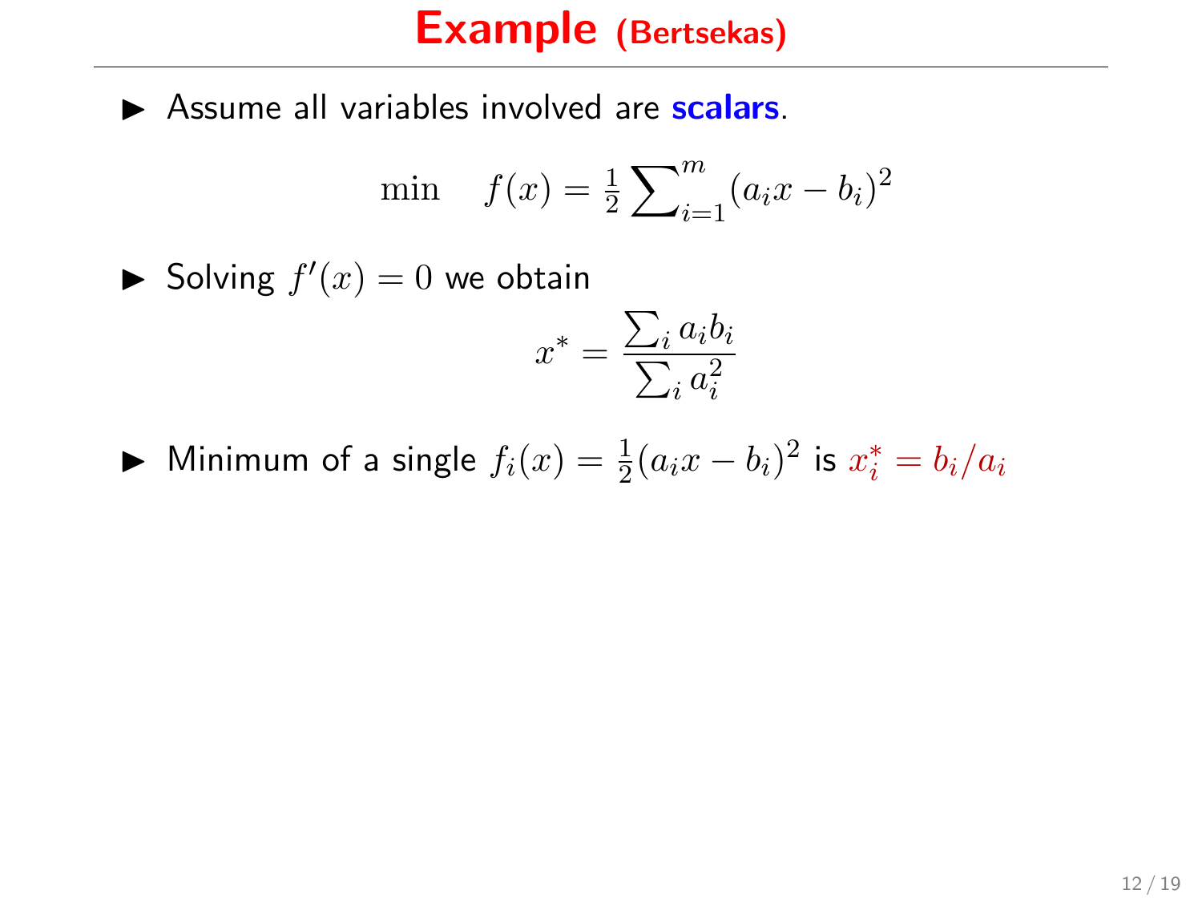# Example (Bertsekas)

- Assume all variables involved are **scalars**.

$$\min \quad f(x) = \tfrac{1}{2}\sum\nolimits_{i=1}^{m}(a_i x - b_i)^2$$

- Solving $f'(x) = 0$ we obtain

$$x^* = \frac{\sum_i a_i b_i}{\sum_i a_i^2}$$

- Minimum of a single $f_i(x) = \frac{1}{2}(a_i x - b_i)^2$ is $x_i^* = b_i/a_i$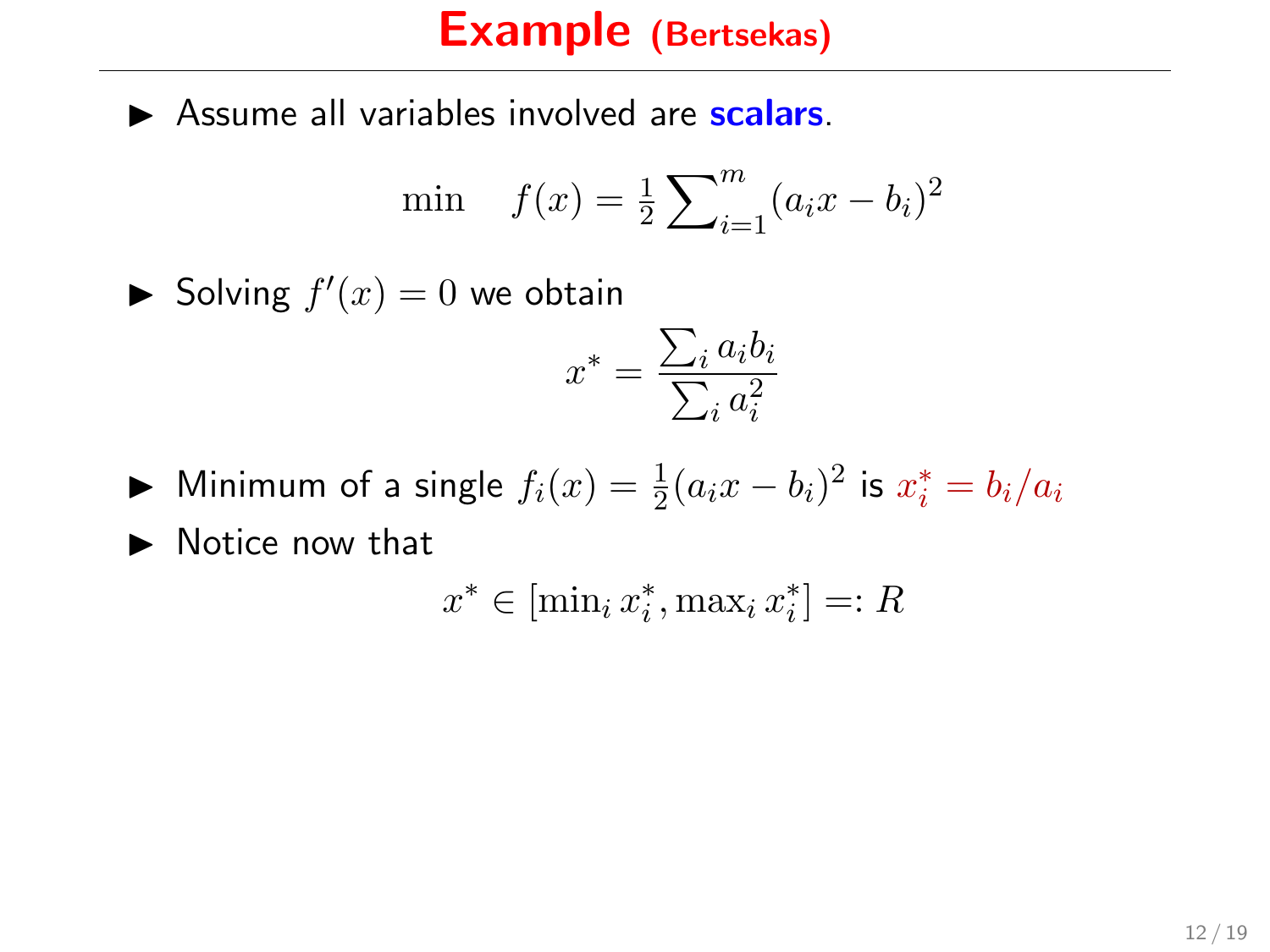# Example (Bertsekas)

- Assume all variables involved are **scalars**.

$$\min \quad f(x) = \tfrac{1}{2} \sum\nolimits_{i=1}^{m} (a_i x - b_i)^2$$

- Solving $f'(x) = 0$ we obtain

$$x^* = \frac{\sum_i a_i b_i}{\sum_i a_i^2}$$

- Minimum of a single $f_i(x) = \frac{1}{2}(a_i x - b_i)^2$ is $x_i^* = b_i / a_i$
- Notice now that

$$x^* \in [\min_i x_i^*, \max_i x_i^*] =: R$$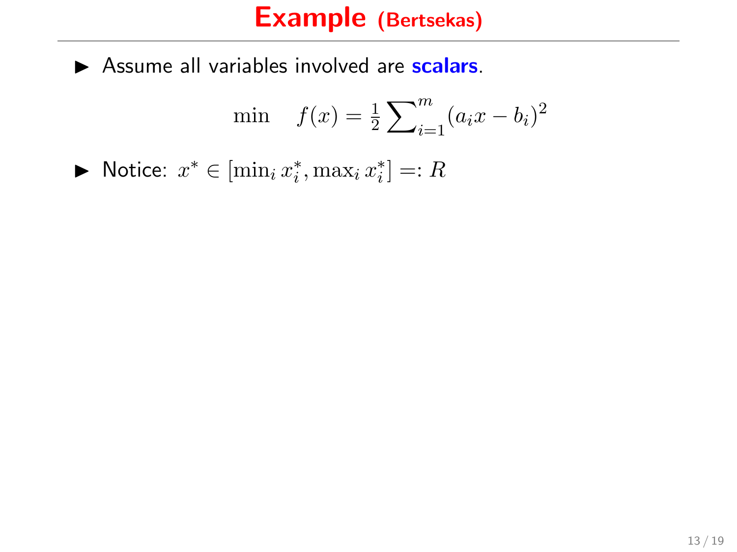# Example (Bertsekas)

- Assume all variables involved are **scalars**.

$$\min \quad f(x) = \frac{1}{2} \sum_{i=1}^{m} (a_i x - b_i)^2$$

- Notice: $x^* \in [\min_i x_i^*, \max_i x_i^*] =: R$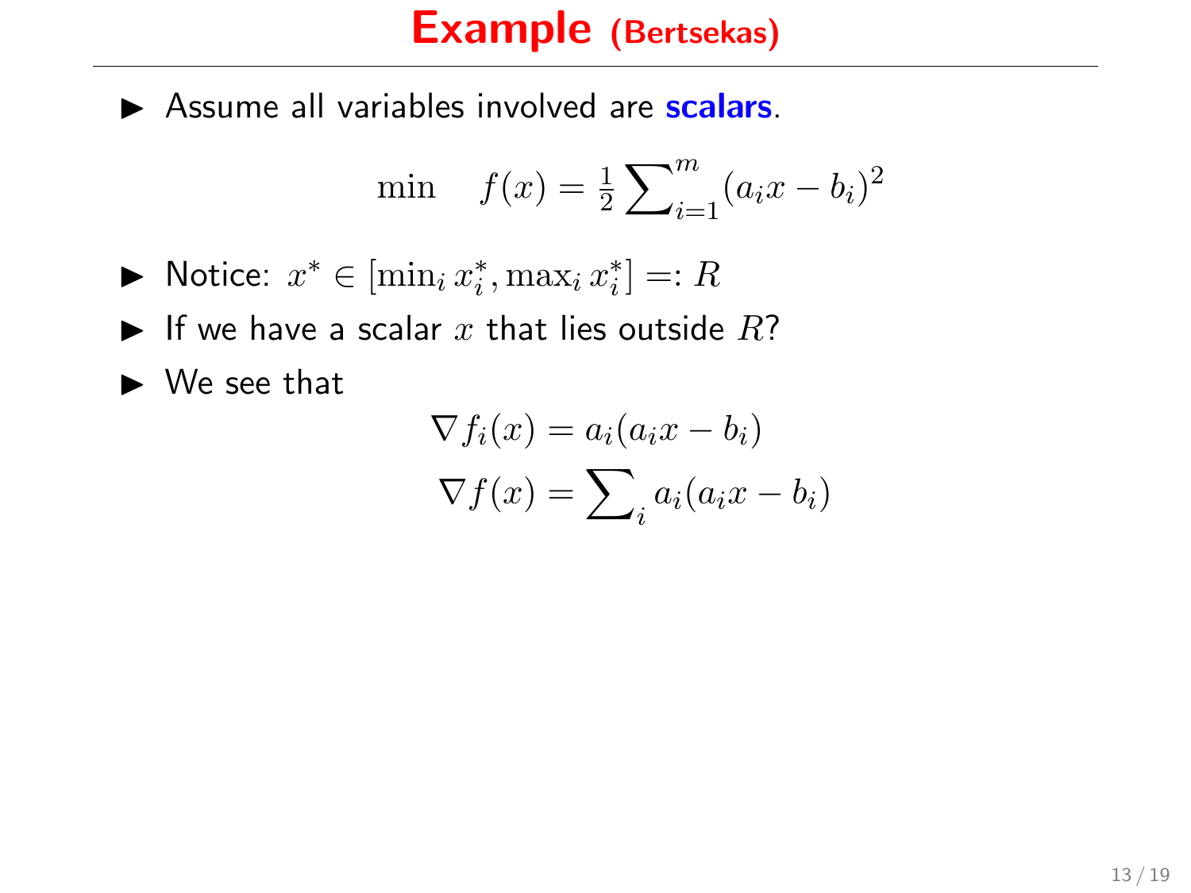# Example (Bertsekas)

- Assume all variables involved are **scalars**.

$$\min \quad f(x) = \tfrac{1}{2}\sum\nolimits_{i=1}^{m}(a_i x - b_i)^2$$

- Notice: $x^* \in [\min_i x_i^*, \max_i x_i^*] =: R$
- If we have a scalar $x$ that lies outside $R$?
- We see that

$$\nabla f_i(x) = a_i(a_i x - b_i)$$

$$\nabla f(x) = \sum\nolimits_i a_i(a_i x - b_i)$$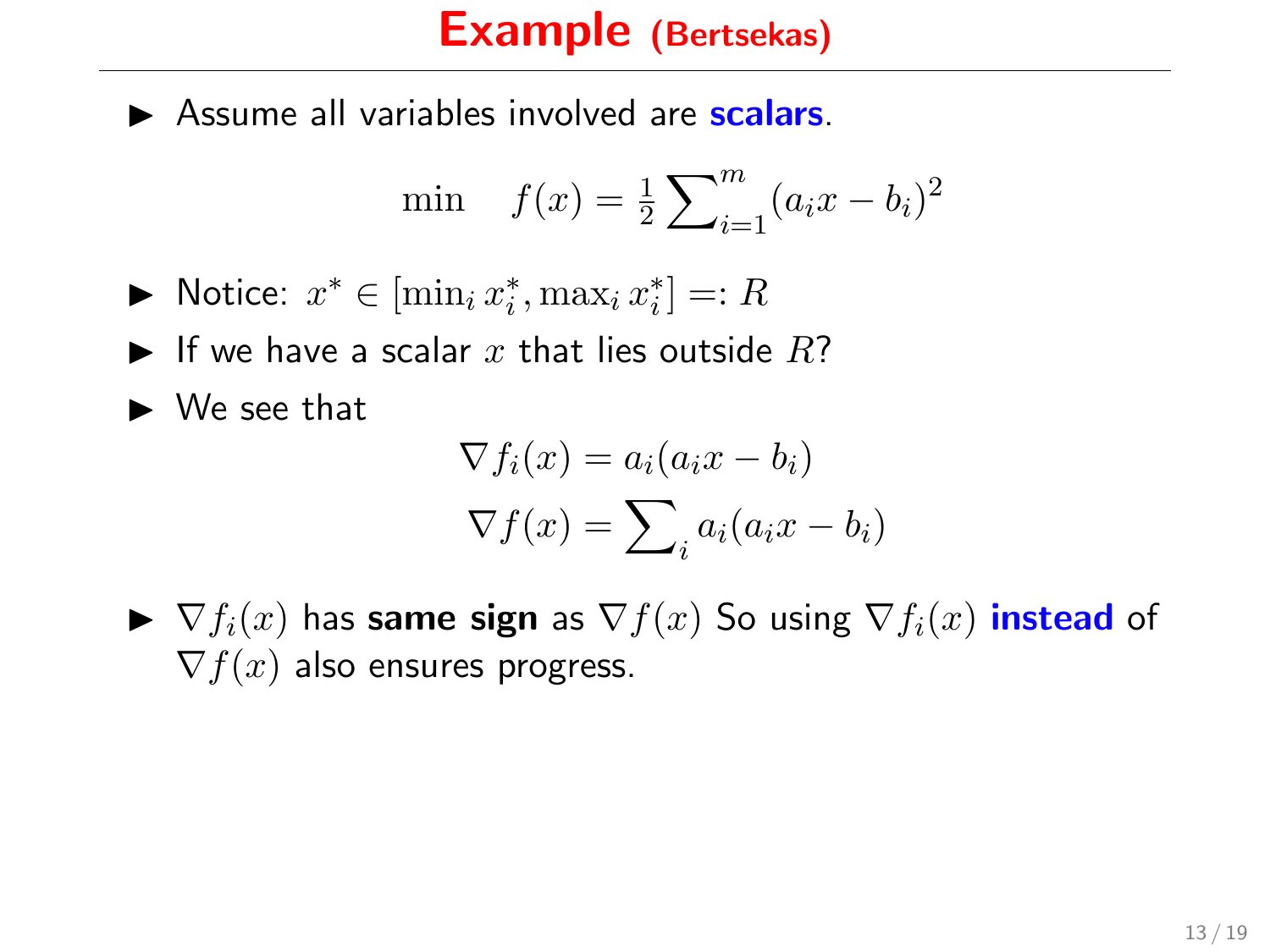# Example (Bertsekas)

- Assume all variables involved are **scalars**.

$$\min \quad f(x) = \tfrac{1}{2}\sum_{i=1}^{m}(a_i x - b_i)^2$$

- Notice: $x^* \in [\min_i x_i^*, \max_i x_i^*] =: R$
- If we have a scalar $x$ that lies outside $R$?
- We see that

$$\nabla f_i(x) = a_i(a_i x - b_i)$$
$$\nabla f(x) = \sum_i a_i(a_i x - b_i)$$

- $\nabla f_i(x)$ has **same sign** as $\nabla f(x)$ So using $\nabla f_i(x)$ **instead** of $\nabla f(x)$ also ensures progress.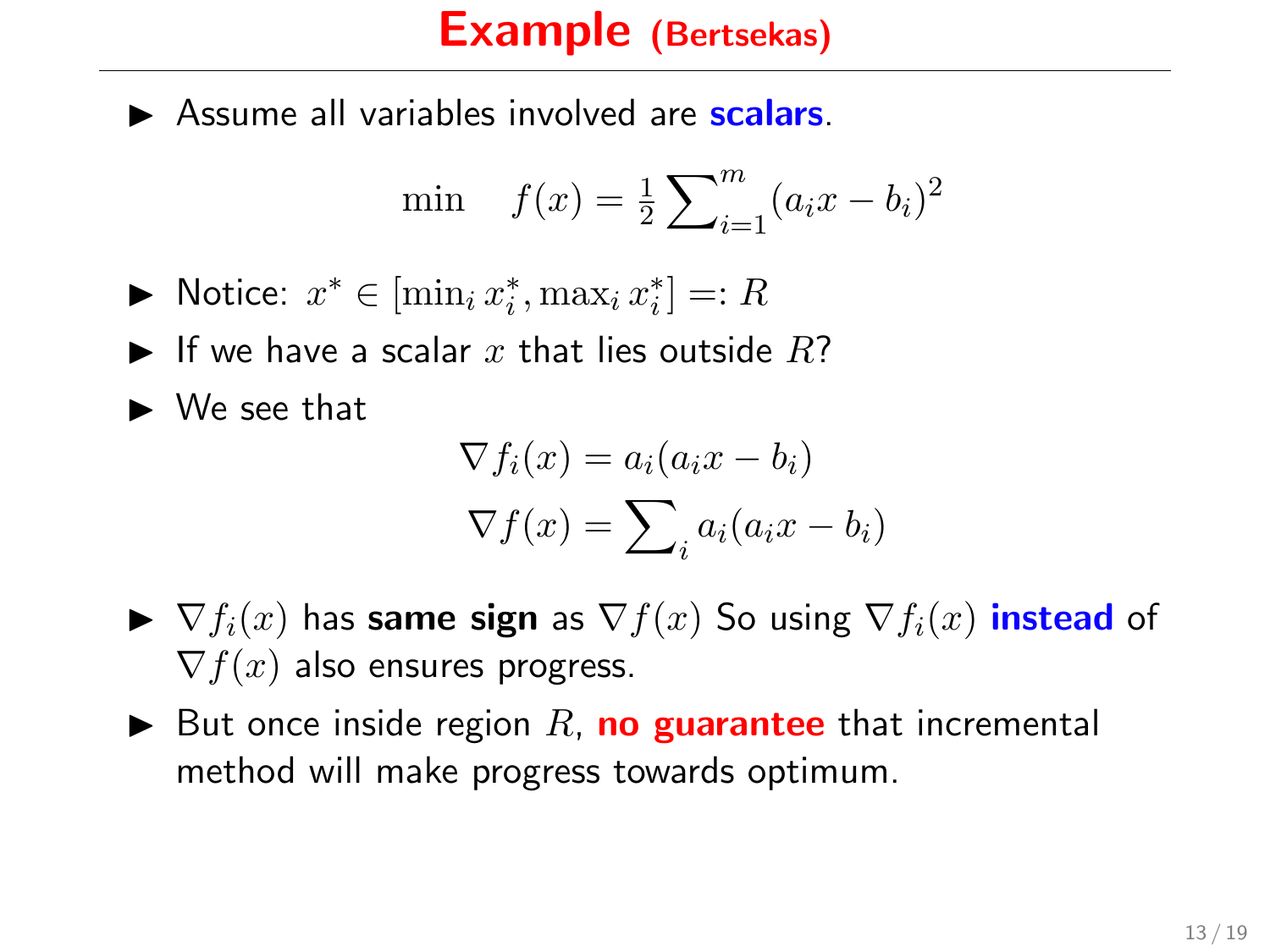# Example (Bertsekas)

- Assume all variables involved are **scalars**.

$$\min \quad f(x) = \tfrac{1}{2}\sum\nolimits_{i=1}^{m}(a_i x - b_i)^2$$

- Notice: $x^* \in [\min_i x_i^*, \max_i x_i^*] =: R$
- If we have a scalar $x$ that lies outside $R$?
- We see that

$$\nabla f_i(x) = a_i(a_i x - b_i)$$
$$\nabla f(x) = \sum\nolimits_i a_i(a_i x - b_i)$$

- $\nabla f_i(x)$ has **same sign** as $\nabla f(x)$ So using $\nabla f_i(x)$ **instead** of $\nabla f(x)$ also ensures progress.
- But once inside region $R$, **no guarantee** that incremental method will make progress towards optimum.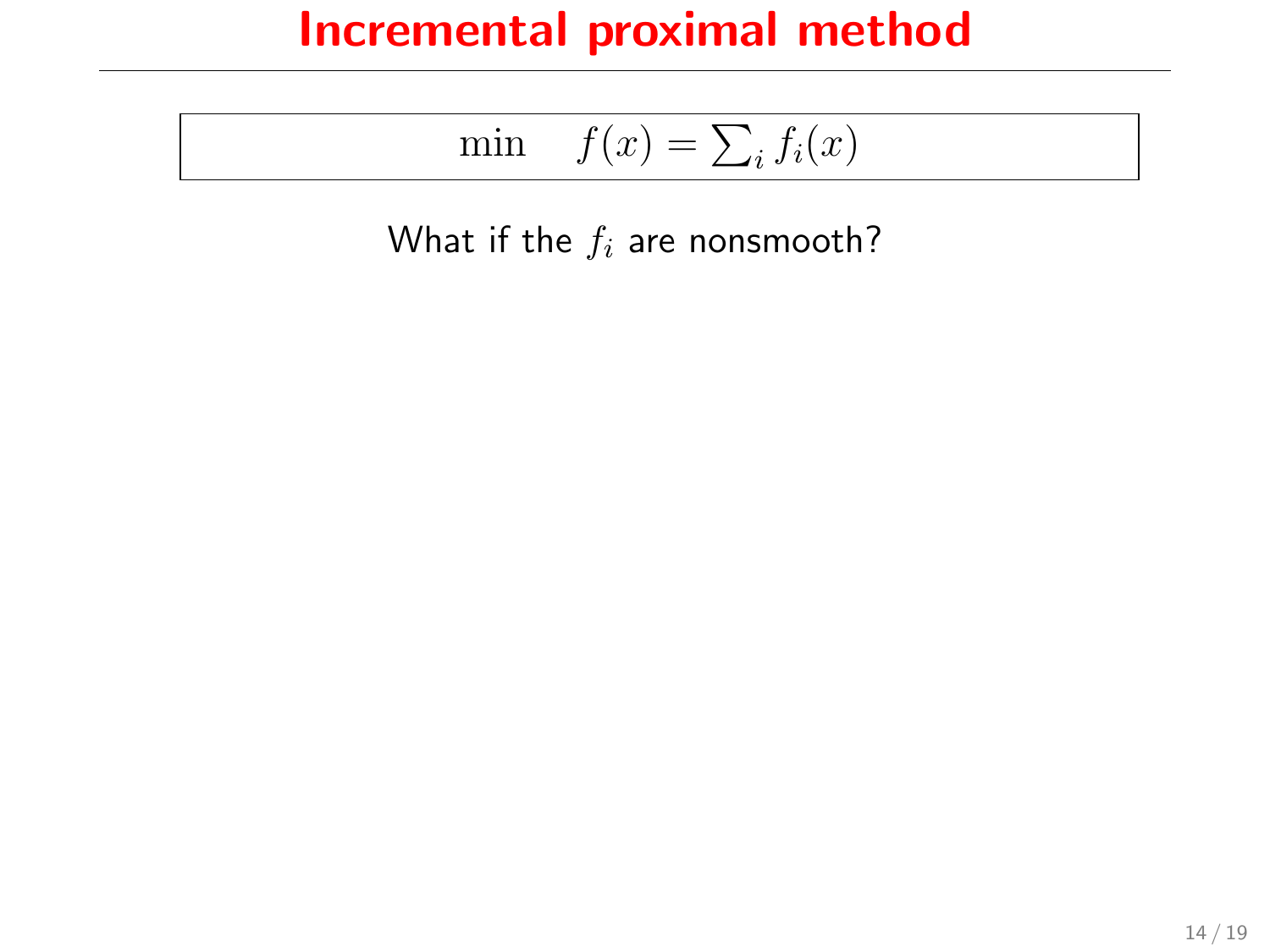# Incremental proximal method

$$\min \quad f(x) = \sum_i f_i(x)$$

What if the $f_i$ are nonsmooth?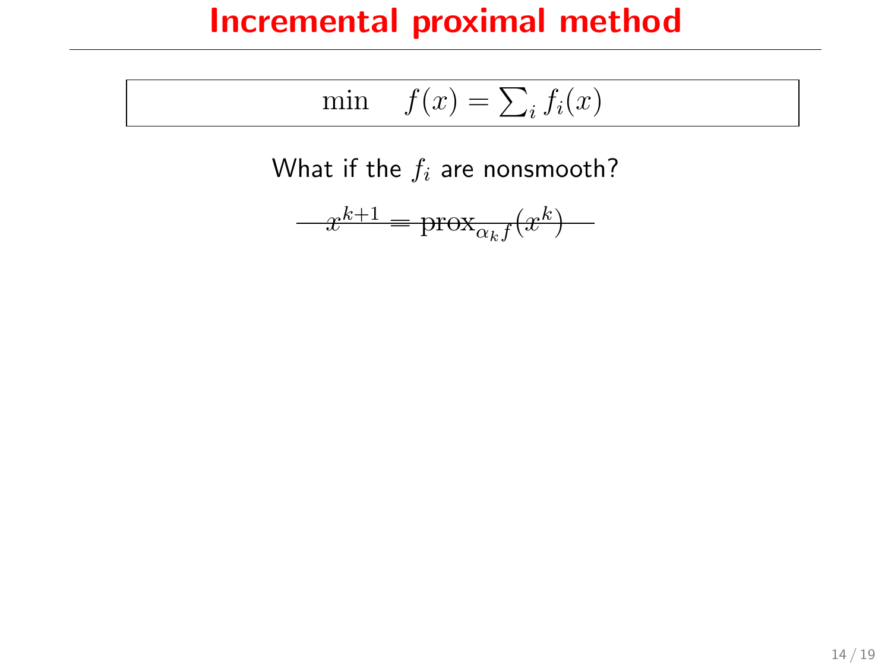# Incremental proximal method

$$\min \quad f(x) = \sum_i f_i(x)$$

What if the $f_i$ are nonsmooth?

$$\cancel{x^{k+1} = \mathrm{prox}_{\alpha_k f}(x^k)}$$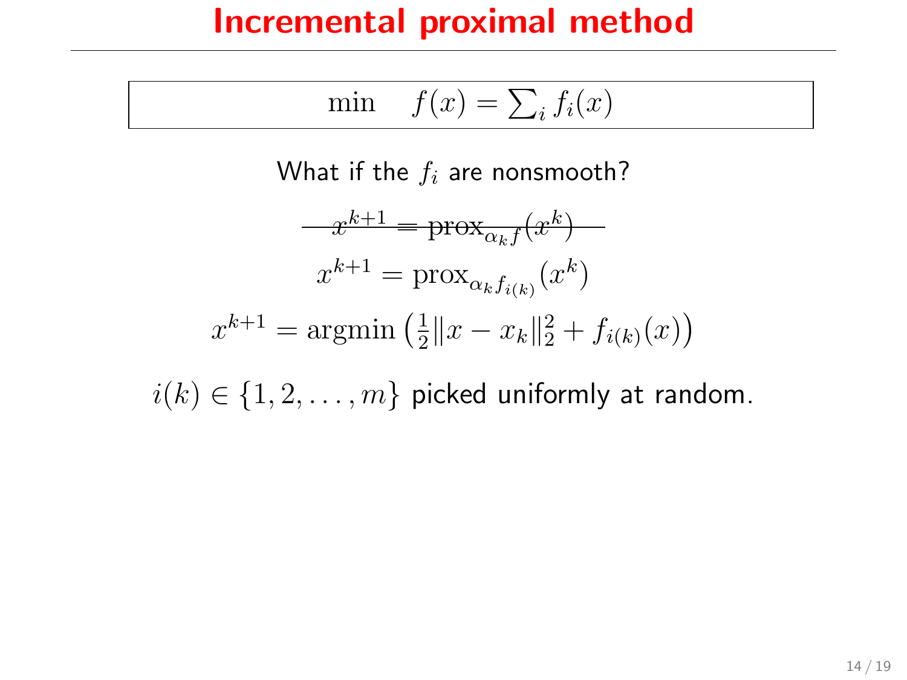# Incremental proximal method

$$\min \quad f(x) = \sum_i f_i(x)$$

What if the $f_i$ are nonsmooth?

$$\sout{x^{k+1} = \text{prox}_{\alpha_k f}(x^k)}$$

$$x^{k+1} = \text{prox}_{\alpha_k f_{i(k)}}(x^k)$$

$$x^{k+1} = \text{argmin}\left(\tfrac{1}{2}\|x - x_k\|_2^2 + f_{i(k)}(x)\right)$$

$i(k) \in \{1, 2, \ldots, m\}$ picked uniformly at random.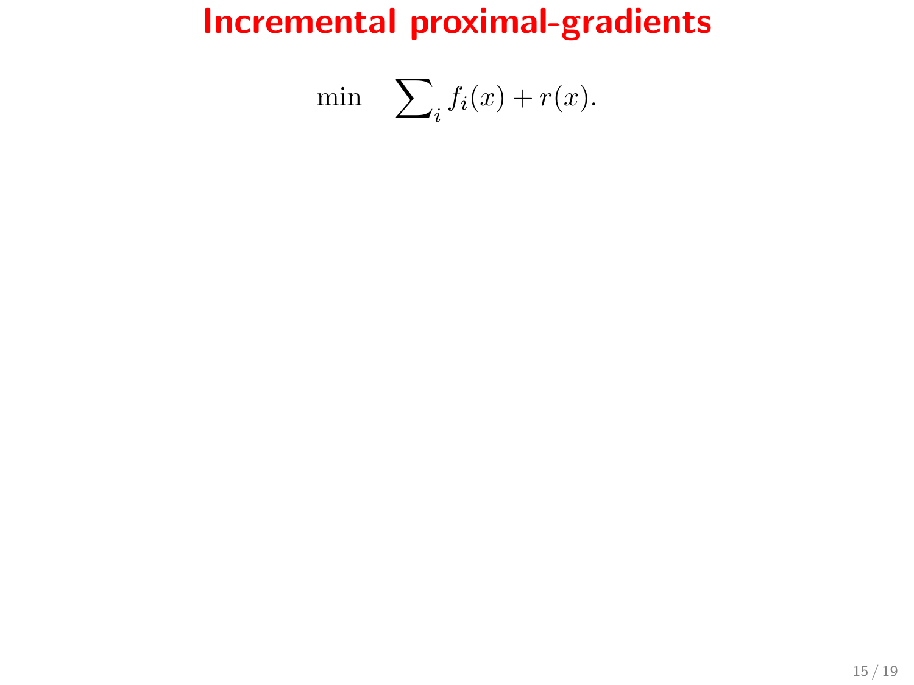# Incremental proximal-gradients

$$\min \quad \sum\nolimits_i f_i(x) + r(x).$$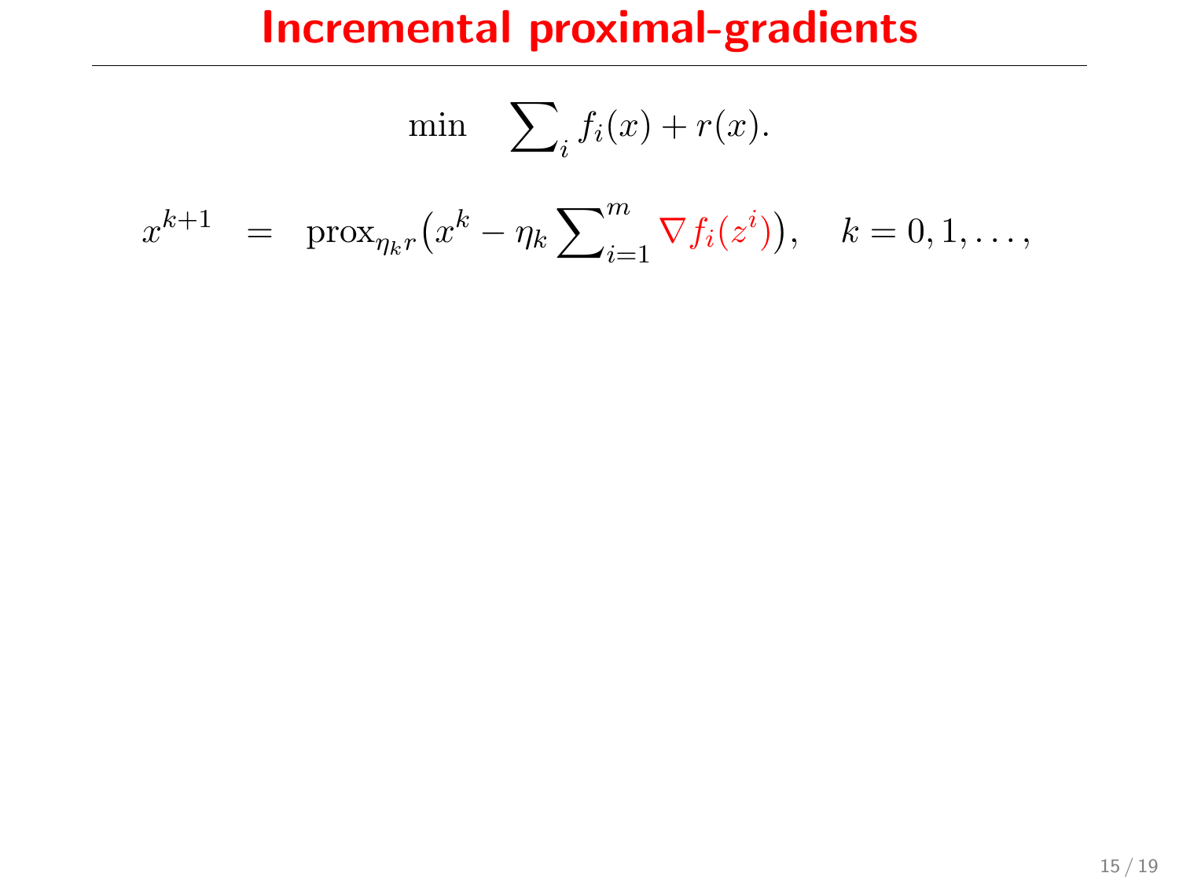# Incremental proximal-gradients

$$\min \quad \sum_i f_i(x) + r(x).$$

$$x^{k+1} \quad = \quad \mathrm{prox}_{\eta_k r}\big(x^k - \eta_k \sum_{i=1}^m \nabla f_i(z^i)\big), \quad k = 0, 1, \ldots,$$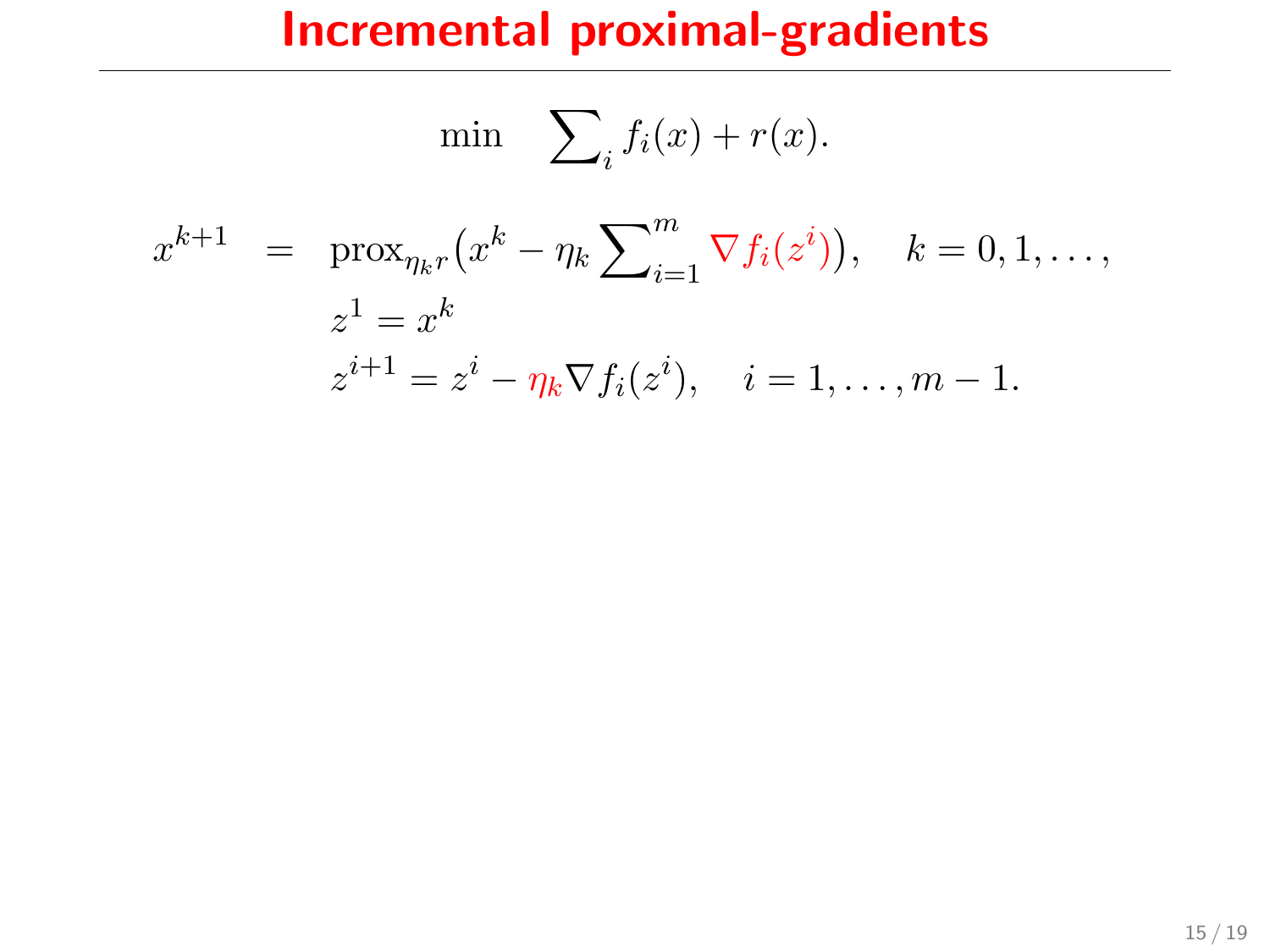# Incremental proximal-gradients

$$\min \quad \sum_i f_i(x) + r(x).$$

$$
\begin{aligned}
x^{k+1} \quad &= \quad \operatorname{prox}_{\eta_k r}\big(x^k - \eta_k \sum\nolimits_{i=1}^{m} \nabla f_i(z^i)\big), \quad k = 0, 1, \ldots, \\
& \quad\;\; z^1 = x^k \\
& \quad\;\; z^{i+1} = z^i - \eta_k \nabla f_i(z^i), \quad i = 1, \ldots, m-1.
\end{aligned}
$$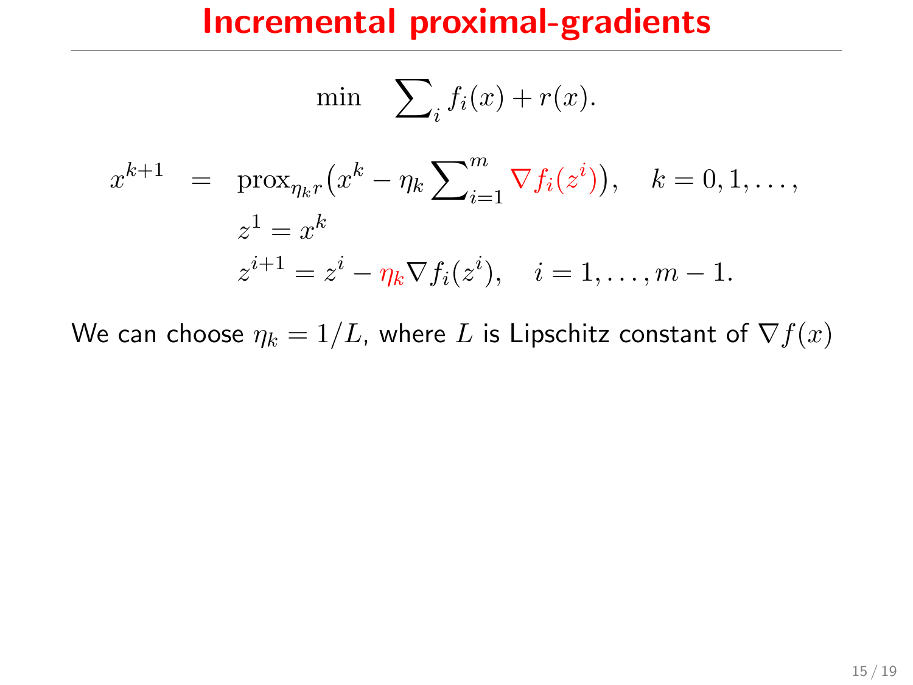# Incremental proximal-gradients

$$\min \quad \sum_i f_i(x) + r(x).$$

$$
\begin{aligned}
x^{k+1} \quad = \quad & \operatorname{prox}_{\eta_k r}\big(x^k - \eta_k \sum_{i=1}^{m} \nabla f_i(z^i)\big), \quad k = 0, 1, \ldots, \\
& z^1 = x^k \\
& z^{i+1} = z^i - \eta_k \nabla f_i(z^i), \quad i = 1, \ldots, m-1.
\end{aligned}
$$

We can choose $\eta_k = 1/L$, where $L$ is Lipschitz constant of $\nabla f(x)$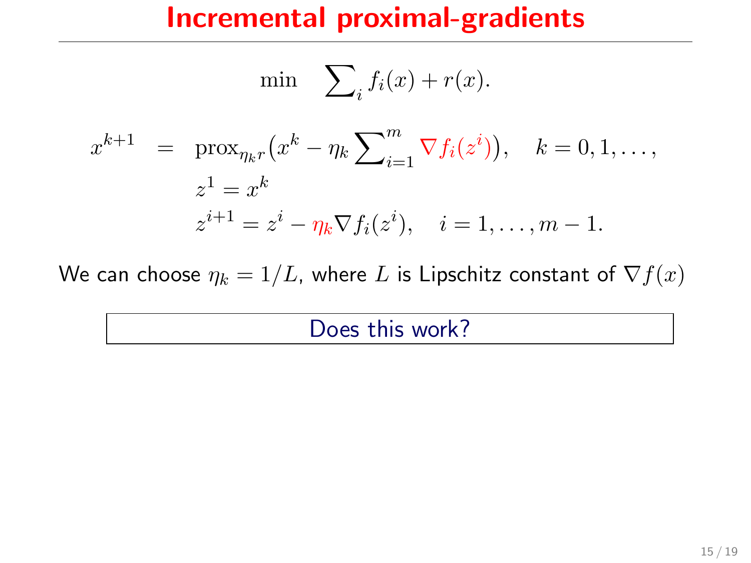# Incremental proximal-gradients

$$\min \quad \sum_i f_i(x) + r(x).$$

$$
\begin{aligned}
x^{k+1} \quad &= \quad \operatorname{prox}_{\eta_k r}\big(x^k - \eta_k \sum_{i=1}^m \nabla f_i(z^i)\big), \quad k = 0, 1, \ldots, \\
&\quad\;\; z^1 = x^k \\
&\quad\;\; z^{i+1} = z^i - \eta_k \nabla f_i(z^i), \quad i = 1, \ldots, m-1.
\end{aligned}
$$

We can choose $\eta_k = 1/L$, where $L$ is Lipschitz constant of $\nabla f(x)$

Does this work?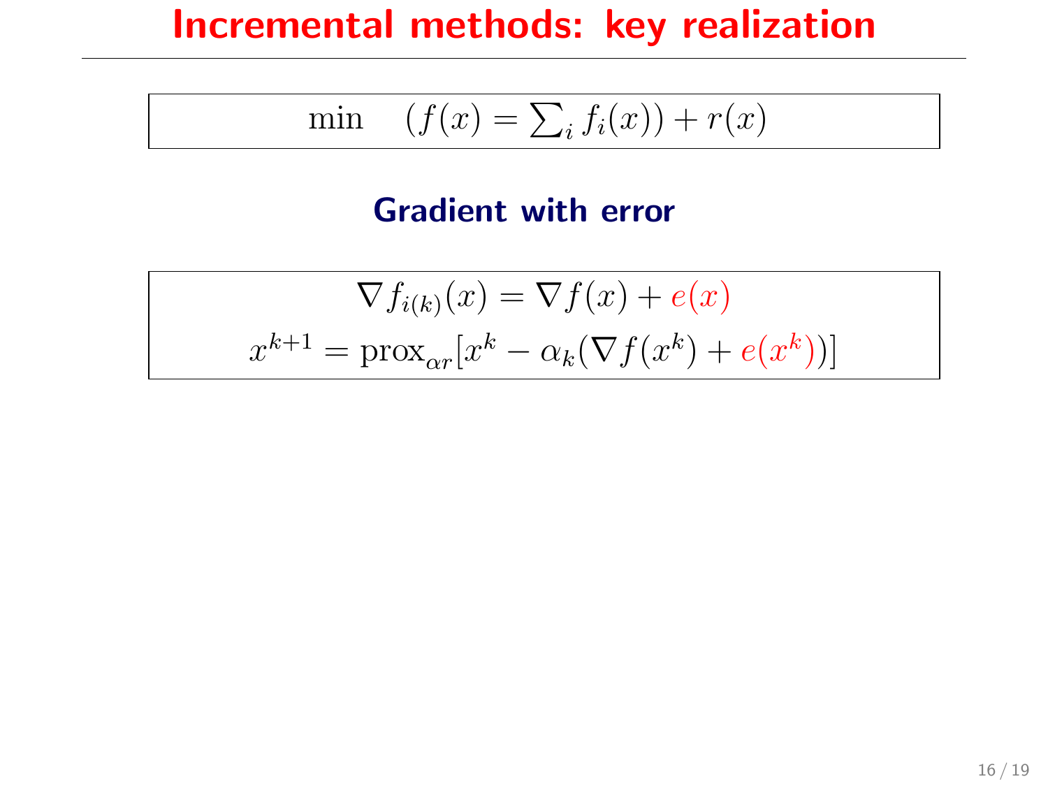# Incremental methods: key realization

$$\min \quad \left(f(x) = \sum_i f_i(x)\right) + r(x)$$

## Gradient with error

$$\nabla f_{i(k)}(x) = \nabla f(x) + e(x)$$

$$x^{k+1} = \text{prox}_{\alpha r}[x^k - \alpha_k(\nabla f(x^k) + e(x^k))]$$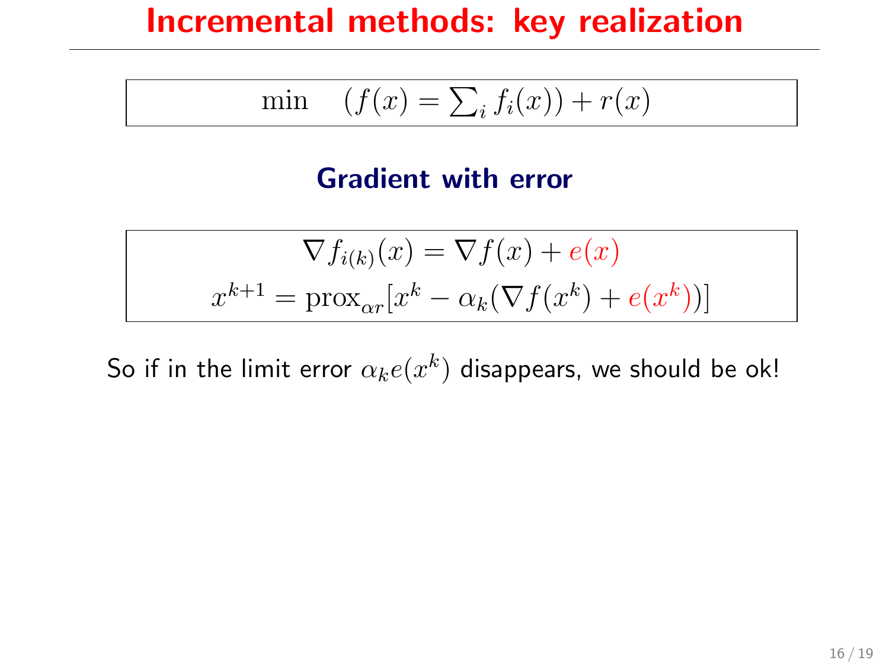# Incremental methods: key realization

$$\min \quad (f(x) = \textstyle\sum_i f_i(x)) + r(x)$$

### Gradient with error

$$\nabla f_{i(k)}(x) = \nabla f(x) + e(x)$$
$$x^{k+1} = \operatorname{prox}_{\alpha r}[x^k - \alpha_k(\nabla f(x^k) + e(x^k))]$$

So if in the limit error $\alpha_k e(x^k)$ disappears, we should be ok!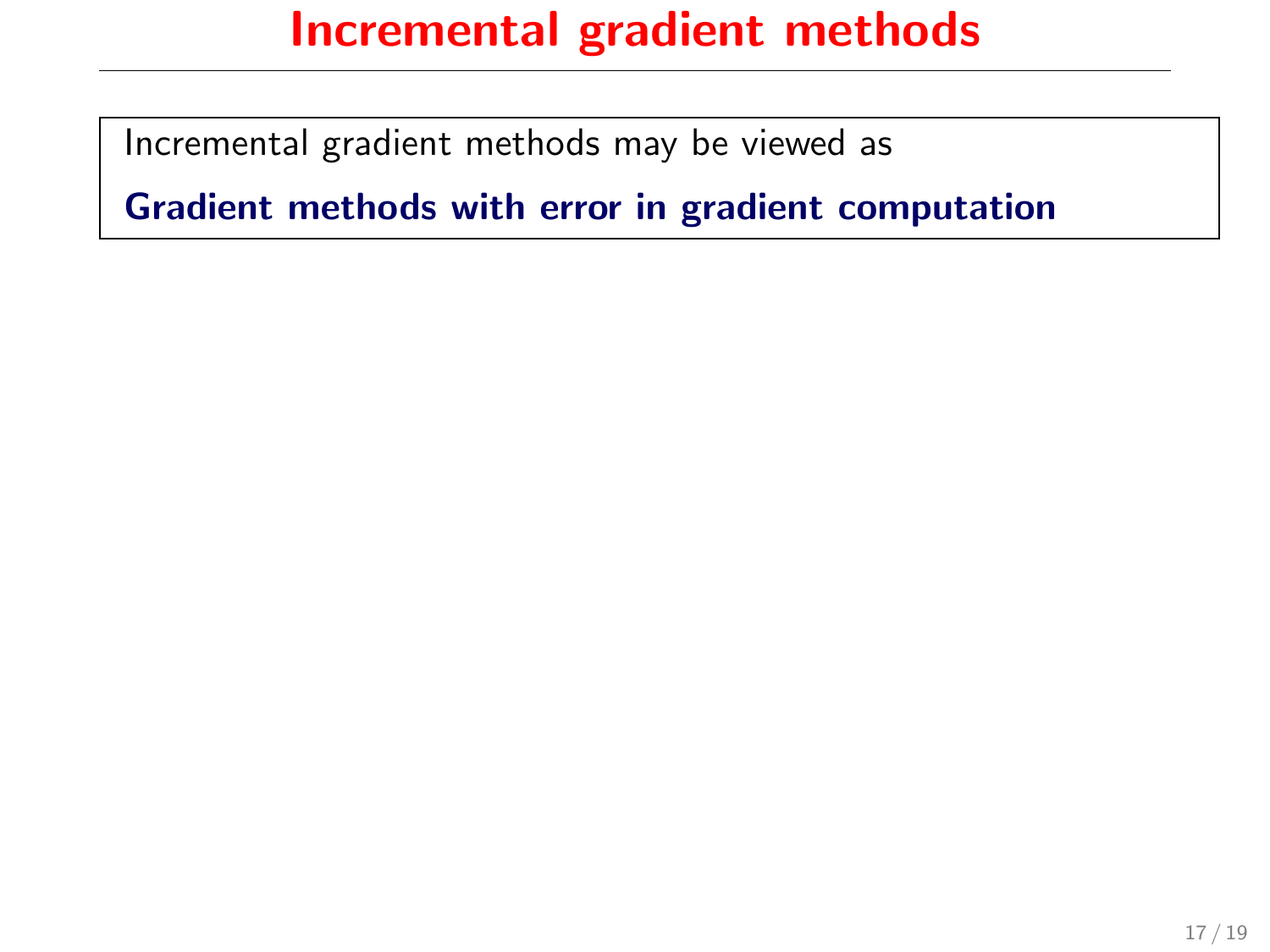# Incremental gradient methods

Incremental gradient methods may be viewed as

**Gradient methods with error in gradient computation**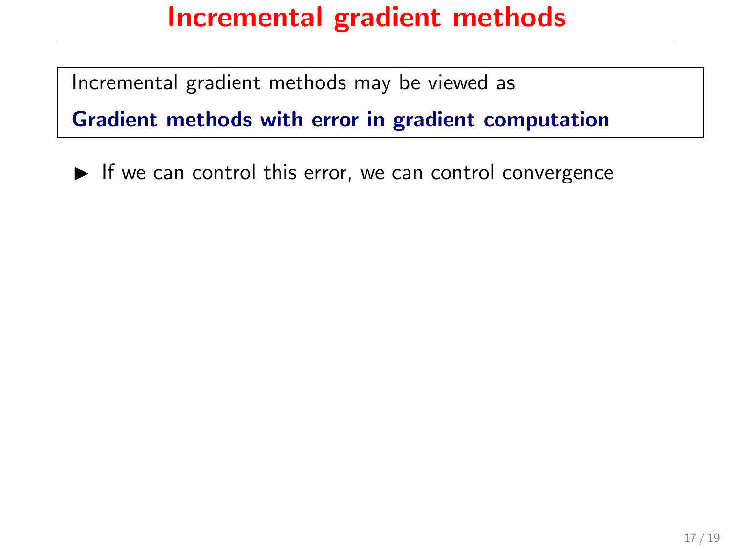# Incremental gradient methods

Incremental gradient methods may be viewed as

**Gradient methods with error in gradient computation**

- If we can control this error, we can control convergence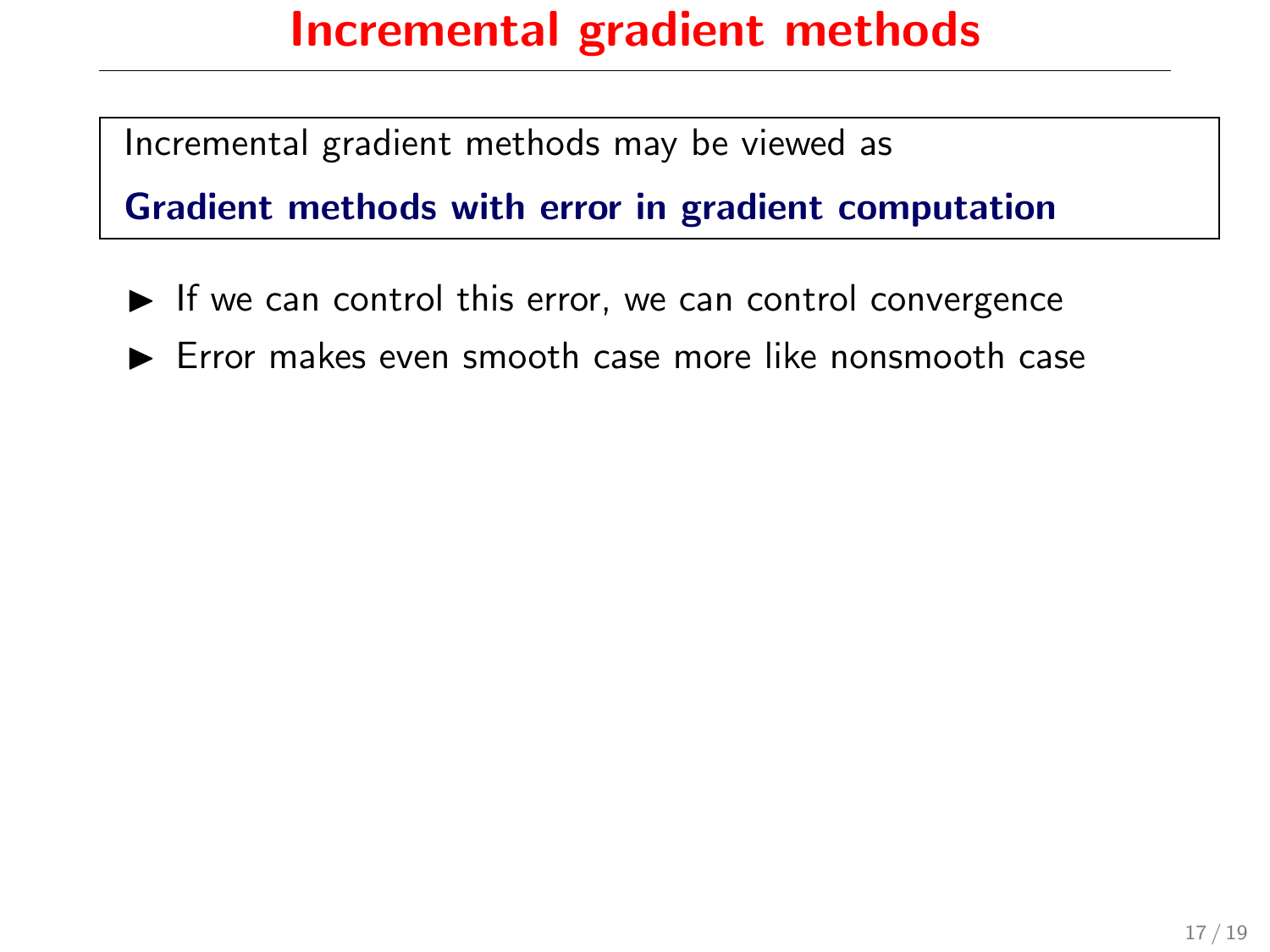# Incremental gradient methods

Incremental gradient methods may be viewed as

**Gradient methods with error in gradient computation**

- If we can control this error, we can control convergence
- Error makes even smooth case more like nonsmooth case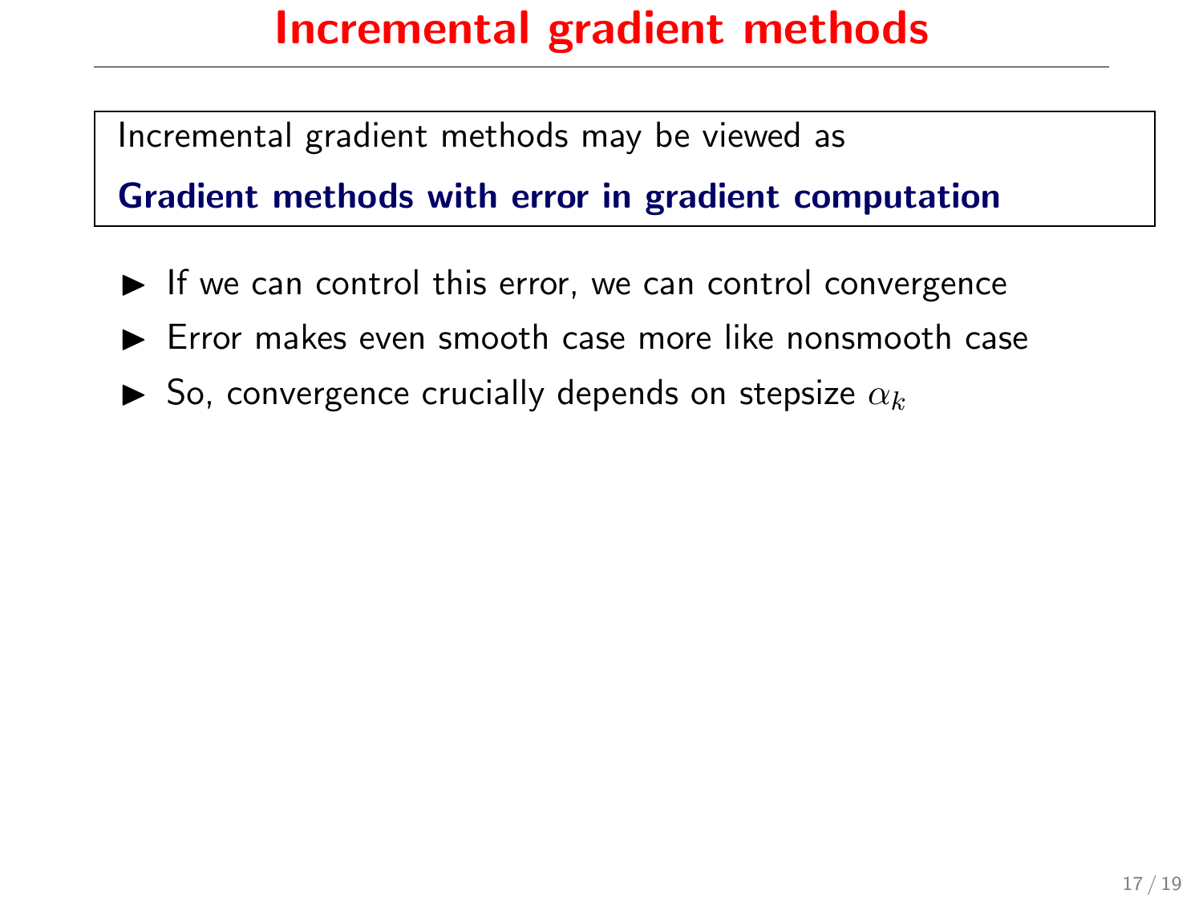# Incremental gradient methods

Incremental gradient methods may be viewed as

**Gradient methods with error in gradient computation**

- If we can control this error, we can control convergence
- Error makes even smooth case more like nonsmooth case
- So, convergence crucially depends on stepsize $\alpha_k$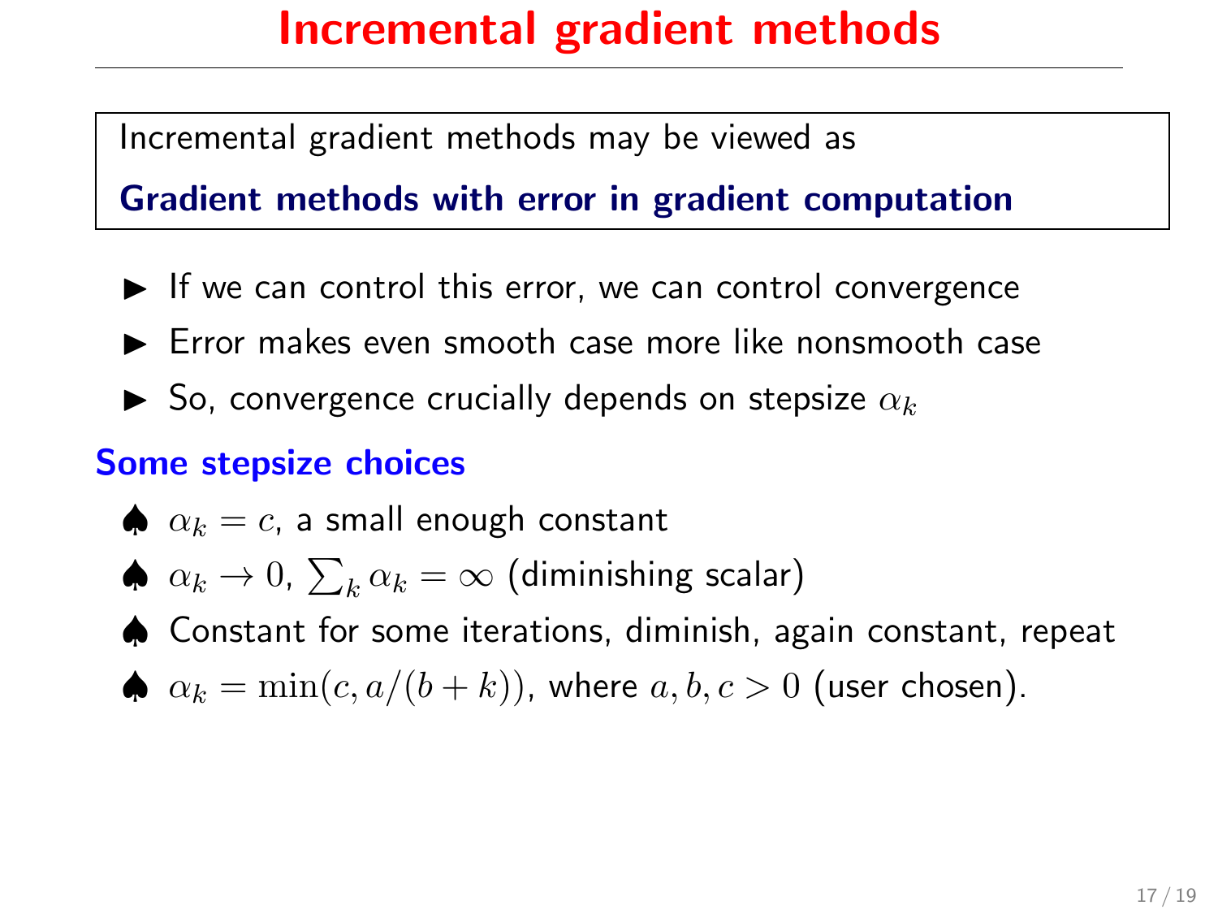# Incremental gradient methods

Incremental gradient methods may be viewed as

**Gradient methods with error in gradient computation**

- If we can control this error, we can control convergence
- Error makes even smooth case more like nonsmooth case
- So, convergence crucially depends on stepsize $\alpha_k$

## Some stepsize choices

- ♠ $\alpha_k = c$, a small enough constant
- ♠ $\alpha_k \to 0$, $\sum_k \alpha_k = \infty$ (diminishing scalar)
- ♠ Constant for some iterations, diminish, again constant, repeat
- ♠ $\alpha_k = \min(c, a/(b+k))$, where $a, b, c > 0$ (user chosen).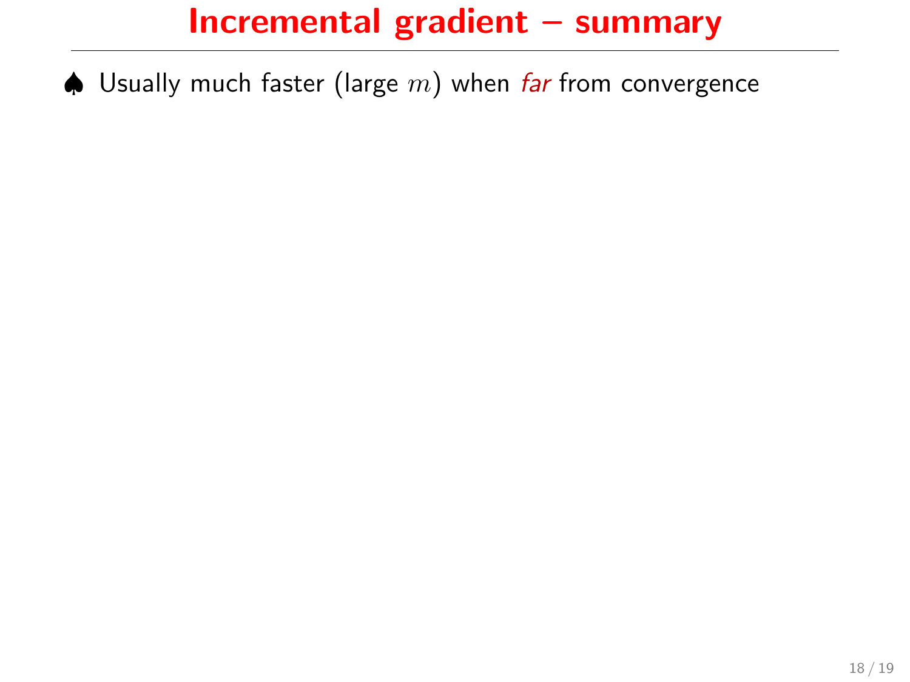# Incremental gradient – summary

♠ Usually much faster (large $m$) when *far* from convergence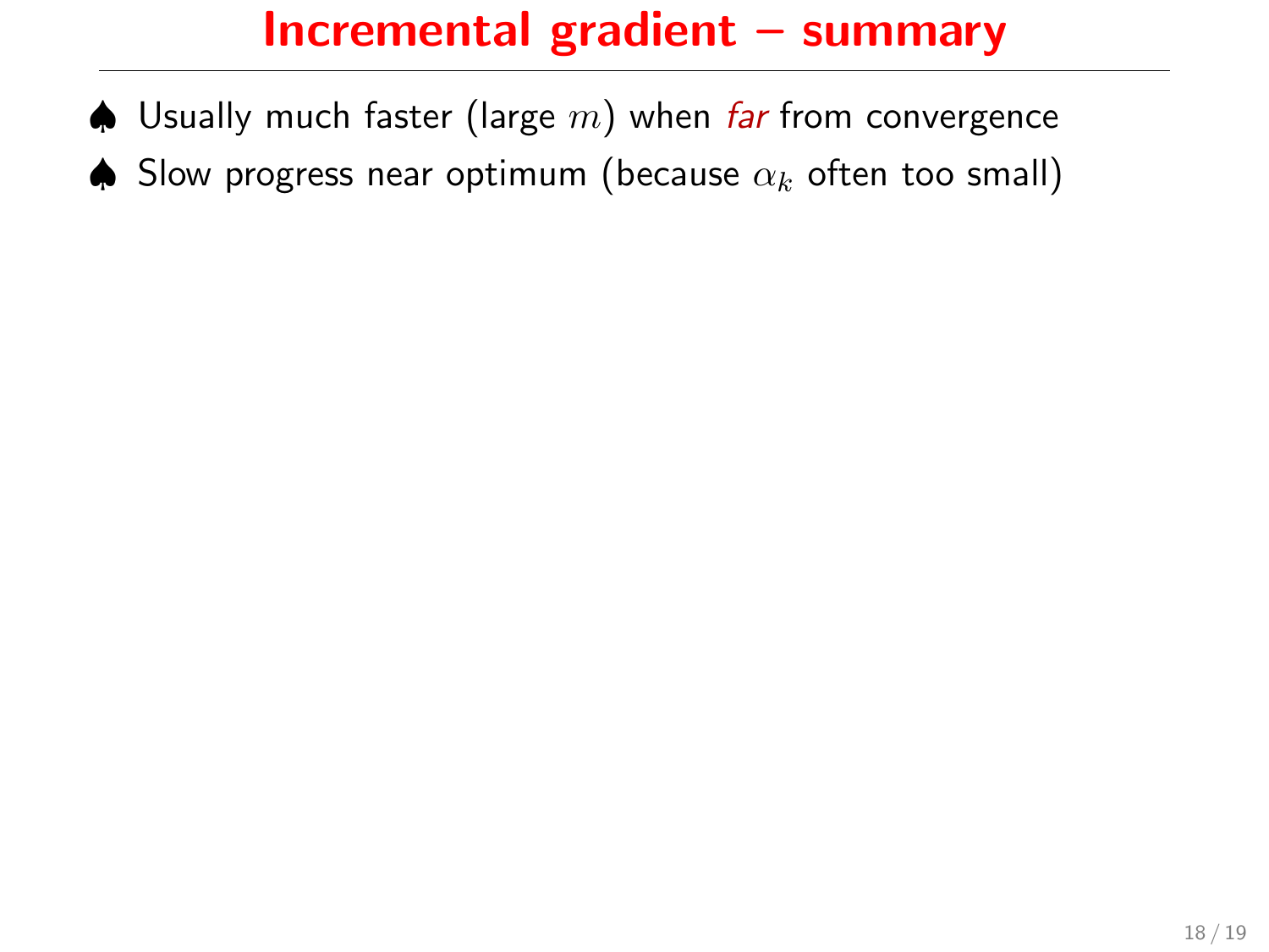# Incremental gradient – summary

♠ Usually much faster (large $m$) when *far* from convergence

♠ Slow progress near optimum (because $\alpha_k$ often too small)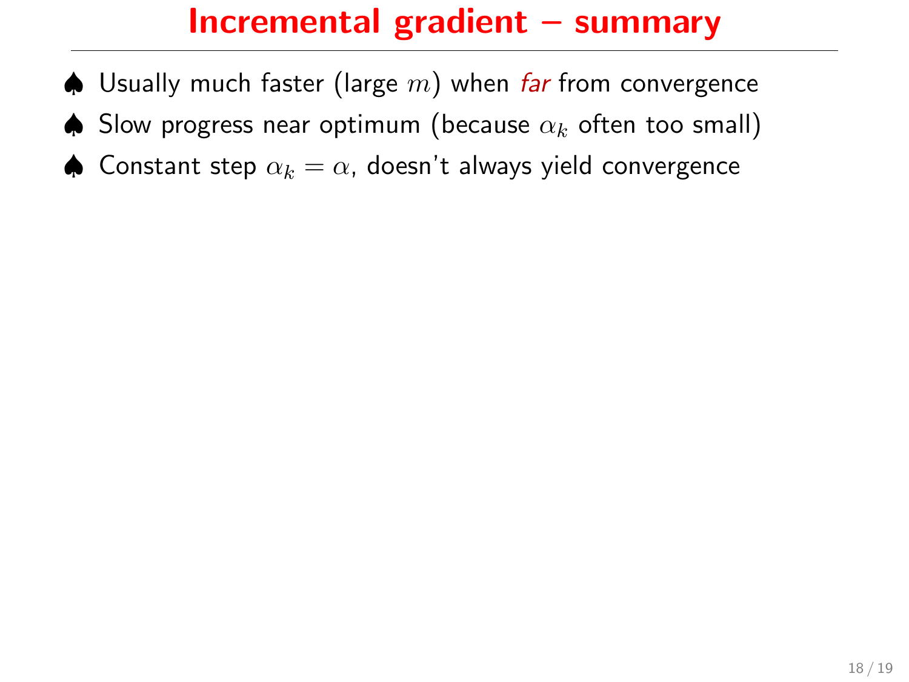# Incremental gradient – summary

- ♠ Usually much faster (large $m$) when *far* from convergence
- ♠ Slow progress near optimum (because $\alpha_k$ often too small)
- ♠ Constant step $\alpha_k = \alpha$, doesn't always yield convergence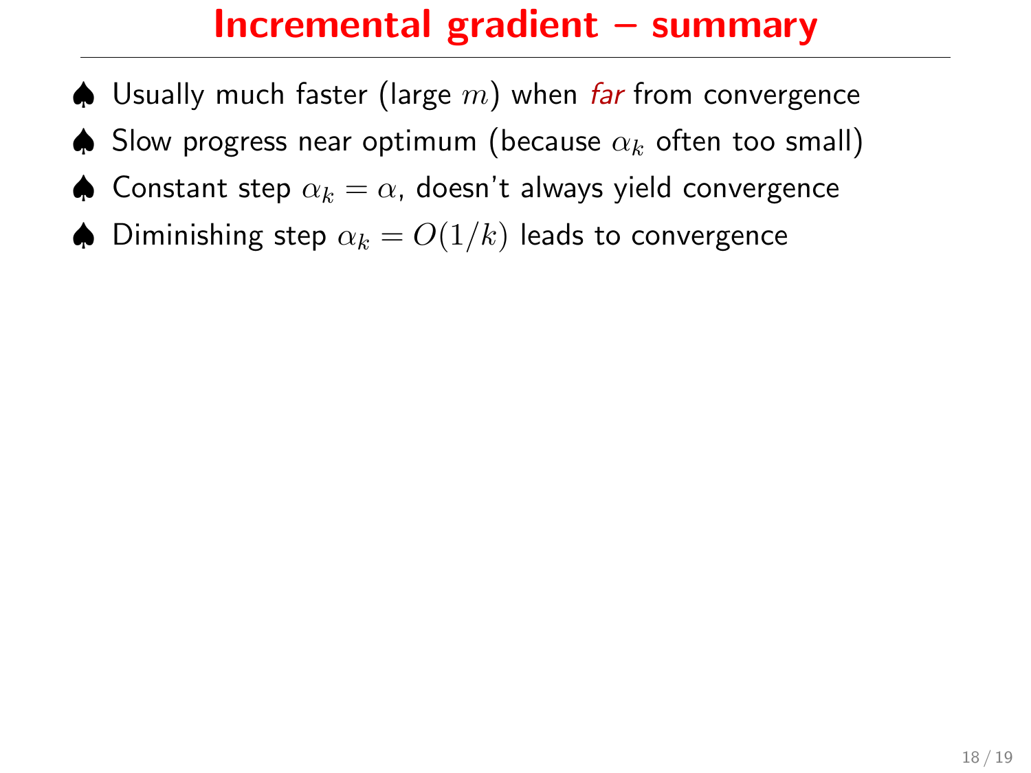# Incremental gradient – summary

- Usually much faster (large $m$) when *far* from convergence
- Slow progress near optimum (because $\alpha_k$ often too small)
- Constant step $\alpha_k = \alpha$, doesn't always yield convergence
- Diminishing step $\alpha_k = O(1/k)$ leads to convergence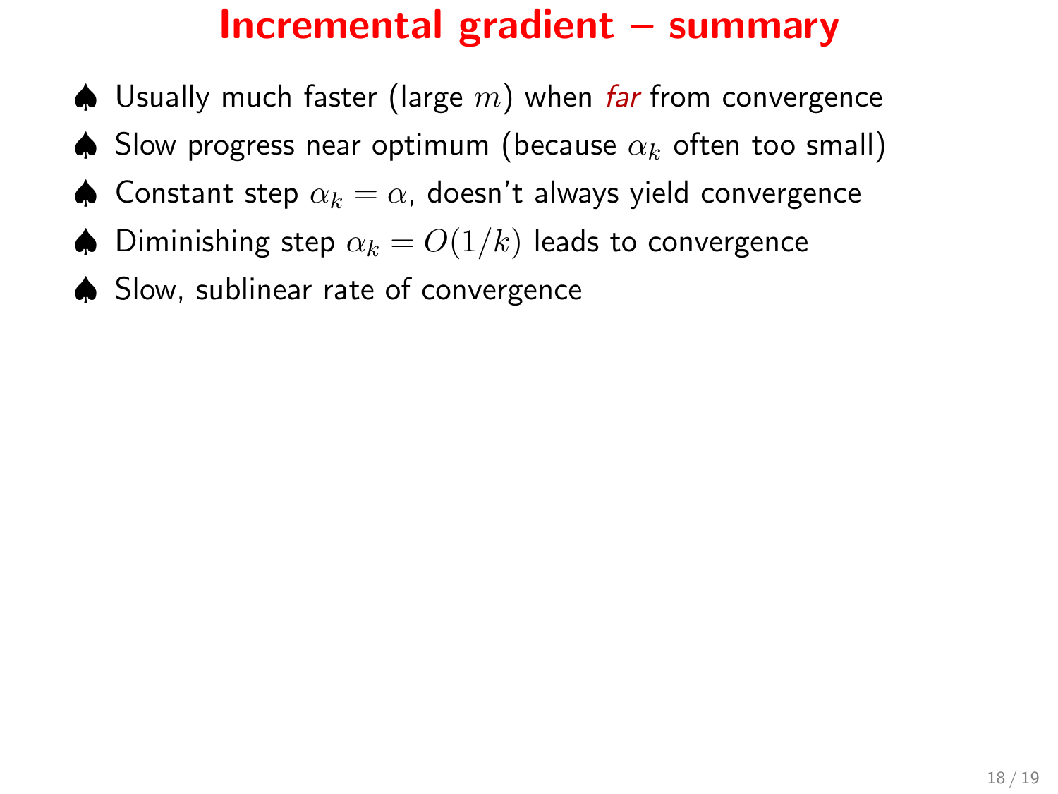# Incremental gradient – summary

- ♠ Usually much faster (large $m$) when *far* from convergence
- ♠ Slow progress near optimum (because $\alpha_k$ often too small)
- ♠ Constant step $\alpha_k = \alpha$, doesn't always yield convergence
- ♠ Diminishing step $\alpha_k = O(1/k)$ leads to convergence
- ♠ Slow, sublinear rate of convergence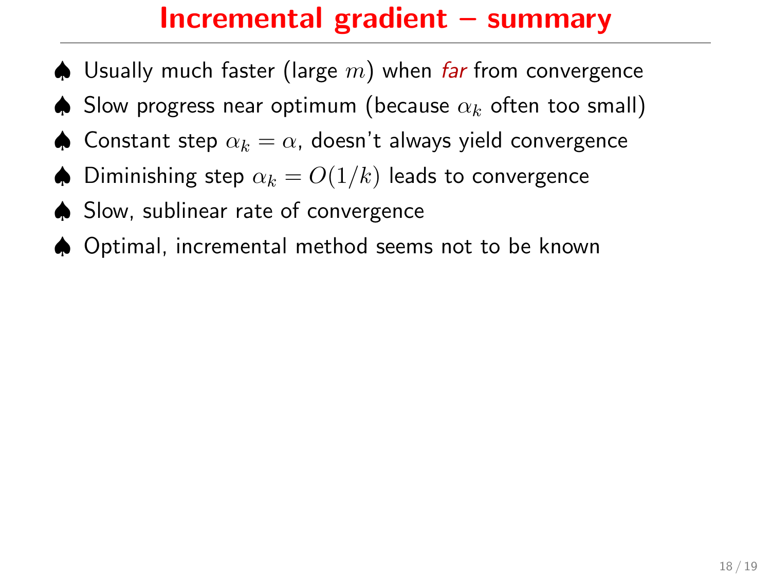# Incremental gradient – summary

- ♠ Usually much faster (large $m$) when *far* from convergence
- ♠ Slow progress near optimum (because $\alpha_k$ often too small)
- ♠ Constant step $\alpha_k = \alpha$, doesn't always yield convergence
- ♠ Diminishing step $\alpha_k = O(1/k)$ leads to convergence
- ♠ Slow, sublinear rate of convergence
- ♠ Optimal, incremental method seems not to be known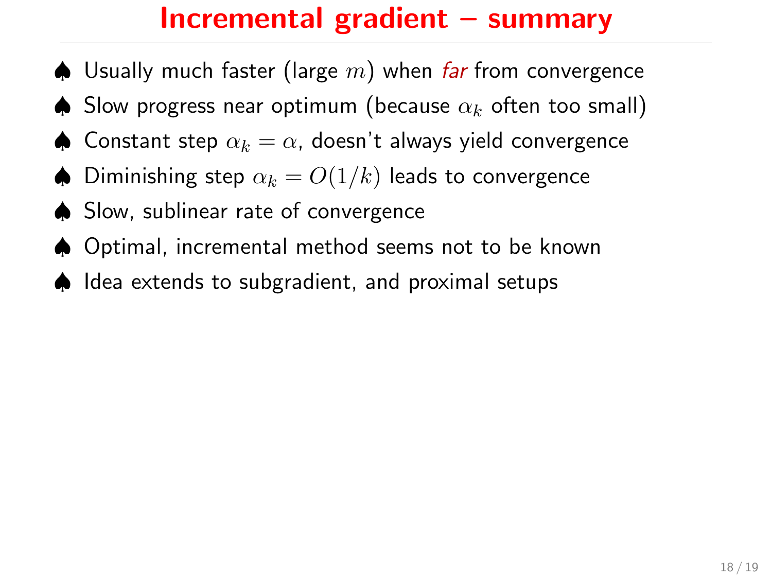# Incremental gradient – summary

- ♠ Usually much faster (large $m$) when *far* from convergence
- ♠ Slow progress near optimum (because $\alpha_k$ often too small)
- ♠ Constant step $\alpha_k = \alpha$, doesn't always yield convergence
- ♠ Diminishing step $\alpha_k = O(1/k)$ leads to convergence
- ♠ Slow, sublinear rate of convergence
- ♠ Optimal, incremental method seems not to be known
- ♠ Idea extends to subgradient, and proximal setups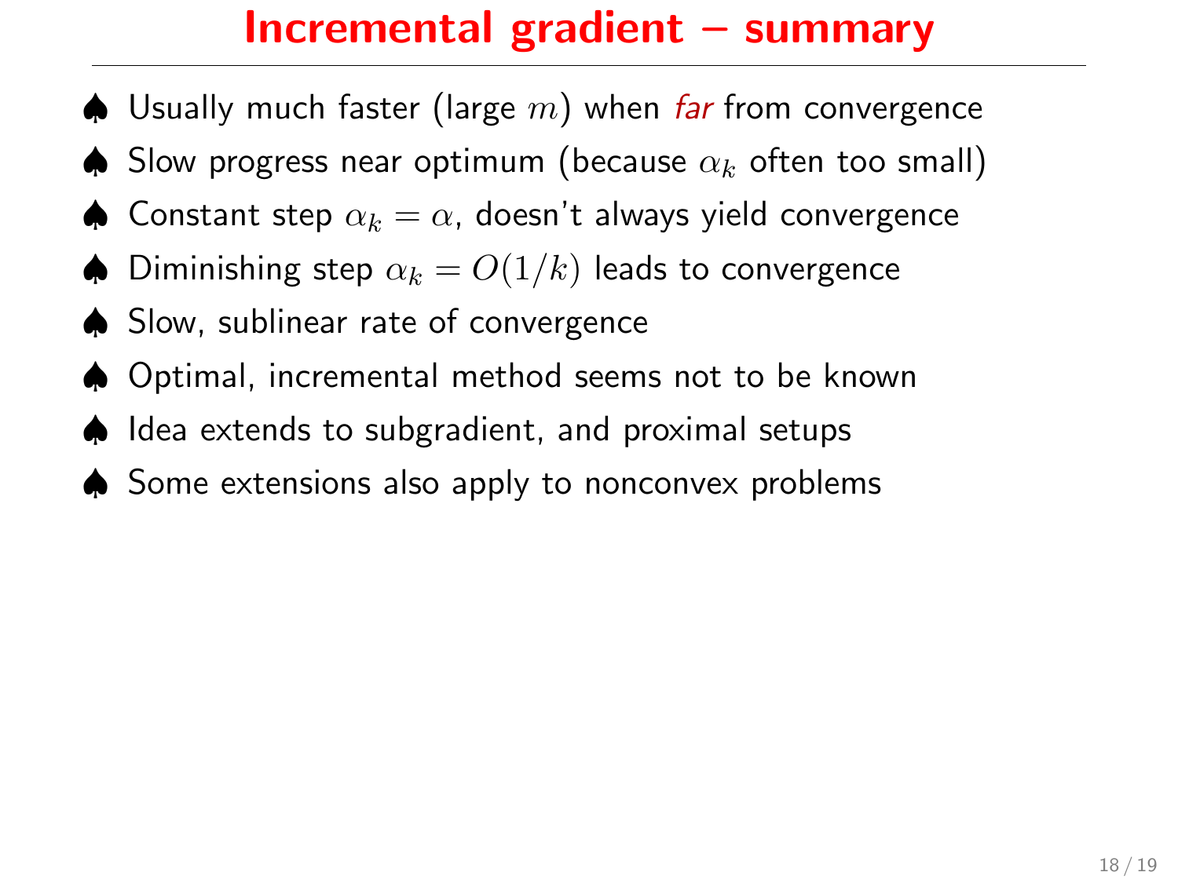# Incremental gradient – summary

- ♠ Usually much faster (large $m$) when *far* from convergence
- ♠ Slow progress near optimum (because $\alpha_k$ often too small)
- ♠ Constant step $\alpha_k = \alpha$, doesn't always yield convergence
- ♠ Diminishing step $\alpha_k = O(1/k)$ leads to convergence
- ♠ Slow, sublinear rate of convergence
- ♠ Optimal, incremental method seems not to be known
- ♠ Idea extends to subgradient, and proximal setups
- ♠ Some extensions also apply to nonconvex problems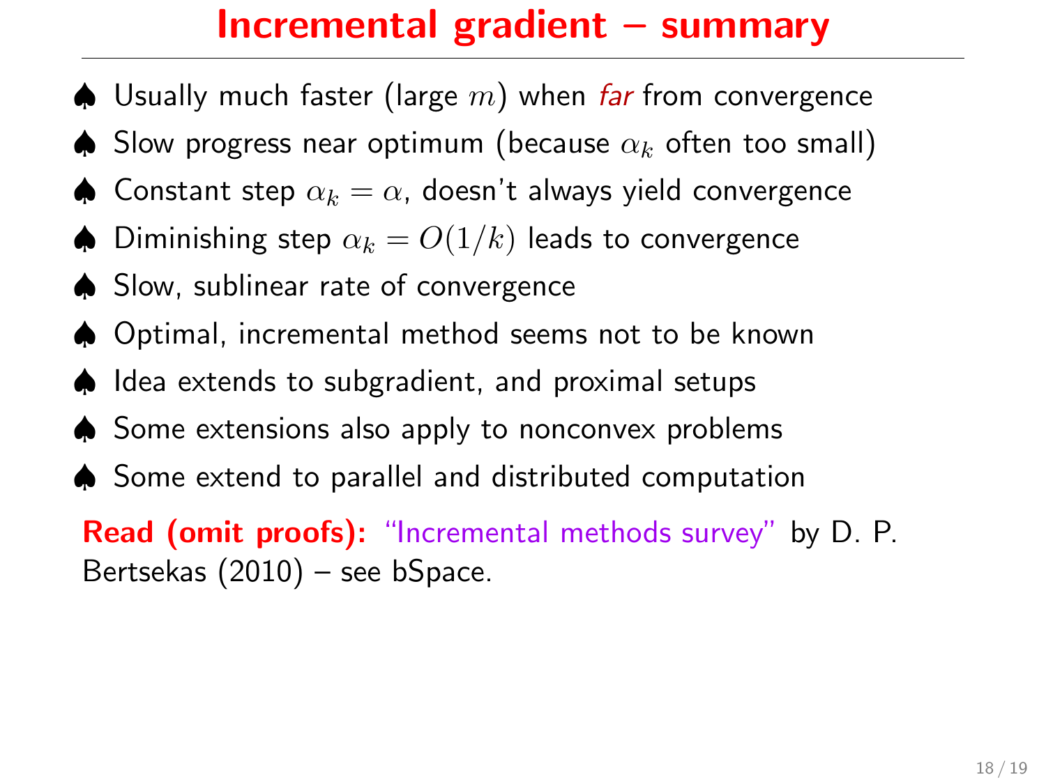# Incremental gradient – summary

- ♠ Usually much faster (large $m$) when *far* from convergence
- ♠ Slow progress near optimum (because $\alpha_k$ often too small)
- ♠ Constant step $\alpha_k = \alpha$, doesn't always yield convergence
- ♠ Diminishing step $\alpha_k = O(1/k)$ leads to convergence
- ♠ Slow, sublinear rate of convergence
- ♠ Optimal, incremental method seems not to be known
- ♠ Idea extends to subgradient, and proximal setups
- ♠ Some extensions also apply to nonconvex problems
- ♠ Some extend to parallel and distributed computation

**Read (omit proofs):** "Incremental methods survey" by D. P. Bertsekas (2010) – see bSpace.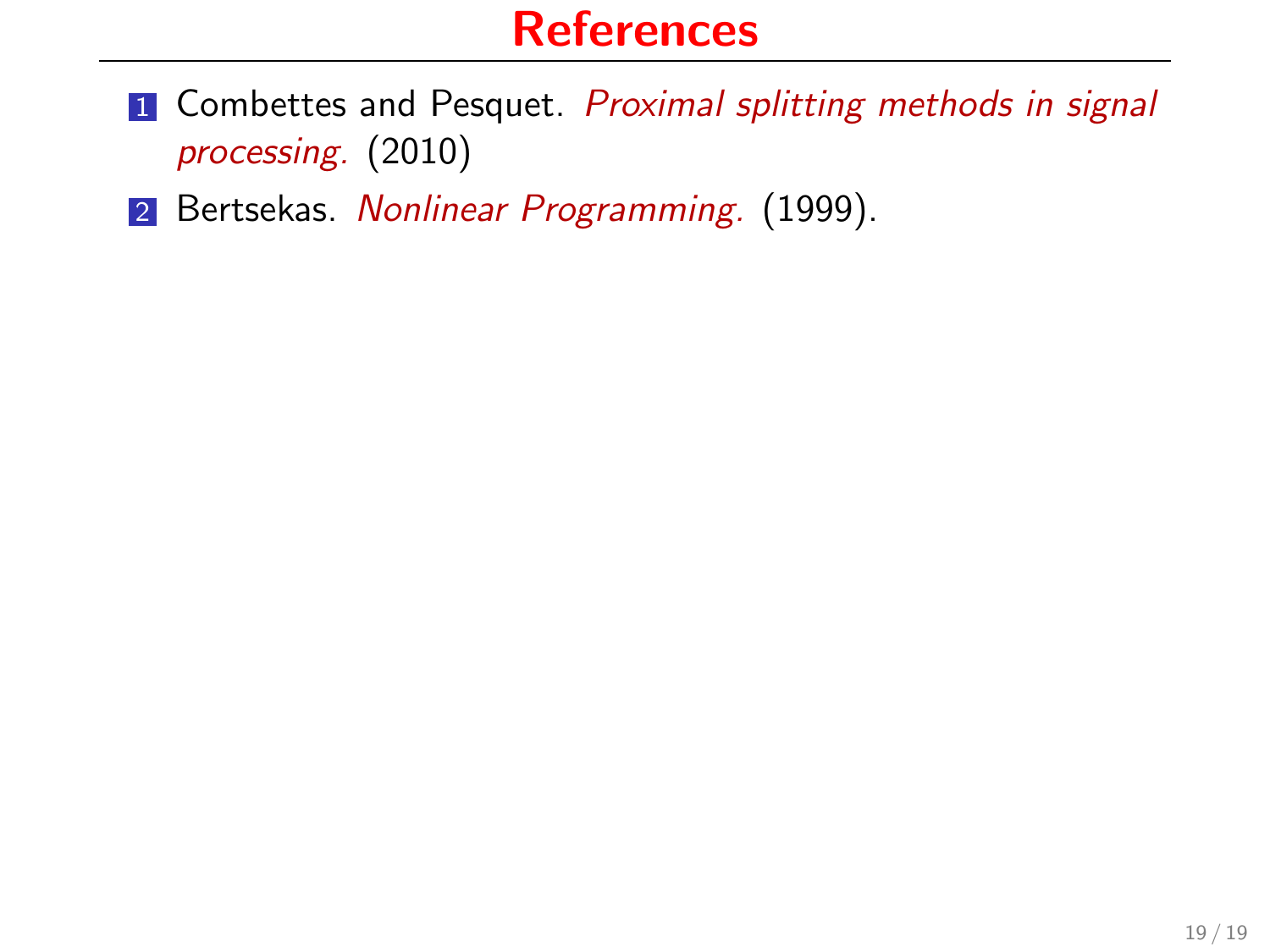# References

1. Combettes and Pesquet. *Proximal splitting methods in signal processing.* (2010)
2. Bertsekas. *Nonlinear Programming.* (1999).